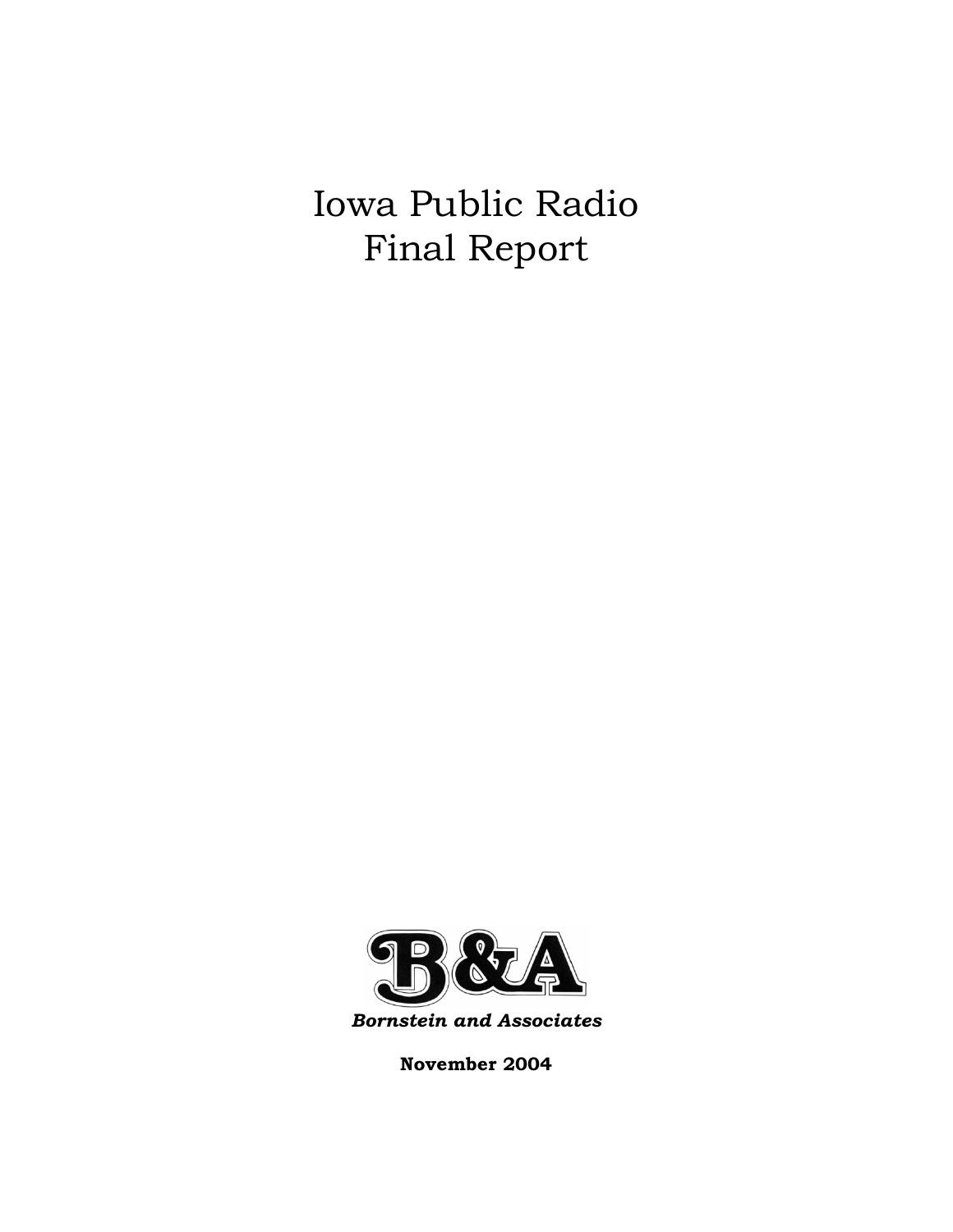# Iowa Public Radio
# Final Report

B&A

*Bornstein and Associates*

**November 2004**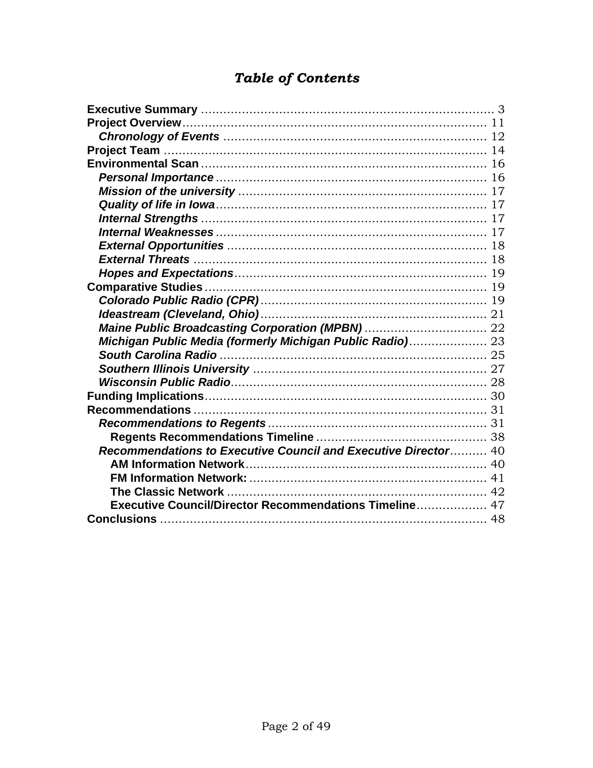# *Table of Contents*

**Executive Summary** .......... 3
**Project Overview** .......... 11
- ***Chronology of Events*** .......... 12

**Project Team** .......... 14
**Environmental Scan** .......... 16
- ***Personal Importance*** .......... 16
- ***Mission of the university*** .......... 17
- ***Quality of life in Iowa*** .......... 17
- ***Internal Strengths*** .......... 17
- ***Internal Weaknesses*** .......... 17
- ***External Opportunities*** .......... 18
- ***External Threats*** .......... 18
- ***Hopes and Expectations*** .......... 19

**Comparative Studies** .......... 19
- ***Colorado Public Radio (CPR)*** .......... 19
- ***Ideastream (Cleveland, Ohio)*** .......... 21
- ***Maine Public Broadcasting Corporation (MPBN)*** .......... 22
- ***Michigan Public Media (formerly Michigan Public Radio)*** .......... 23
- ***South Carolina Radio*** .......... 25
- ***Southern Illinois University*** .......... 27
- ***Wisconsin Public Radio*** .......... 28

**Funding Implications** .......... 30
**Recommendations** .......... 31
- ***Recommendations to Regents*** .......... 31
  - **Regents Recommendations Timeline** .......... 38
- ***Recommendations to Executive Council and Executive Director*** .......... 40
  - **AM Information Network** .......... 40
  - **FM Information Network:** .......... 41
  - **The Classic Network** .......... 42
  - **Executive Council/Director Recommendations Timeline** .......... 47

**Conclusions** .......... 48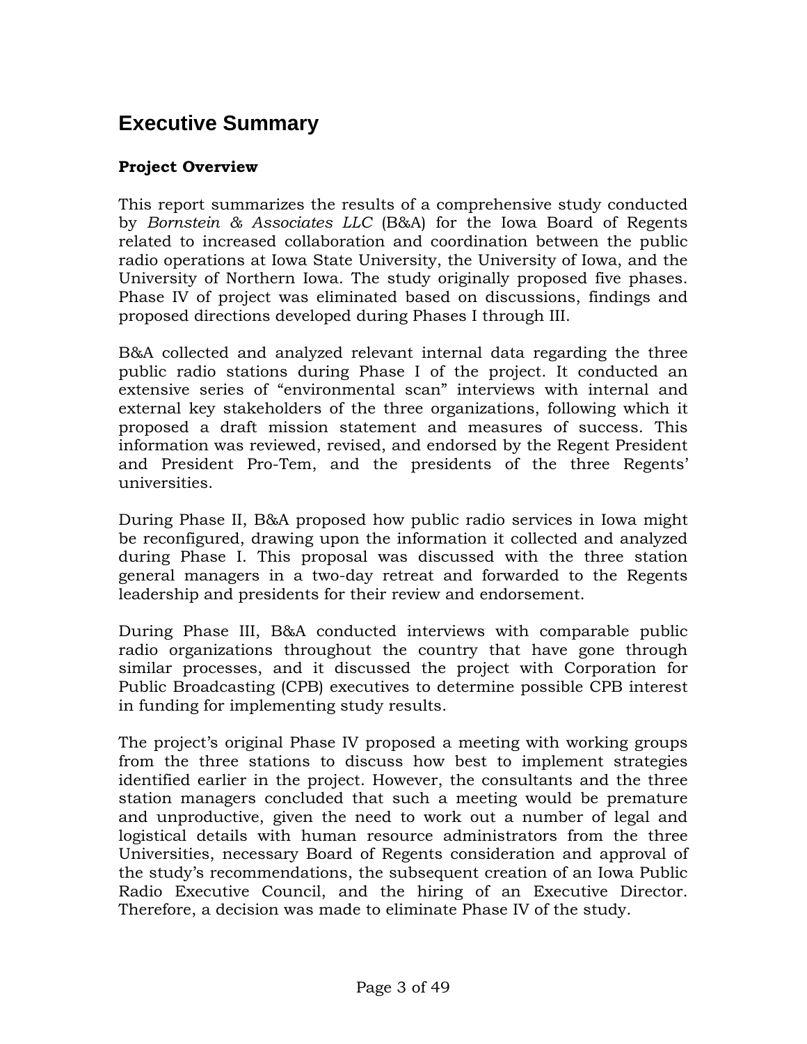# Executive Summary

**Project Overview**

This report summarizes the results of a comprehensive study conducted by *Bornstein & Associates LLC* (B&A) for the Iowa Board of Regents related to increased collaboration and coordination between the public radio operations at Iowa State University, the University of Iowa, and the University of Northern Iowa. The study originally proposed five phases. Phase IV of project was eliminated based on discussions, findings and proposed directions developed during Phases I through III.

B&A collected and analyzed relevant internal data regarding the three public radio stations during Phase I of the project. It conducted an extensive series of "environmental scan" interviews with internal and external key stakeholders of the three organizations, following which it proposed a draft mission statement and measures of success. This information was reviewed, revised, and endorsed by the Regent President and President Pro-Tem, and the presidents of the three Regents' universities.

During Phase II, B&A proposed how public radio services in Iowa might be reconfigured, drawing upon the information it collected and analyzed during Phase I. This proposal was discussed with the three station general managers in a two-day retreat and forwarded to the Regents leadership and presidents for their review and endorsement.

During Phase III, B&A conducted interviews with comparable public radio organizations throughout the country that have gone through similar processes, and it discussed the project with Corporation for Public Broadcasting (CPB) executives to determine possible CPB interest in funding for implementing study results.

The project's original Phase IV proposed a meeting with working groups from the three stations to discuss how best to implement strategies identified earlier in the project. However, the consultants and the three station managers concluded that such a meeting would be premature and unproductive, given the need to work out a number of legal and logistical details with human resource administrators from the three Universities, necessary Board of Regents consideration and approval of the study's recommendations, the subsequent creation of an Iowa Public Radio Executive Council, and the hiring of an Executive Director. Therefore, a decision was made to eliminate Phase IV of the study.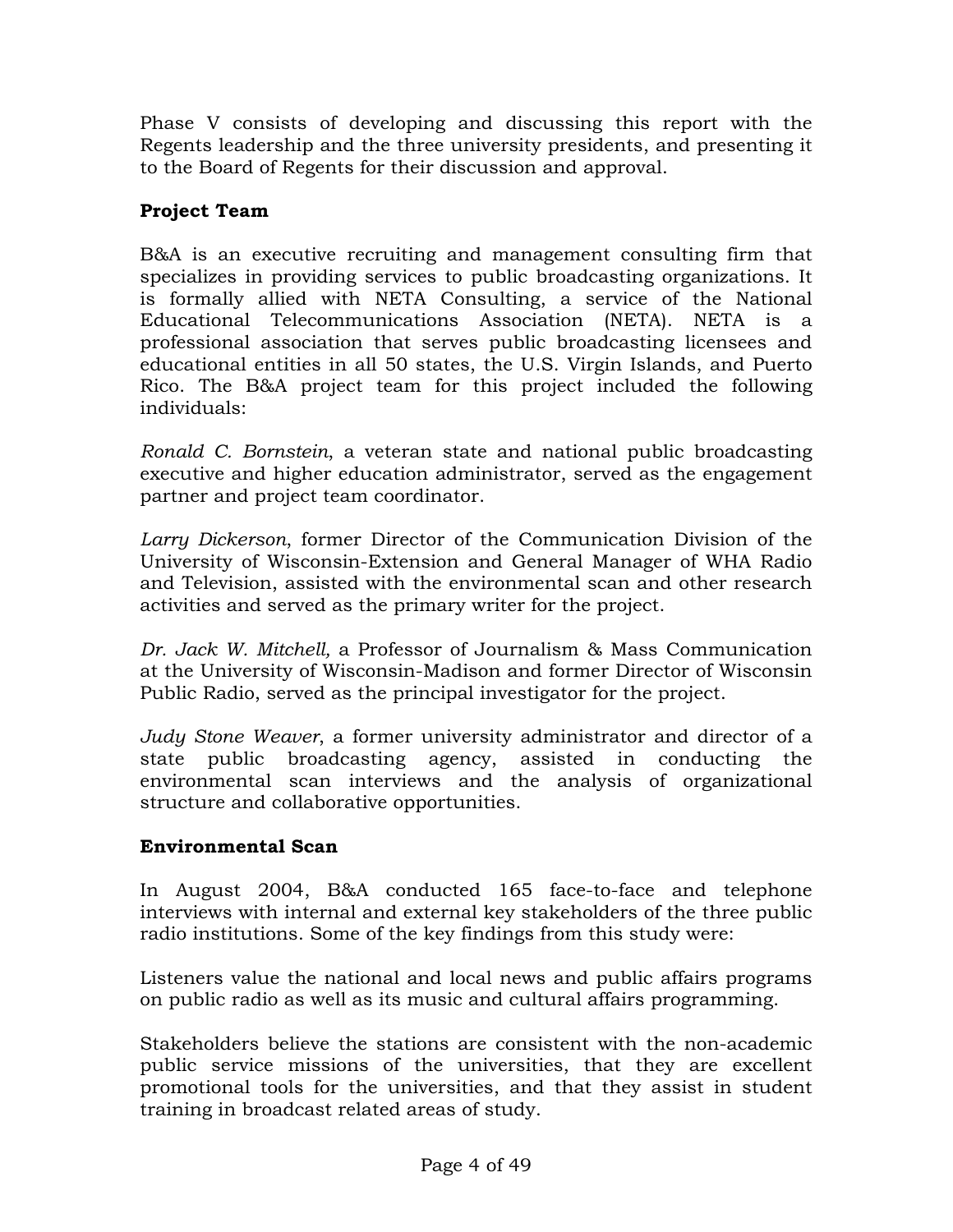Phase V consists of developing and discussing this report with the Regents leadership and the three university presidents, and presenting it to the Board of Regents for their discussion and approval.

**Project Team**

B&A is an executive recruiting and management consulting firm that specializes in providing services to public broadcasting organizations. It is formally allied with NETA Consulting, a service of the National Educational Telecommunications Association (NETA). NETA is a professional association that serves public broadcasting licensees and educational entities in all 50 states, the U.S. Virgin Islands, and Puerto Rico. The B&A project team for this project included the following individuals:

*Ronald C. Bornstein*, a veteran state and national public broadcasting executive and higher education administrator, served as the engagement partner and project team coordinator.

*Larry Dickerson*, former Director of the Communication Division of the University of Wisconsin-Extension and General Manager of WHA Radio and Television, assisted with the environmental scan and other research activities and served as the primary writer for the project.

*Dr. Jack W. Mitchell,* a Professor of Journalism & Mass Communication at the University of Wisconsin-Madison and former Director of Wisconsin Public Radio, served as the principal investigator for the project.

*Judy Stone Weaver*, a former university administrator and director of a state public broadcasting agency, assisted in conducting the environmental scan interviews and the analysis of organizational structure and collaborative opportunities.

**Environmental Scan**

In August 2004, B&A conducted 165 face-to-face and telephone interviews with internal and external key stakeholders of the three public radio institutions. Some of the key findings from this study were:

Listeners value the national and local news and public affairs programs on public radio as well as its music and cultural affairs programming.

Stakeholders believe the stations are consistent with the non-academic public service missions of the universities, that they are excellent promotional tools for the universities, and that they assist in student training in broadcast related areas of study.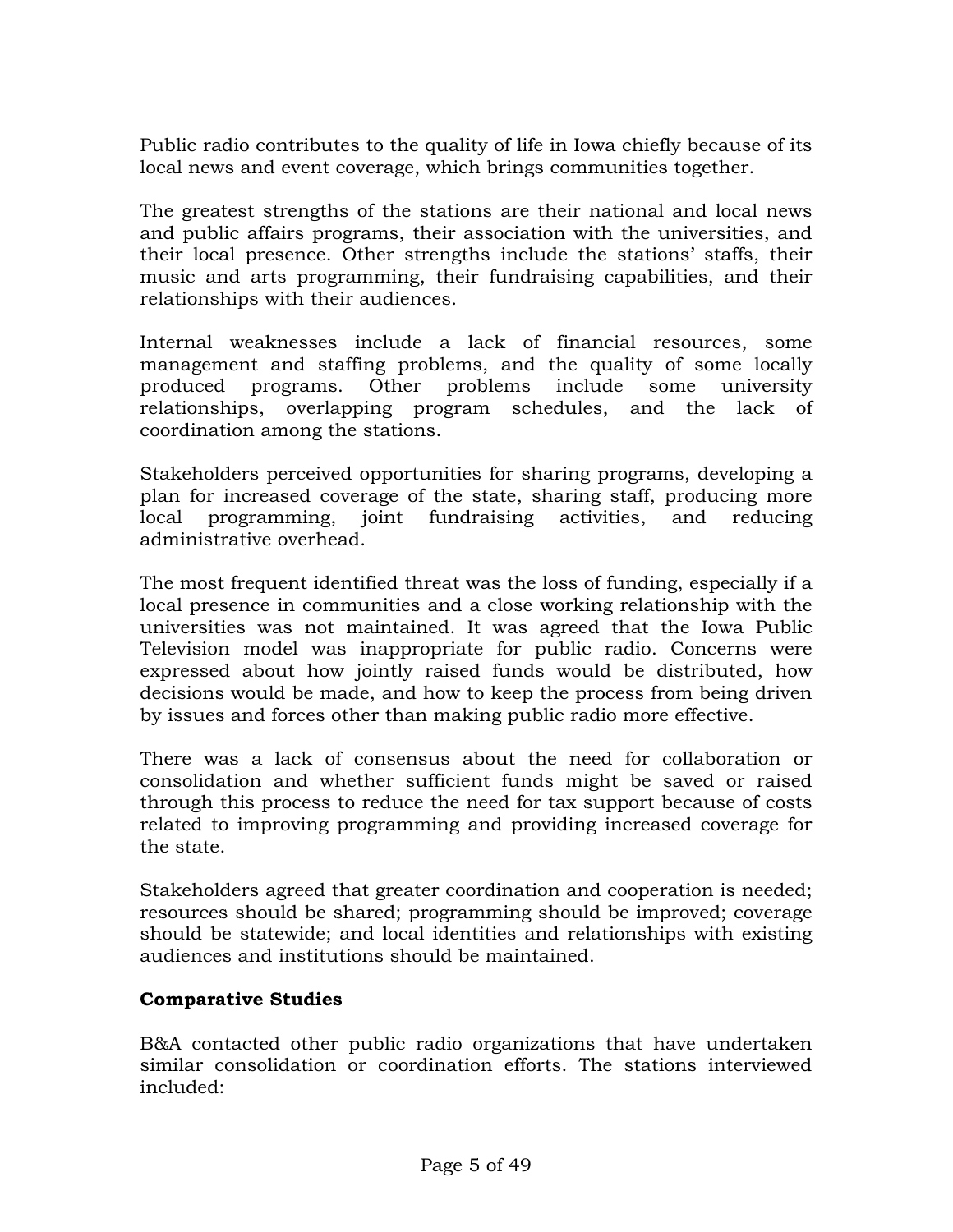Public radio contributes to the quality of life in Iowa chiefly because of its local news and event coverage, which brings communities together.

The greatest strengths of the stations are their national and local news and public affairs programs, their association with the universities, and their local presence. Other strengths include the stations' staffs, their music and arts programming, their fundraising capabilities, and their relationships with their audiences.

Internal weaknesses include a lack of financial resources, some management and staffing problems, and the quality of some locally produced programs. Other problems include some university relationships, overlapping program schedules, and the lack of coordination among the stations.

Stakeholders perceived opportunities for sharing programs, developing a plan for increased coverage of the state, sharing staff, producing more local programming, joint fundraising activities, and reducing administrative overhead.

The most frequent identified threat was the loss of funding, especially if a local presence in communities and a close working relationship with the universities was not maintained. It was agreed that the Iowa Public Television model was inappropriate for public radio. Concerns were expressed about how jointly raised funds would be distributed, how decisions would be made, and how to keep the process from being driven by issues and forces other than making public radio more effective.

There was a lack of consensus about the need for collaboration or consolidation and whether sufficient funds might be saved or raised through this process to reduce the need for tax support because of costs related to improving programming and providing increased coverage for the state.

Stakeholders agreed that greater coordination and cooperation is needed; resources should be shared; programming should be improved; coverage should be statewide; and local identities and relationships with existing audiences and institutions should be maintained.

**Comparative Studies**

B&A contacted other public radio organizations that have undertaken similar consolidation or coordination efforts. The stations interviewed included: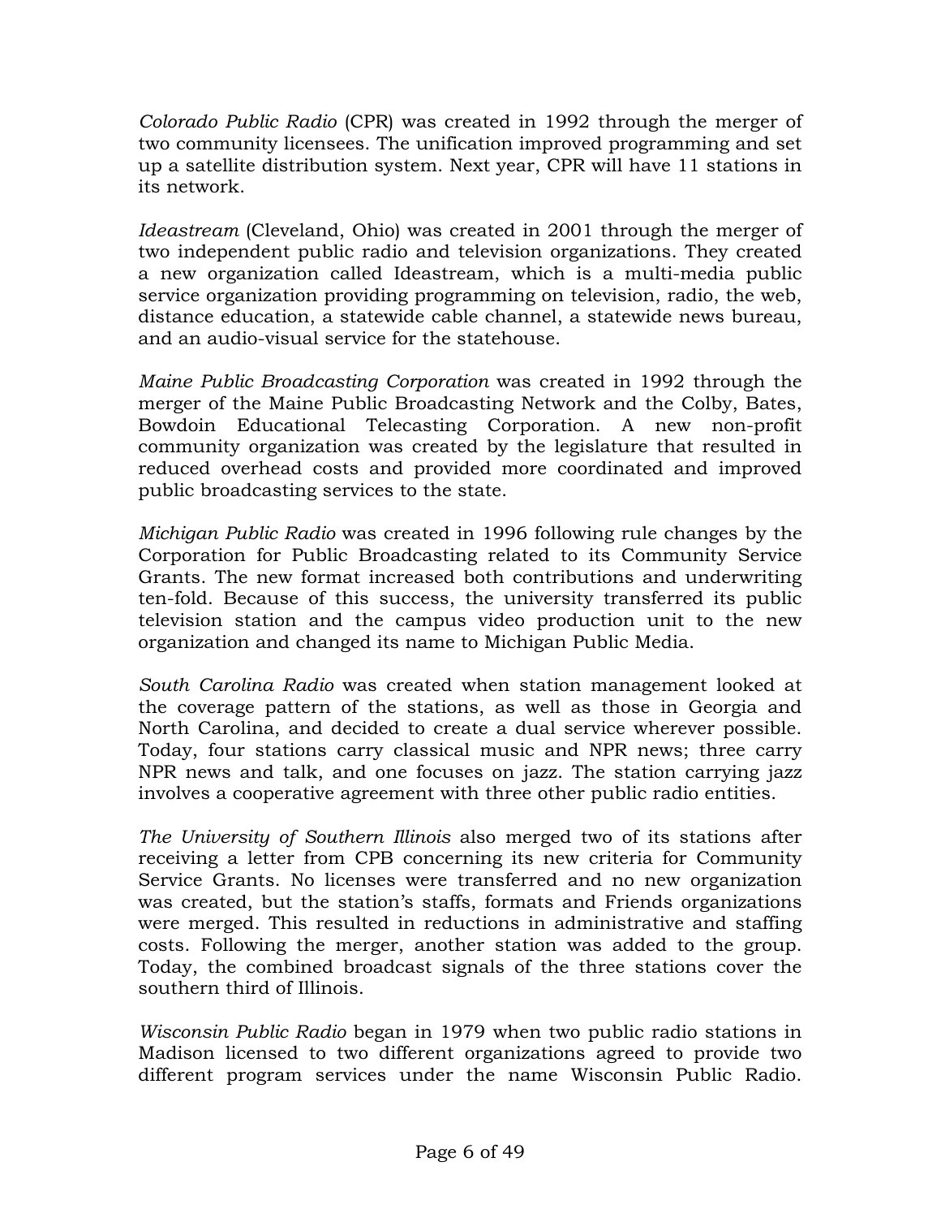*Colorado Public Radio* (CPR) was created in 1992 through the merger of two community licensees. The unification improved programming and set up a satellite distribution system. Next year, CPR will have 11 stations in its network.

*Ideastream* (Cleveland, Ohio) was created in 2001 through the merger of two independent public radio and television organizations. They created a new organization called Ideastream, which is a multi-media public service organization providing programming on television, radio, the web, distance education, a statewide cable channel, a statewide news bureau, and an audio-visual service for the statehouse.

*Maine Public Broadcasting Corporation* was created in 1992 through the merger of the Maine Public Broadcasting Network and the Colby, Bates, Bowdoin Educational Telecasting Corporation. A new non-profit community organization was created by the legislature that resulted in reduced overhead costs and provided more coordinated and improved public broadcasting services to the state.

*Michigan Public Radio* was created in 1996 following rule changes by the Corporation for Public Broadcasting related to its Community Service Grants. The new format increased both contributions and underwriting ten-fold. Because of this success, the university transferred its public television station and the campus video production unit to the new organization and changed its name to Michigan Public Media.

*South Carolina Radio* was created when station management looked at the coverage pattern of the stations, as well as those in Georgia and North Carolina, and decided to create a dual service wherever possible. Today, four stations carry classical music and NPR news; three carry NPR news and talk, and one focuses on jazz. The station carrying jazz involves a cooperative agreement with three other public radio entities.

*The University of Southern Illinois* also merged two of its stations after receiving a letter from CPB concerning its new criteria for Community Service Grants. No licenses were transferred and no new organization was created, but the station's staffs, formats and Friends organizations were merged. This resulted in reductions in administrative and staffing costs. Following the merger, another station was added to the group. Today, the combined broadcast signals of the three stations cover the southern third of Illinois.

*Wisconsin Public Radio* began in 1979 when two public radio stations in Madison licensed to two different organizations agreed to provide two different program services under the name Wisconsin Public Radio.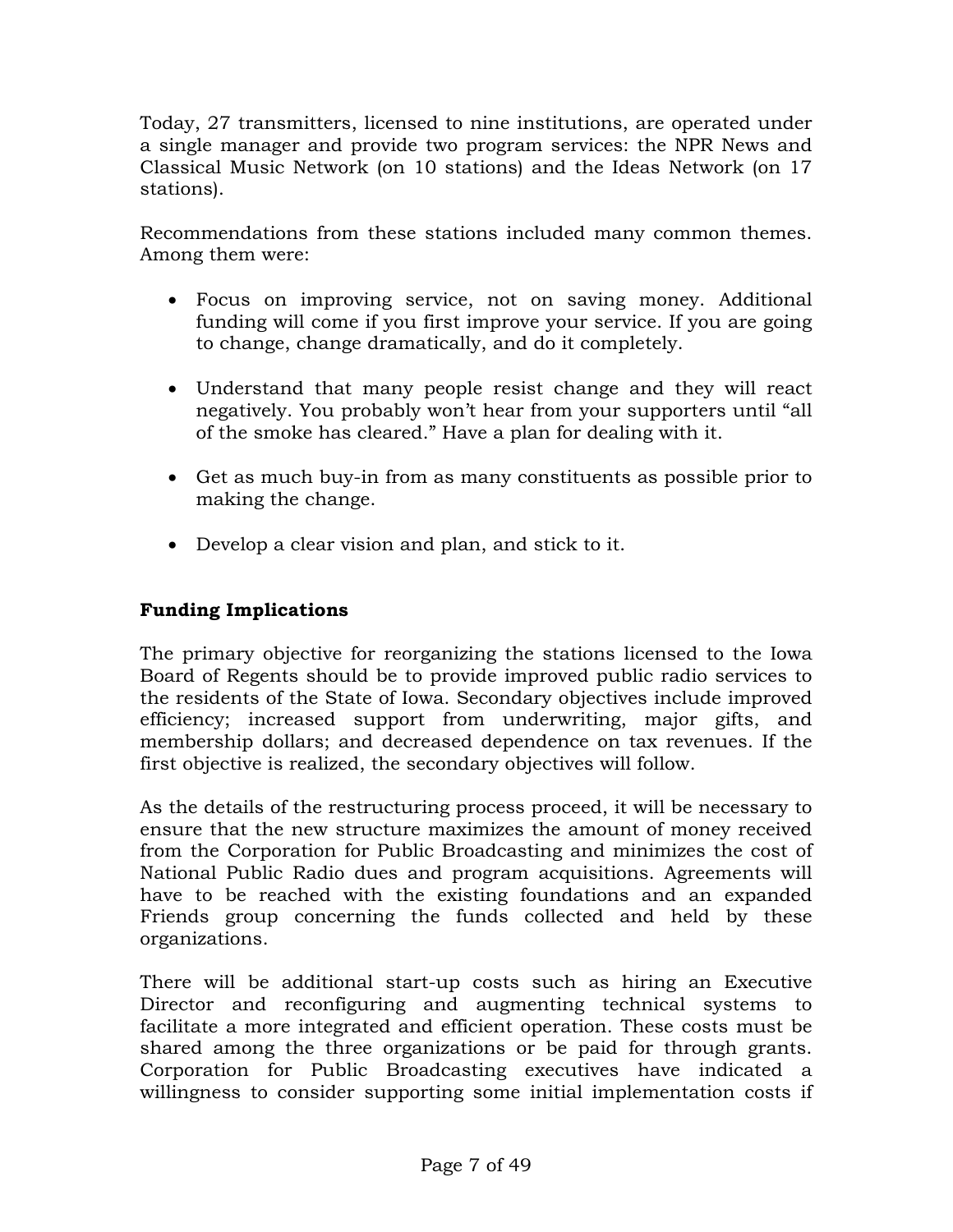Today, 27 transmitters, licensed to nine institutions, are operated under a single manager and provide two program services: the NPR News and Classical Music Network (on 10 stations) and the Ideas Network (on 17 stations).

Recommendations from these stations included many common themes. Among them were:

- Focus on improving service, not on saving money. Additional funding will come if you first improve your service. If you are going to change, change dramatically, and do it completely.

- Understand that many people resist change and they will react negatively. You probably won't hear from your supporters until "all of the smoke has cleared." Have a plan for dealing with it.

- Get as much buy-in from as many constituents as possible prior to making the change.

- Develop a clear vision and plan, and stick to it.

**Funding Implications**

The primary objective for reorganizing the stations licensed to the Iowa Board of Regents should be to provide improved public radio services to the residents of the State of Iowa. Secondary objectives include improved efficiency; increased support from underwriting, major gifts, and membership dollars; and decreased dependence on tax revenues. If the first objective is realized, the secondary objectives will follow.

As the details of the restructuring process proceed, it will be necessary to ensure that the new structure maximizes the amount of money received from the Corporation for Public Broadcasting and minimizes the cost of National Public Radio dues and program acquisitions. Agreements will have to be reached with the existing foundations and an expanded Friends group concerning the funds collected and held by these organizations.

There will be additional start-up costs such as hiring an Executive Director and reconfiguring and augmenting technical systems to facilitate a more integrated and efficient operation. These costs must be shared among the three organizations or be paid for through grants. Corporation for Public Broadcasting executives have indicated a willingness to consider supporting some initial implementation costs if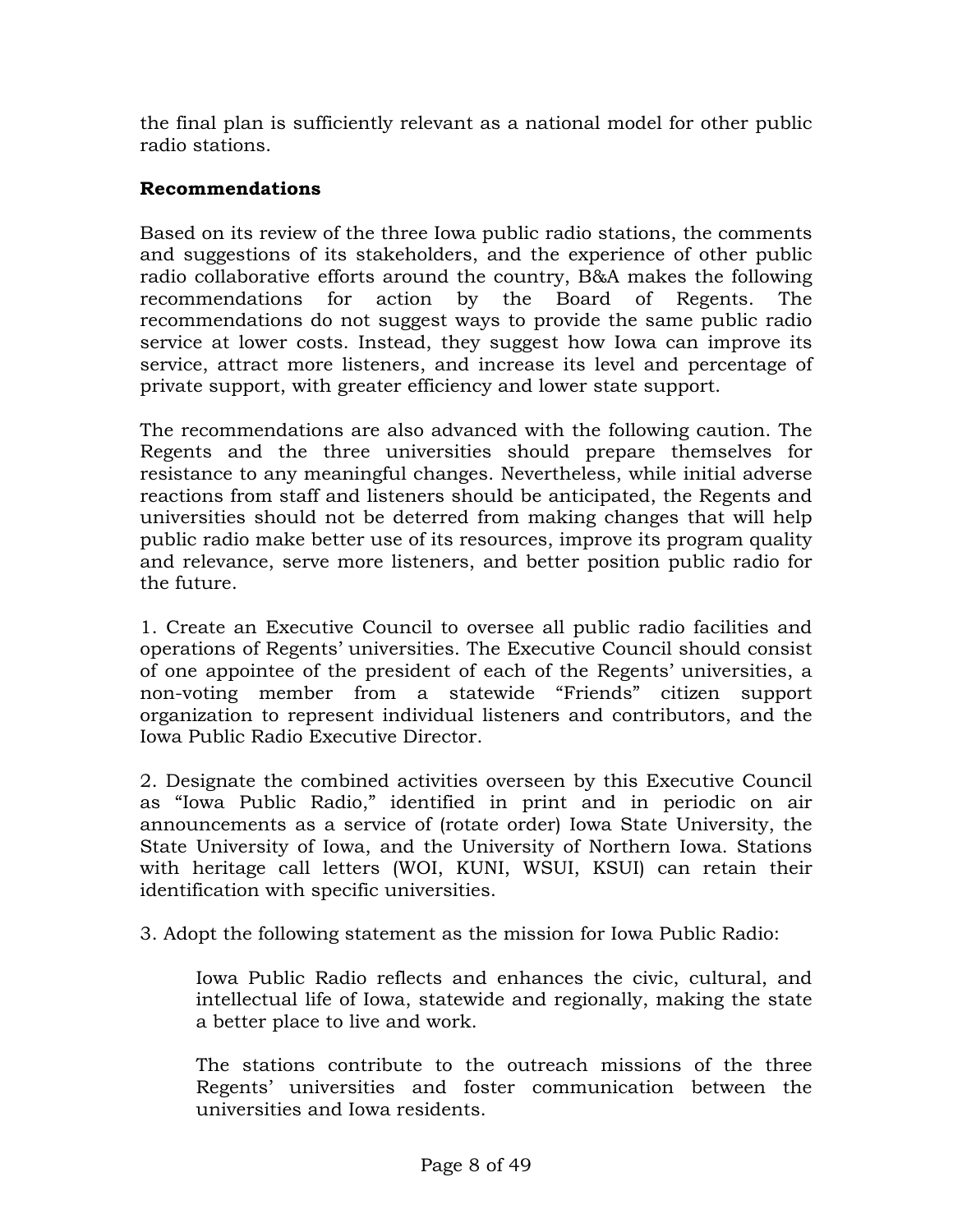the final plan is sufficiently relevant as a national model for other public radio stations.

**Recommendations**

Based on its review of the three Iowa public radio stations, the comments and suggestions of its stakeholders, and the experience of other public radio collaborative efforts around the country, B&A makes the following recommendations for action by the Board of Regents. The recommendations do not suggest ways to provide the same public radio service at lower costs. Instead, they suggest how Iowa can improve its service, attract more listeners, and increase its level and percentage of private support, with greater efficiency and lower state support.

The recommendations are also advanced with the following caution. The Regents and the three universities should prepare themselves for resistance to any meaningful changes. Nevertheless, while initial adverse reactions from staff and listeners should be anticipated, the Regents and universities should not be deterred from making changes that will help public radio make better use of its resources, improve its program quality and relevance, serve more listeners, and better position public radio for the future.

1. Create an Executive Council to oversee all public radio facilities and operations of Regents' universities. The Executive Council should consist of one appointee of the president of each of the Regents' universities, a non-voting member from a statewide "Friends" citizen support organization to represent individual listeners and contributors, and the Iowa Public Radio Executive Director.

2. Designate the combined activities overseen by this Executive Council as "Iowa Public Radio," identified in print and in periodic on air announcements as a service of (rotate order) Iowa State University, the State University of Iowa, and the University of Northern Iowa. Stations with heritage call letters (WOI, KUNI, WSUI, KSUI) can retain their identification with specific universities.

3. Adopt the following statement as the mission for Iowa Public Radio:

> Iowa Public Radio reflects and enhances the civic, cultural, and intellectual life of Iowa, statewide and regionally, making the state a better place to live and work.
>
> The stations contribute to the outreach missions of the three Regents' universities and foster communication between the universities and Iowa residents.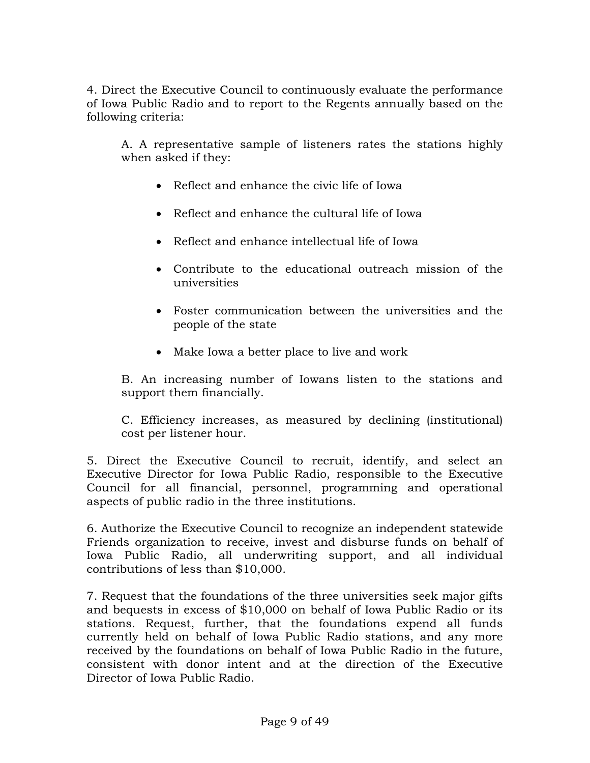4. Direct the Executive Council to continuously evaluate the performance of Iowa Public Radio and to report to the Regents annually based on the following criteria:

A. A representative sample of listeners rates the stations highly when asked if they:

- Reflect and enhance the civic life of Iowa
- Reflect and enhance the cultural life of Iowa
- Reflect and enhance intellectual life of Iowa
- Contribute to the educational outreach mission of the universities
- Foster communication between the universities and the people of the state
- Make Iowa a better place to live and work

B. An increasing number of Iowans listen to the stations and support them financially.

C. Efficiency increases, as measured by declining (institutional) cost per listener hour.

5. Direct the Executive Council to recruit, identify, and select an Executive Director for Iowa Public Radio, responsible to the Executive Council for all financial, personnel, programming and operational aspects of public radio in the three institutions.

6. Authorize the Executive Council to recognize an independent statewide Friends organization to receive, invest and disburse funds on behalf of Iowa Public Radio, all underwriting support, and all individual contributions of less than $10,000.

7. Request that the foundations of the three universities seek major gifts and bequests in excess of $10,000 on behalf of Iowa Public Radio or its stations. Request, further, that the foundations expend all funds currently held on behalf of Iowa Public Radio stations, and any more received by the foundations on behalf of Iowa Public Radio in the future, consistent with donor intent and at the direction of the Executive Director of Iowa Public Radio.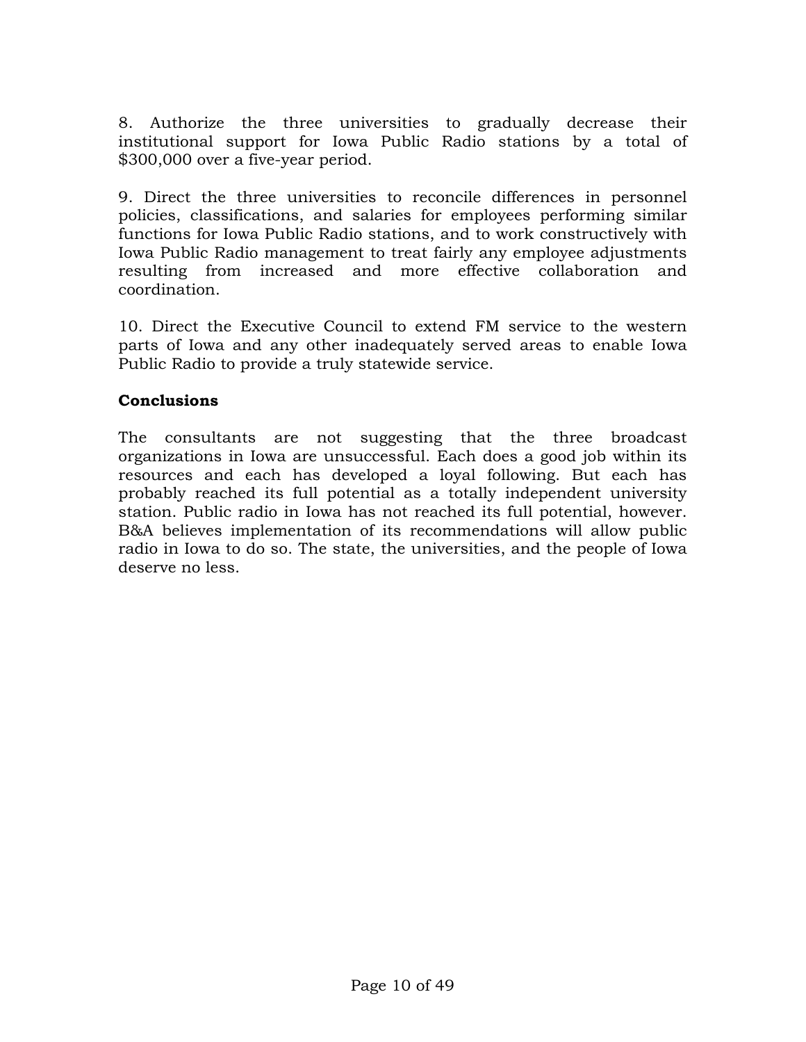8. Authorize the three universities to gradually decrease their institutional support for Iowa Public Radio stations by a total of $300,000 over a five-year period.

9. Direct the three universities to reconcile differences in personnel policies, classifications, and salaries for employees performing similar functions for Iowa Public Radio stations, and to work constructively with Iowa Public Radio management to treat fairly any employee adjustments resulting from increased and more effective collaboration and coordination.

10. Direct the Executive Council to extend FM service to the western parts of Iowa and any other inadequately served areas to enable Iowa Public Radio to provide a truly statewide service.

**Conclusions**

The consultants are not suggesting that the three broadcast organizations in Iowa are unsuccessful. Each does a good job within its resources and each has developed a loyal following. But each has probably reached its full potential as a totally independent university station. Public radio in Iowa has not reached its full potential, however. B&A believes implementation of its recommendations will allow public radio in Iowa to do so. The state, the universities, and the people of Iowa deserve no less.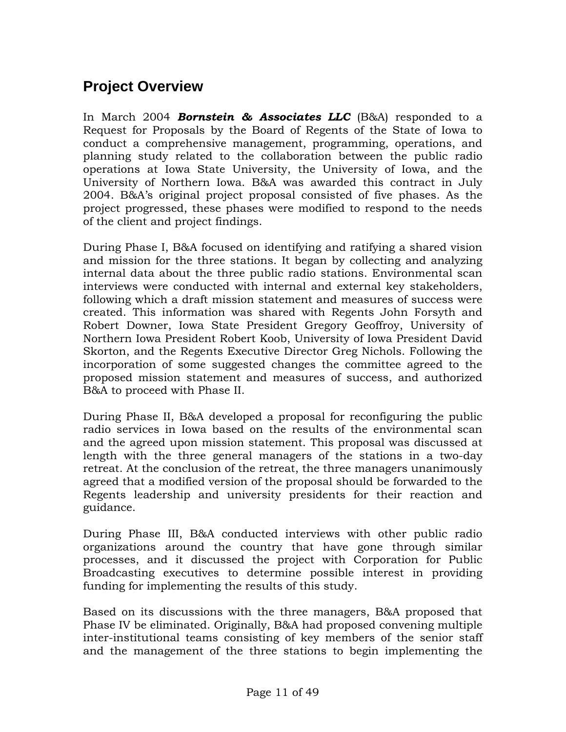## Project Overview

In March 2004 ***Bornstein & Associates LLC*** (B&A) responded to a Request for Proposals by the Board of Regents of the State of Iowa to conduct a comprehensive management, programming, operations, and planning study related to the collaboration between the public radio operations at Iowa State University, the University of Iowa, and the University of Northern Iowa. B&A was awarded this contract in July 2004. B&A's original project proposal consisted of five phases. As the project progressed, these phases were modified to respond to the needs of the client and project findings.

During Phase I, B&A focused on identifying and ratifying a shared vision and mission for the three stations. It began by collecting and analyzing internal data about the three public radio stations. Environmental scan interviews were conducted with internal and external key stakeholders, following which a draft mission statement and measures of success were created. This information was shared with Regents John Forsyth and Robert Downer, Iowa State President Gregory Geoffroy, University of Northern Iowa President Robert Koob, University of Iowa President David Skorton, and the Regents Executive Director Greg Nichols. Following the incorporation of some suggested changes the committee agreed to the proposed mission statement and measures of success, and authorized B&A to proceed with Phase II.

During Phase II, B&A developed a proposal for reconfiguring the public radio services in Iowa based on the results of the environmental scan and the agreed upon mission statement. This proposal was discussed at length with the three general managers of the stations in a two-day retreat. At the conclusion of the retreat, the three managers unanimously agreed that a modified version of the proposal should be forwarded to the Regents leadership and university presidents for their reaction and guidance.

During Phase III, B&A conducted interviews with other public radio organizations around the country that have gone through similar processes, and it discussed the project with Corporation for Public Broadcasting executives to determine possible interest in providing funding for implementing the results of this study.

Based on its discussions with the three managers, B&A proposed that Phase IV be eliminated. Originally, B&A had proposed convening multiple inter-institutional teams consisting of key members of the senior staff and the management of the three stations to begin implementing the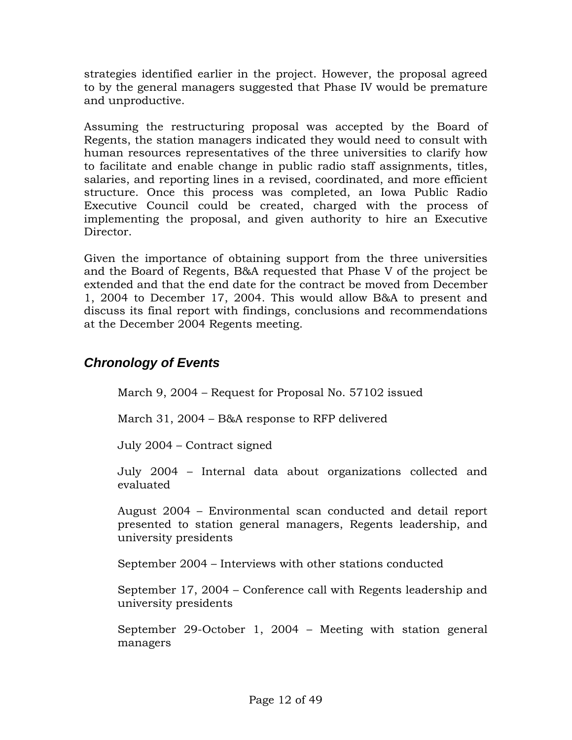strategies identified earlier in the project. However, the proposal agreed to by the general managers suggested that Phase IV would be premature and unproductive.

Assuming the restructuring proposal was accepted by the Board of Regents, the station managers indicated they would need to consult with human resources representatives of the three universities to clarify how to facilitate and enable change in public radio staff assignments, titles, salaries, and reporting lines in a revised, coordinated, and more efficient structure. Once this process was completed, an Iowa Public Radio Executive Council could be created, charged with the process of implementing the proposal, and given authority to hire an Executive Director.

Given the importance of obtaining support from the three universities and the Board of Regents, B&A requested that Phase V of the project be extended and that the end date for the contract be moved from December 1, 2004 to December 17, 2004. This would allow B&A to present and discuss its final report with findings, conclusions and recommendations at the December 2004 Regents meeting.

## *Chronology of Events*

March 9, 2004 – Request for Proposal No. 57102 issued

March 31, 2004 – B&A response to RFP delivered

July 2004 – Contract signed

July 2004 – Internal data about organizations collected and evaluated

August 2004 – Environmental scan conducted and detail report presented to station general managers, Regents leadership, and university presidents

September 2004 – Interviews with other stations conducted

September 17, 2004 – Conference call with Regents leadership and university presidents

September 29-October 1, 2004 – Meeting with station general managers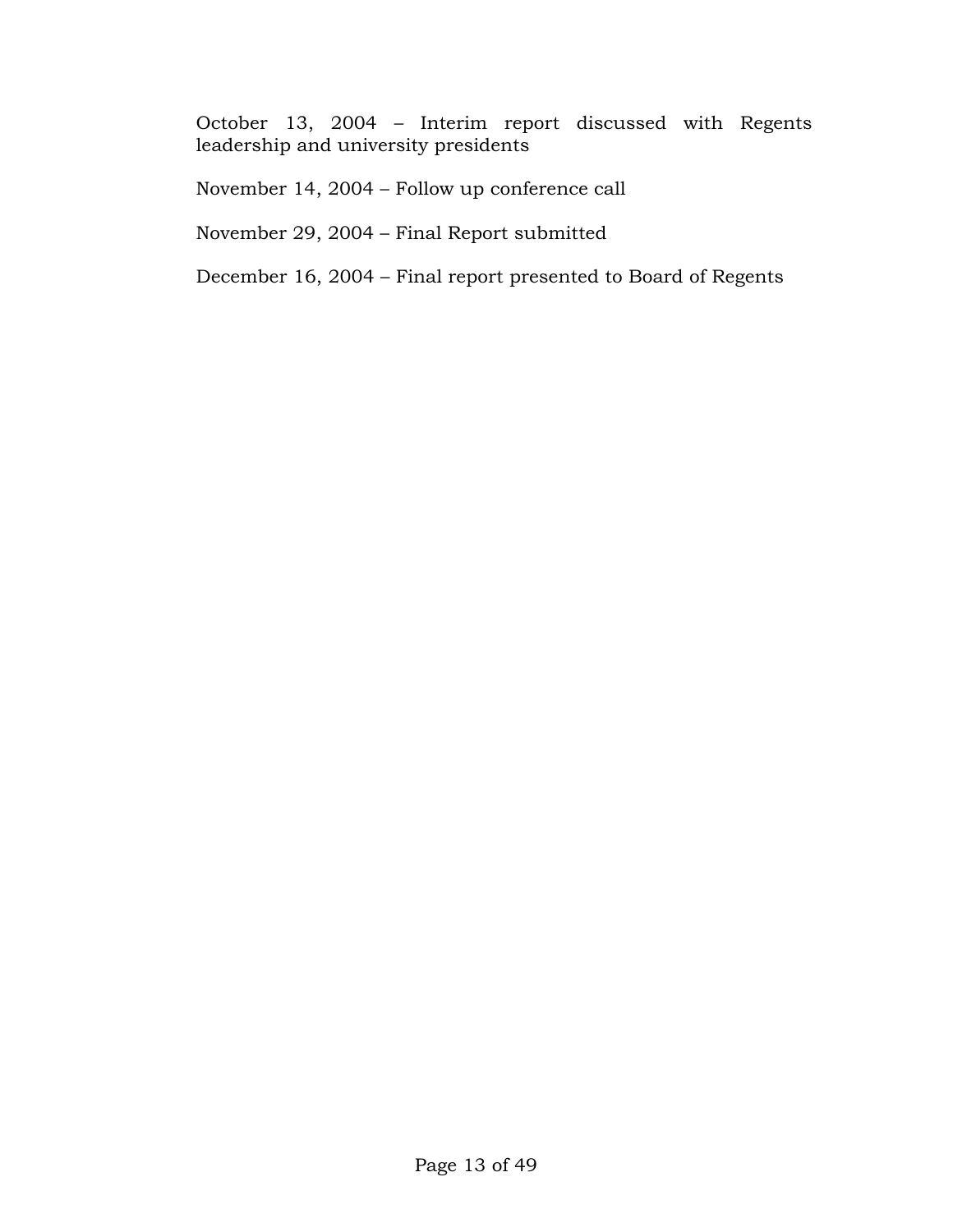October 13, 2004 – Interim report discussed with Regents leadership and university presidents

November 14, 2004 – Follow up conference call

November 29, 2004 – Final Report submitted

December 16, 2004 – Final report presented to Board of Regents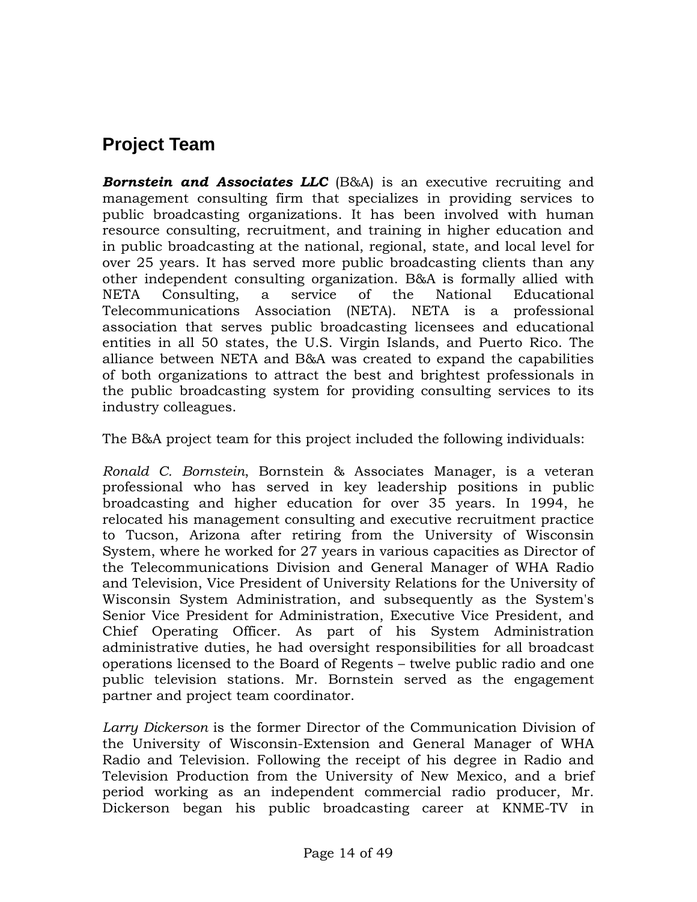## Project Team

***Bornstein and Associates LLC*** (B&A) is an executive recruiting and management consulting firm that specializes in providing services to public broadcasting organizations. It has been involved with human resource consulting, recruitment, and training in higher education and in public broadcasting at the national, regional, state, and local level for over 25 years. It has served more public broadcasting clients than any other independent consulting organization. B&A is formally allied with NETA Consulting, a service of the National Educational Telecommunications Association (NETA). NETA is a professional association that serves public broadcasting licensees and educational entities in all 50 states, the U.S. Virgin Islands, and Puerto Rico. The alliance between NETA and B&A was created to expand the capabilities of both organizations to attract the best and brightest professionals in the public broadcasting system for providing consulting services to its industry colleagues.

The B&A project team for this project included the following individuals:

*Ronald C. Bornstein*, Bornstein & Associates Manager, is a veteran professional who has served in key leadership positions in public broadcasting and higher education for over 35 years. In 1994, he relocated his management consulting and executive recruitment practice to Tucson, Arizona after retiring from the University of Wisconsin System, where he worked for 27 years in various capacities as Director of the Telecommunications Division and General Manager of WHA Radio and Television, Vice President of University Relations for the University of Wisconsin System Administration, and subsequently as the System's Senior Vice President for Administration, Executive Vice President, and Chief Operating Officer. As part of his System Administration administrative duties, he had oversight responsibilities for all broadcast operations licensed to the Board of Regents – twelve public radio and one public television stations. Mr. Bornstein served as the engagement partner and project team coordinator.

*Larry Dickerson* is the former Director of the Communication Division of the University of Wisconsin-Extension and General Manager of WHA Radio and Television. Following the receipt of his degree in Radio and Television Production from the University of New Mexico, and a brief period working as an independent commercial radio producer, Mr. Dickerson began his public broadcasting career at KNME-TV in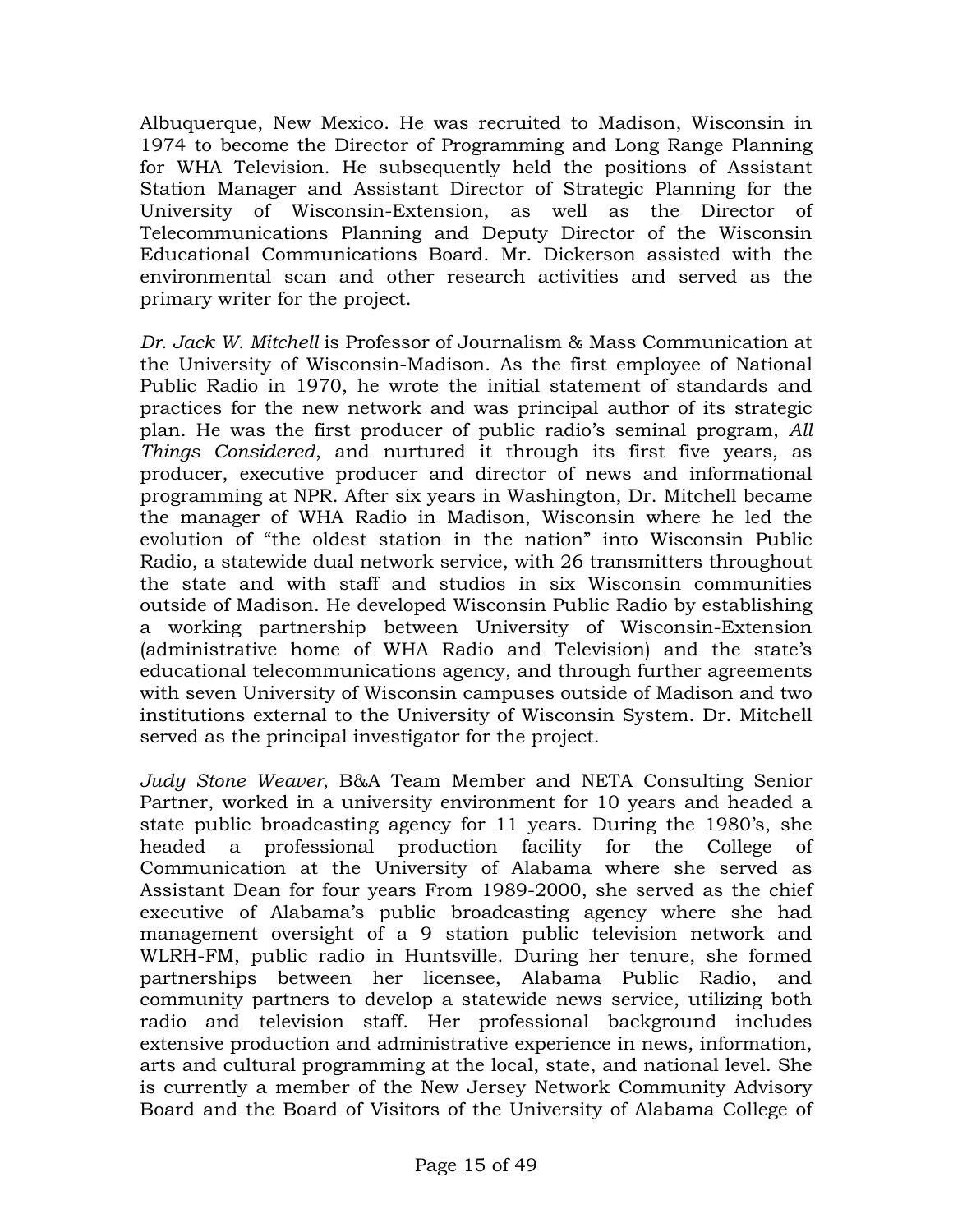Albuquerque, New Mexico. He was recruited to Madison, Wisconsin in 1974 to become the Director of Programming and Long Range Planning for WHA Television. He subsequently held the positions of Assistant Station Manager and Assistant Director of Strategic Planning for the University of Wisconsin-Extension, as well as the Director of Telecommunications Planning and Deputy Director of the Wisconsin Educational Communications Board. Mr. Dickerson assisted with the environmental scan and other research activities and served as the primary writer for the project.

*Dr. Jack W. Mitchell* is Professor of Journalism & Mass Communication at the University of Wisconsin-Madison. As the first employee of National Public Radio in 1970, he wrote the initial statement of standards and practices for the new network and was principal author of its strategic plan. He was the first producer of public radio's seminal program, *All Things Considered*, and nurtured it through its first five years, as producer, executive producer and director of news and informational programming at NPR. After six years in Washington, Dr. Mitchell became the manager of WHA Radio in Madison, Wisconsin where he led the evolution of "the oldest station in the nation" into Wisconsin Public Radio, a statewide dual network service, with 26 transmitters throughout the state and with staff and studios in six Wisconsin communities outside of Madison. He developed Wisconsin Public Radio by establishing a working partnership between University of Wisconsin-Extension (administrative home of WHA Radio and Television) and the state's educational telecommunications agency, and through further agreements with seven University of Wisconsin campuses outside of Madison and two institutions external to the University of Wisconsin System. Dr. Mitchell served as the principal investigator for the project.

*Judy Stone Weaver*, B&A Team Member and NETA Consulting Senior Partner, worked in a university environment for 10 years and headed a state public broadcasting agency for 11 years. During the 1980's, she headed a professional production facility for the College of Communication at the University of Alabama where she served as Assistant Dean for four years From 1989-2000, she served as the chief executive of Alabama's public broadcasting agency where she had management oversight of a 9 station public television network and WLRH-FM, public radio in Huntsville. During her tenure, she formed partnerships between her licensee, Alabama Public Radio, and community partners to develop a statewide news service, utilizing both radio and television staff. Her professional background includes extensive production and administrative experience in news, information, arts and cultural programming at the local, state, and national level. She is currently a member of the New Jersey Network Community Advisory Board and the Board of Visitors of the University of Alabama College of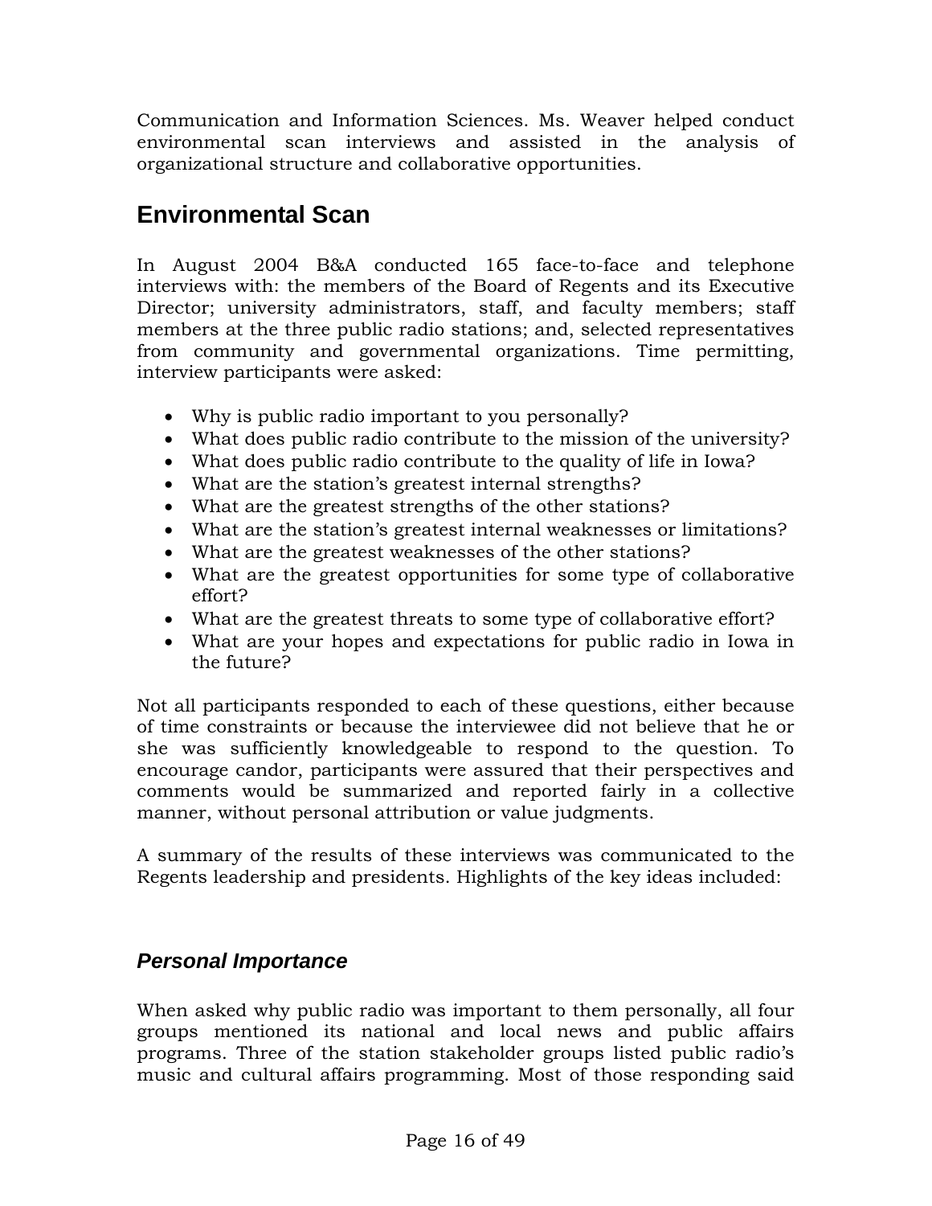Communication and Information Sciences. Ms. Weaver helped conduct environmental scan interviews and assisted in the analysis of organizational structure and collaborative opportunities.

## Environmental Scan

In August 2004 B&A conducted 165 face-to-face and telephone interviews with: the members of the Board of Regents and its Executive Director; university administrators, staff, and faculty members; staff members at the three public radio stations; and, selected representatives from community and governmental organizations. Time permitting, interview participants were asked:

- Why is public radio important to you personally?
- What does public radio contribute to the mission of the university?
- What does public radio contribute to the quality of life in Iowa?
- What are the station's greatest internal strengths?
- What are the greatest strengths of the other stations?
- What are the station's greatest internal weaknesses or limitations?
- What are the greatest weaknesses of the other stations?
- What are the greatest opportunities for some type of collaborative effort?
- What are the greatest threats to some type of collaborative effort?
- What are your hopes and expectations for public radio in Iowa in the future?

Not all participants responded to each of these questions, either because of time constraints or because the interviewee did not believe that he or she was sufficiently knowledgeable to respond to the question. To encourage candor, participants were assured that their perspectives and comments would be summarized and reported fairly in a collective manner, without personal attribution or value judgments.

A summary of the results of these interviews was communicated to the Regents leadership and presidents. Highlights of the key ideas included:

### *Personal Importance*

When asked why public radio was important to them personally, all four groups mentioned its national and local news and public affairs programs. Three of the station stakeholder groups listed public radio's music and cultural affairs programming. Most of those responding said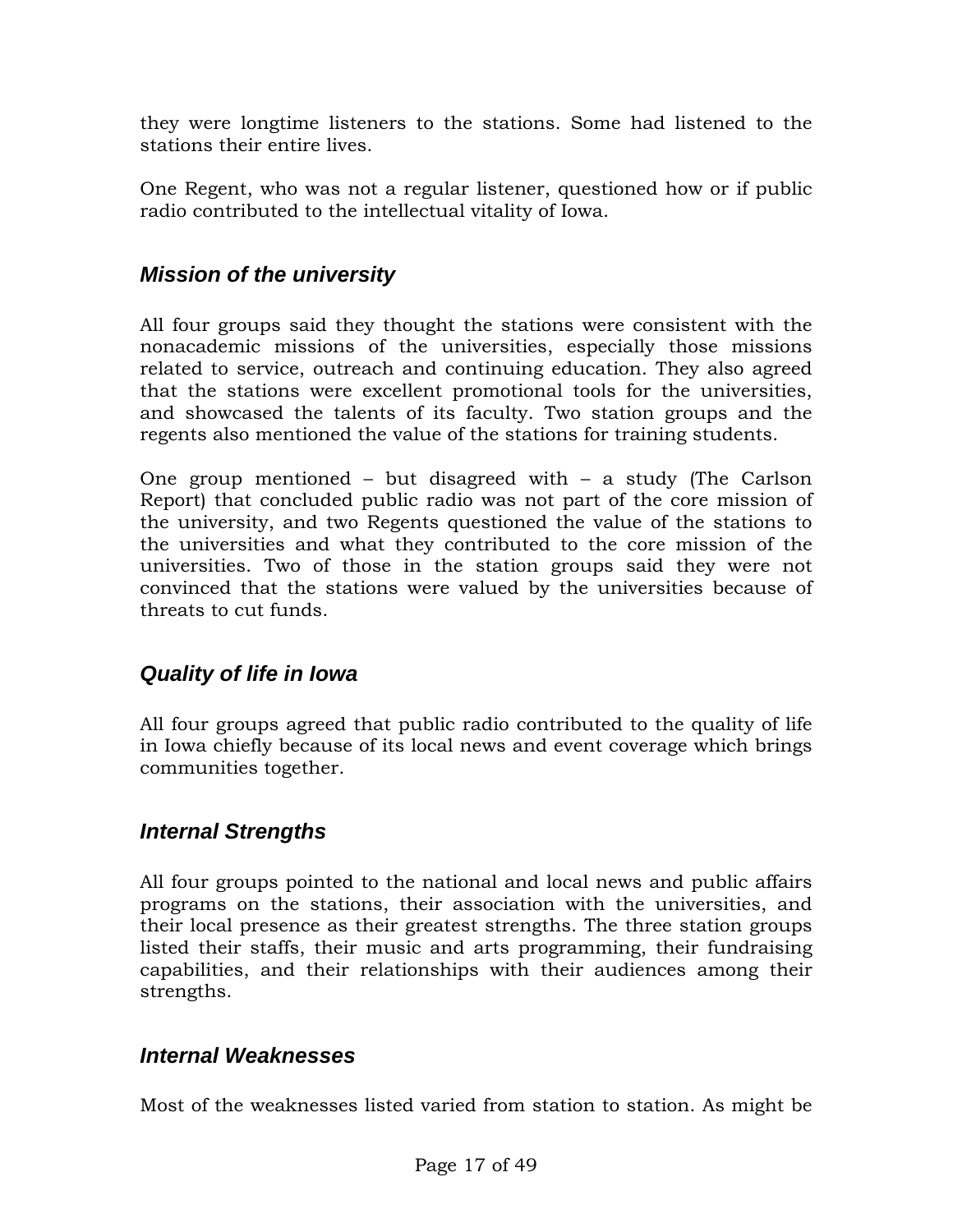they were longtime listeners to the stations. Some had listened to the stations their entire lives.

One Regent, who was not a regular listener, questioned how or if public radio contributed to the intellectual vitality of Iowa.

### *Mission of the university*

All four groups said they thought the stations were consistent with the nonacademic missions of the universities, especially those missions related to service, outreach and continuing education. They also agreed that the stations were excellent promotional tools for the universities, and showcased the talents of its faculty. Two station groups and the regents also mentioned the value of the stations for training students.

One group mentioned – but disagreed with – a study (The Carlson Report) that concluded public radio was not part of the core mission of the university, and two Regents questioned the value of the stations to the universities and what they contributed to the core mission of the universities. Two of those in the station groups said they were not convinced that the stations were valued by the universities because of threats to cut funds.

### *Quality of life in Iowa*

All four groups agreed that public radio contributed to the quality of life in Iowa chiefly because of its local news and event coverage which brings communities together.

### *Internal Strengths*

All four groups pointed to the national and local news and public affairs programs on the stations, their association with the universities, and their local presence as their greatest strengths. The three station groups listed their staffs, their music and arts programming, their fundraising capabilities, and their relationships with their audiences among their strengths.

### *Internal Weaknesses*

Most of the weaknesses listed varied from station to station. As might be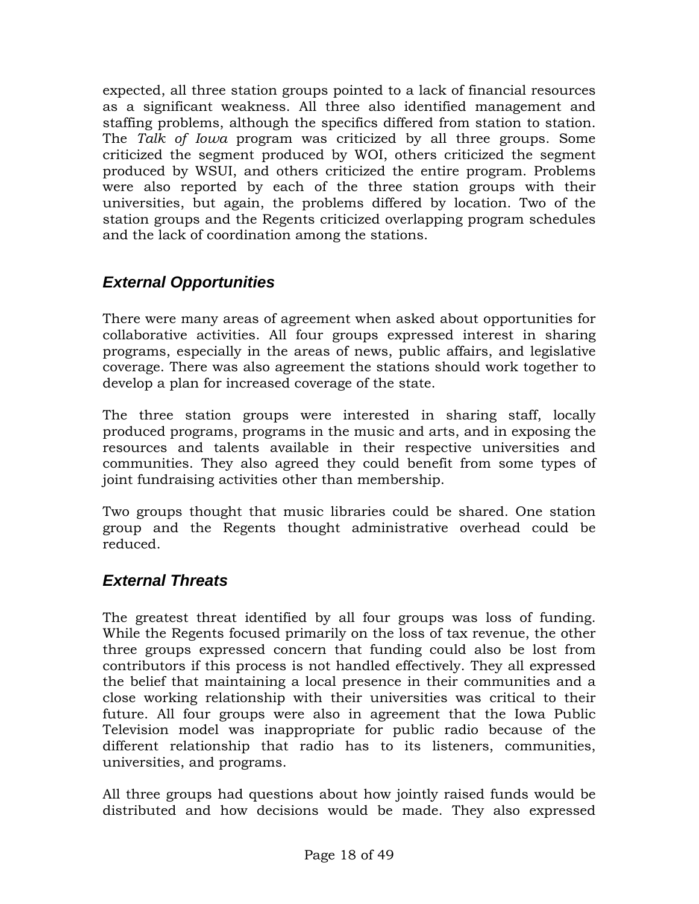expected, all three station groups pointed to a lack of financial resources as a significant weakness. All three also identified management and staffing problems, although the specifics differed from station to station. The *Talk of Iowa* program was criticized by all three groups. Some criticized the segment produced by WOI, others criticized the segment produced by WSUI, and others criticized the entire program. Problems were also reported by each of the three station groups with their universities, but again, the problems differed by location. Two of the station groups and the Regents criticized overlapping program schedules and the lack of coordination among the stations.

### *External Opportunities*

There were many areas of agreement when asked about opportunities for collaborative activities. All four groups expressed interest in sharing programs, especially in the areas of news, public affairs, and legislative coverage. There was also agreement the stations should work together to develop a plan for increased coverage of the state.

The three station groups were interested in sharing staff, locally produced programs, programs in the music and arts, and in exposing the resources and talents available in their respective universities and communities. They also agreed they could benefit from some types of joint fundraising activities other than membership.

Two groups thought that music libraries could be shared. One station group and the Regents thought administrative overhead could be reduced.

### *External Threats*

The greatest threat identified by all four groups was loss of funding. While the Regents focused primarily on the loss of tax revenue, the other three groups expressed concern that funding could also be lost from contributors if this process is not handled effectively. They all expressed the belief that maintaining a local presence in their communities and a close working relationship with their universities was critical to their future. All four groups were also in agreement that the Iowa Public Television model was inappropriate for public radio because of the different relationship that radio has to its listeners, communities, universities, and programs.

All three groups had questions about how jointly raised funds would be distributed and how decisions would be made. They also expressed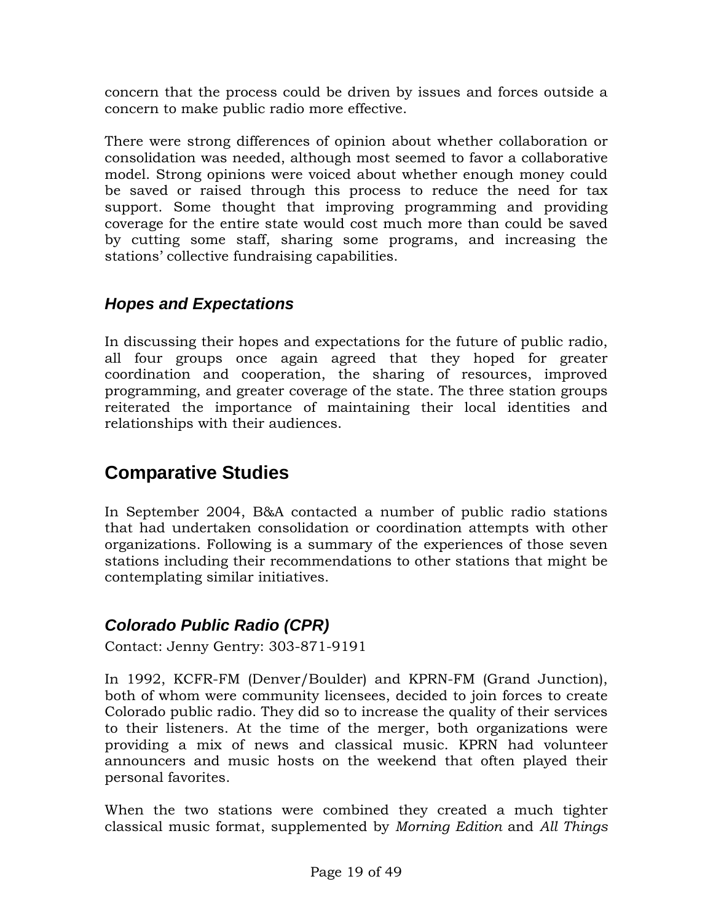concern that the process could be driven by issues and forces outside a concern to make public radio more effective.

There were strong differences of opinion about whether collaboration or consolidation was needed, although most seemed to favor a collaborative model. Strong opinions were voiced about whether enough money could be saved or raised through this process to reduce the need for tax support. Some thought that improving programming and providing coverage for the entire state would cost much more than could be saved by cutting some staff, sharing some programs, and increasing the stations' collective fundraising capabilities.

### *Hopes and Expectations*

In discussing their hopes and expectations for the future of public radio, all four groups once again agreed that they hoped for greater coordination and cooperation, the sharing of resources, improved programming, and greater coverage of the state. The three station groups reiterated the importance of maintaining their local identities and relationships with their audiences.

## Comparative Studies

In September 2004, B&A contacted a number of public radio stations that had undertaken consolidation or coordination attempts with other organizations. Following is a summary of the experiences of those seven stations including their recommendations to other stations that might be contemplating similar initiatives.

### *Colorado Public Radio (CPR)*

Contact: Jenny Gentry: 303-871-9191

In 1992, KCFR-FM (Denver/Boulder) and KPRN-FM (Grand Junction), both of whom were community licensees, decided to join forces to create Colorado public radio. They did so to increase the quality of their services to their listeners. At the time of the merger, both organizations were providing a mix of news and classical music. KPRN had volunteer announcers and music hosts on the weekend that often played their personal favorites.

When the two stations were combined they created a much tighter classical music format, supplemented by *Morning Edition* and *All Things*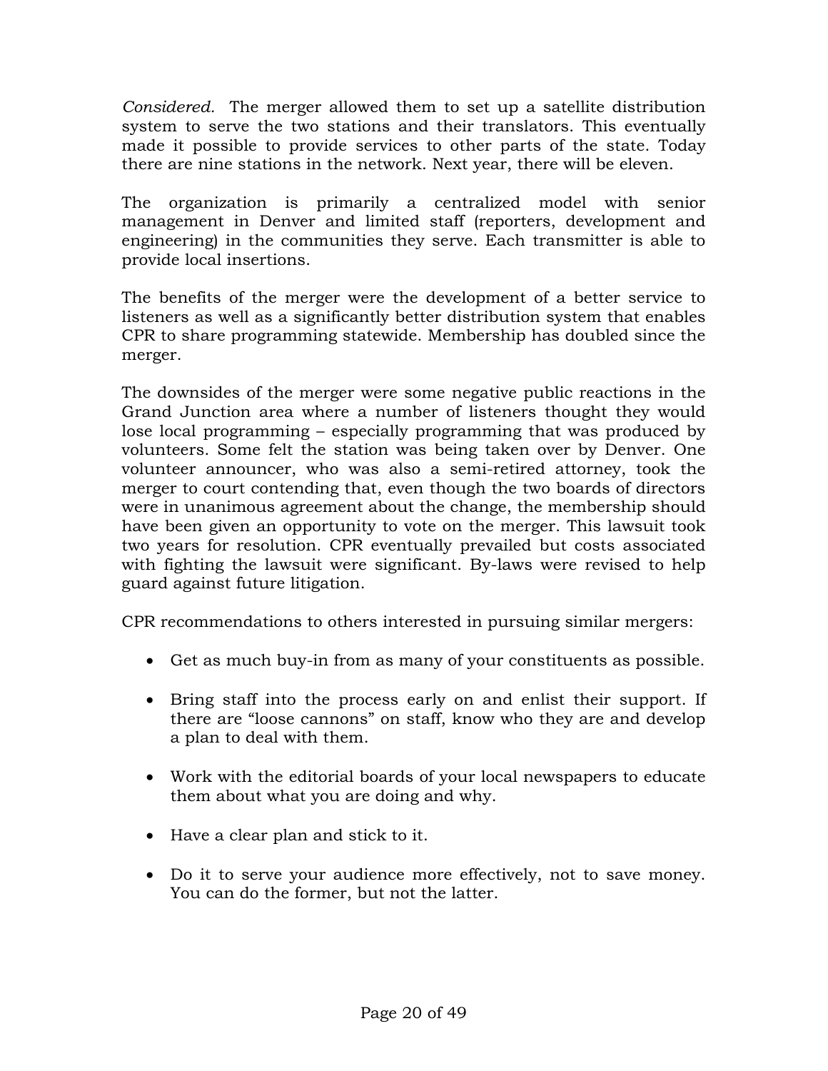*Considered.* The merger allowed them to set up a satellite distribution system to serve the two stations and their translators. This eventually made it possible to provide services to other parts of the state. Today there are nine stations in the network. Next year, there will be eleven.

The organization is primarily a centralized model with senior management in Denver and limited staff (reporters, development and engineering) in the communities they serve. Each transmitter is able to provide local insertions.

The benefits of the merger were the development of a better service to listeners as well as a significantly better distribution system that enables CPR to share programming statewide. Membership has doubled since the merger.

The downsides of the merger were some negative public reactions in the Grand Junction area where a number of listeners thought they would lose local programming – especially programming that was produced by volunteers. Some felt the station was being taken over by Denver. One volunteer announcer, who was also a semi-retired attorney, took the merger to court contending that, even though the two boards of directors were in unanimous agreement about the change, the membership should have been given an opportunity to vote on the merger. This lawsuit took two years for resolution. CPR eventually prevailed but costs associated with fighting the lawsuit were significant. By-laws were revised to help guard against future litigation.

CPR recommendations to others interested in pursuing similar mergers:

- Get as much buy-in from as many of your constituents as possible.
- Bring staff into the process early on and enlist their support. If there are "loose cannons" on staff, know who they are and develop a plan to deal with them.
- Work with the editorial boards of your local newspapers to educate them about what you are doing and why.
- Have a clear plan and stick to it.
- Do it to serve your audience more effectively, not to save money. You can do the former, but not the latter.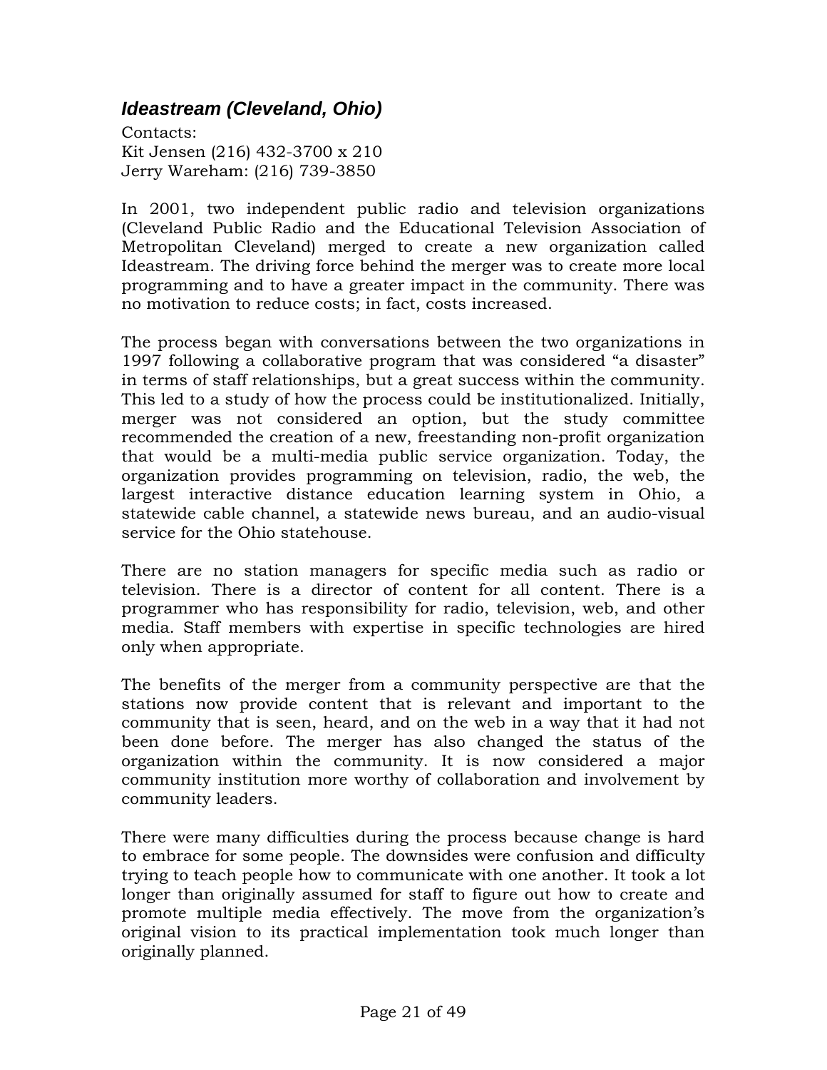### *Ideastream (Cleveland, Ohio)*

Contacts:
Kit Jensen (216) 432-3700 x 210
Jerry Wareham: (216) 739-3850

In 2001, two independent public radio and television organizations (Cleveland Public Radio and the Educational Television Association of Metropolitan Cleveland) merged to create a new organization called Ideastream. The driving force behind the merger was to create more local programming and to have a greater impact in the community. There was no motivation to reduce costs; in fact, costs increased.

The process began with conversations between the two organizations in 1997 following a collaborative program that was considered "a disaster" in terms of staff relationships, but a great success within the community. This led to a study of how the process could be institutionalized. Initially, merger was not considered an option, but the study committee recommended the creation of a new, freestanding non-profit organization that would be a multi-media public service organization. Today, the organization provides programming on television, radio, the web, the largest interactive distance education learning system in Ohio, a statewide cable channel, a statewide news bureau, and an audio-visual service for the Ohio statehouse.

There are no station managers for specific media such as radio or television. There is a director of content for all content. There is a programmer who has responsibility for radio, television, web, and other media. Staff members with expertise in specific technologies are hired only when appropriate.

The benefits of the merger from a community perspective are that the stations now provide content that is relevant and important to the community that is seen, heard, and on the web in a way that it had not been done before. The merger has also changed the status of the organization within the community. It is now considered a major community institution more worthy of collaboration and involvement by community leaders.

There were many difficulties during the process because change is hard to embrace for some people. The downsides were confusion and difficulty trying to teach people how to communicate with one another. It took a lot longer than originally assumed for staff to figure out how to create and promote multiple media effectively. The move from the organization's original vision to its practical implementation took much longer than originally planned.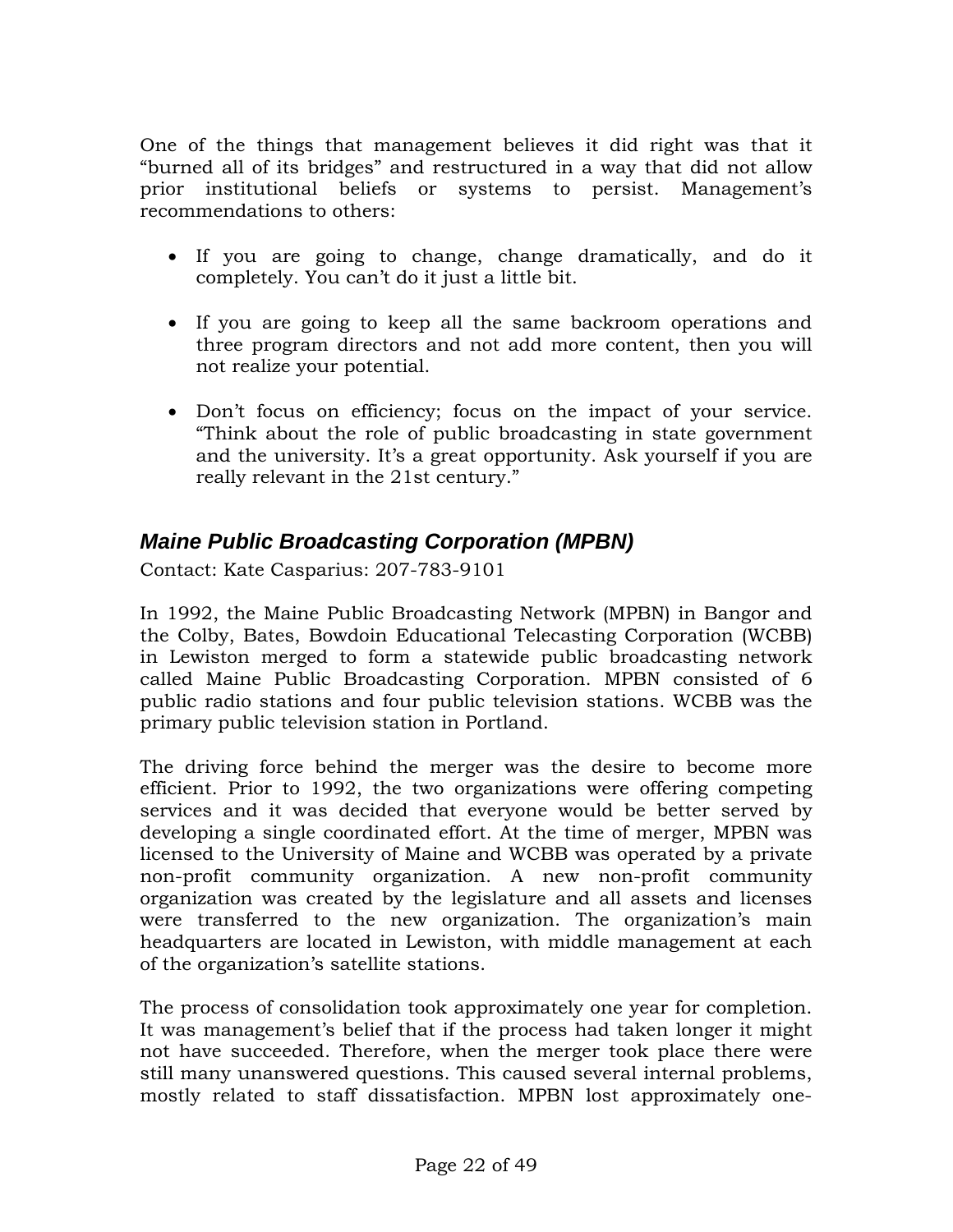One of the things that management believes it did right was that it "burned all of its bridges" and restructured in a way that did not allow prior institutional beliefs or systems to persist. Management's recommendations to others:

- If you are going to change, change dramatically, and do it completely. You can't do it just a little bit.
- If you are going to keep all the same backroom operations and three program directors and not add more content, then you will not realize your potential.
- Don't focus on efficiency; focus on the impact of your service. "Think about the role of public broadcasting in state government and the university. It's a great opportunity. Ask yourself if you are really relevant in the 21st century."

### *Maine Public Broadcasting Corporation (MPBN)*

Contact: Kate Casparius: 207-783-9101

In 1992, the Maine Public Broadcasting Network (MPBN) in Bangor and the Colby, Bates, Bowdoin Educational Telecasting Corporation (WCBB) in Lewiston merged to form a statewide public broadcasting network called Maine Public Broadcasting Corporation. MPBN consisted of 6 public radio stations and four public television stations. WCBB was the primary public television station in Portland.

The driving force behind the merger was the desire to become more efficient. Prior to 1992, the two organizations were offering competing services and it was decided that everyone would be better served by developing a single coordinated effort. At the time of merger, MPBN was licensed to the University of Maine and WCBB was operated by a private non-profit community organization. A new non-profit community organization was created by the legislature and all assets and licenses were transferred to the new organization. The organization's main headquarters are located in Lewiston, with middle management at each of the organization's satellite stations.

The process of consolidation took approximately one year for completion. It was management's belief that if the process had taken longer it might not have succeeded. Therefore, when the merger took place there were still many unanswered questions. This caused several internal problems, mostly related to staff dissatisfaction. MPBN lost approximately one-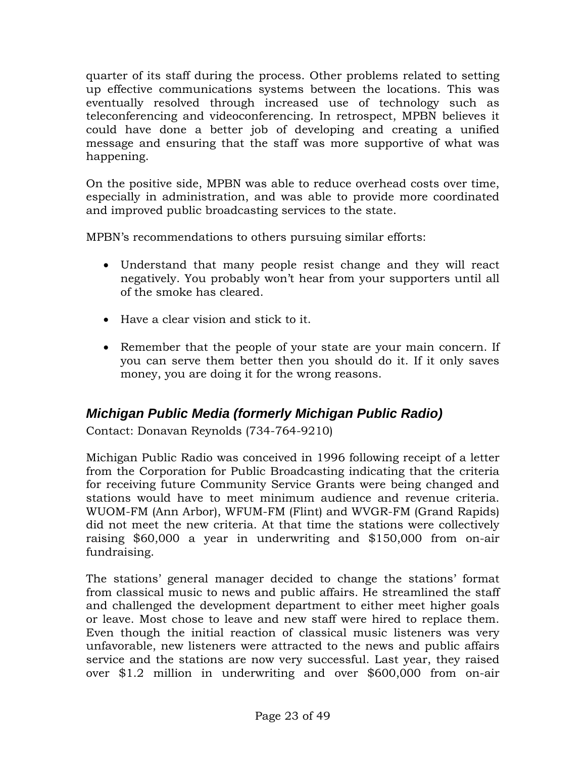quarter of its staff during the process. Other problems related to setting up effective communications systems between the locations. This was eventually resolved through increased use of technology such as teleconferencing and videoconferencing. In retrospect, MPBN believes it could have done a better job of developing and creating a unified message and ensuring that the staff was more supportive of what was happening.

On the positive side, MPBN was able to reduce overhead costs over time, especially in administration, and was able to provide more coordinated and improved public broadcasting services to the state.

MPBN's recommendations to others pursuing similar efforts:

- Understand that many people resist change and they will react negatively. You probably won't hear from your supporters until all of the smoke has cleared.
- Have a clear vision and stick to it.
- Remember that the people of your state are your main concern. If you can serve them better then you should do it. If it only saves money, you are doing it for the wrong reasons.

### *Michigan Public Media (formerly Michigan Public Radio)*

Contact: Donavan Reynolds (734-764-9210)

Michigan Public Radio was conceived in 1996 following receipt of a letter from the Corporation for Public Broadcasting indicating that the criteria for receiving future Community Service Grants were being changed and stations would have to meet minimum audience and revenue criteria. WUOM-FM (Ann Arbor), WFUM-FM (Flint) and WVGR-FM (Grand Rapids) did not meet the new criteria. At that time the stations were collectively raising $60,000 a year in underwriting and $150,000 from on-air fundraising.

The stations' general manager decided to change the stations' format from classical music to news and public affairs. He streamlined the staff and challenged the development department to either meet higher goals or leave. Most chose to leave and new staff were hired to replace them. Even though the initial reaction of classical music listeners was very unfavorable, new listeners were attracted to the news and public affairs service and the stations are now very successful. Last year, they raised over $1.2 million in underwriting and over $600,000 from on-air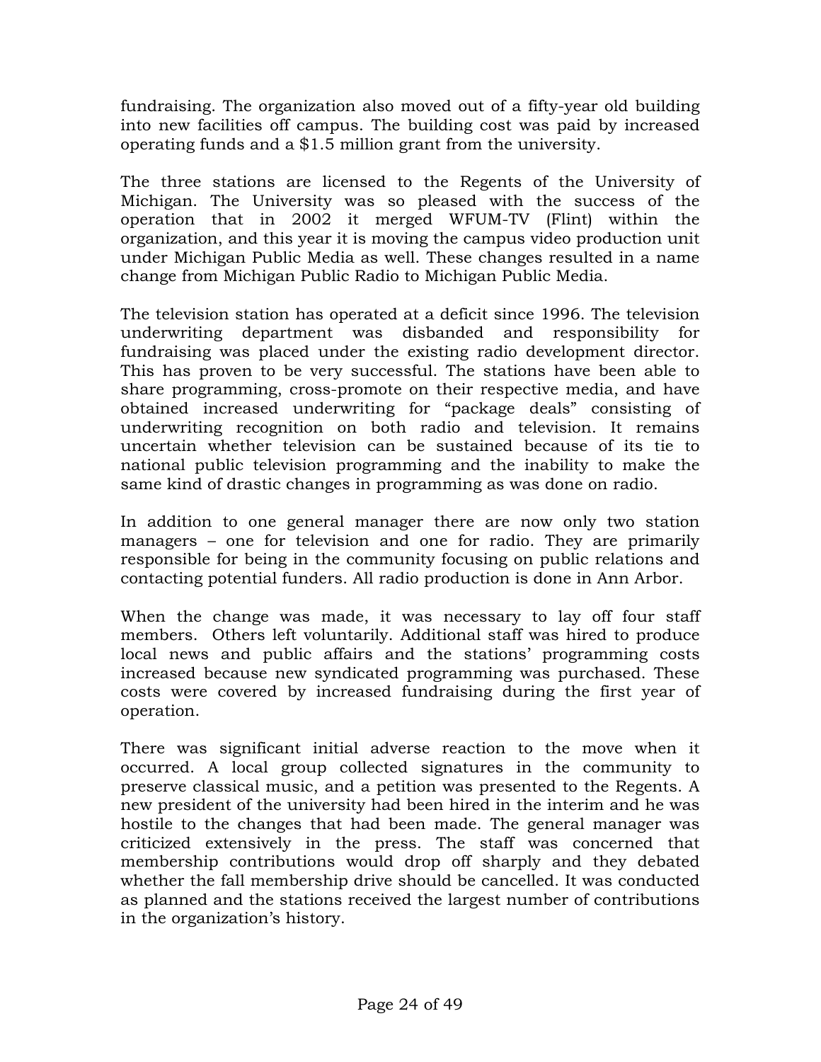fundraising. The organization also moved out of a fifty-year old building into new facilities off campus. The building cost was paid by increased operating funds and a $1.5 million grant from the university.

The three stations are licensed to the Regents of the University of Michigan. The University was so pleased with the success of the operation that in 2002 it merged WFUM-TV (Flint) within the organization, and this year it is moving the campus video production unit under Michigan Public Media as well. These changes resulted in a name change from Michigan Public Radio to Michigan Public Media.

The television station has operated at a deficit since 1996. The television underwriting department was disbanded and responsibility for fundraising was placed under the existing radio development director. This has proven to be very successful. The stations have been able to share programming, cross-promote on their respective media, and have obtained increased underwriting for "package deals" consisting of underwriting recognition on both radio and television. It remains uncertain whether television can be sustained because of its tie to national public television programming and the inability to make the same kind of drastic changes in programming as was done on radio.

In addition to one general manager there are now only two station managers – one for television and one for radio. They are primarily responsible for being in the community focusing on public relations and contacting potential funders. All radio production is done in Ann Arbor.

When the change was made, it was necessary to lay off four staff members. Others left voluntarily. Additional staff was hired to produce local news and public affairs and the stations' programming costs increased because new syndicated programming was purchased. These costs were covered by increased fundraising during the first year of operation.

There was significant initial adverse reaction to the move when it occurred. A local group collected signatures in the community to preserve classical music, and a petition was presented to the Regents. A new president of the university had been hired in the interim and he was hostile to the changes that had been made. The general manager was criticized extensively in the press. The staff was concerned that membership contributions would drop off sharply and they debated whether the fall membership drive should be cancelled. It was conducted as planned and the stations received the largest number of contributions in the organization's history.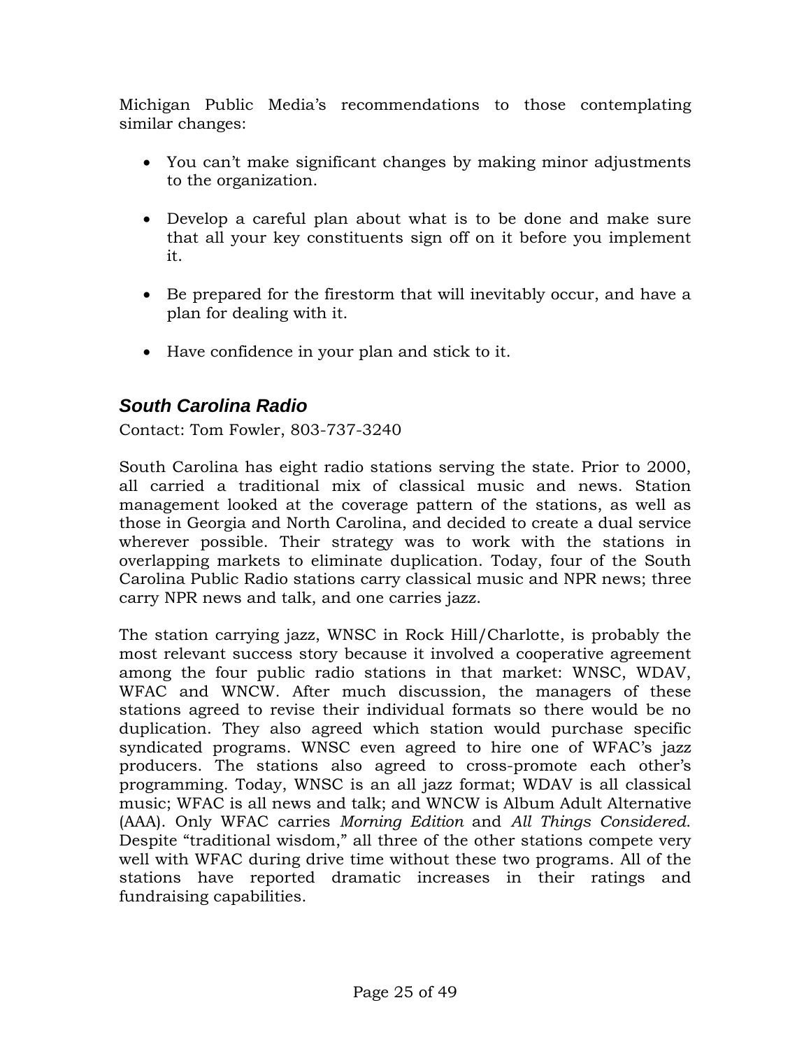Michigan Public Media's recommendations to those contemplating similar changes:

- You can't make significant changes by making minor adjustments to the organization.
- Develop a careful plan about what is to be done and make sure that all your key constituents sign off on it before you implement it.
- Be prepared for the firestorm that will inevitably occur, and have a plan for dealing with it.
- Have confidence in your plan and stick to it.

### *South Carolina Radio*

Contact: Tom Fowler, 803-737-3240

South Carolina has eight radio stations serving the state. Prior to 2000, all carried a traditional mix of classical music and news. Station management looked at the coverage pattern of the stations, as well as those in Georgia and North Carolina, and decided to create a dual service wherever possible. Their strategy was to work with the stations in overlapping markets to eliminate duplication. Today, four of the South Carolina Public Radio stations carry classical music and NPR news; three carry NPR news and talk, and one carries jazz.

The station carrying jazz, WNSC in Rock Hill/Charlotte, is probably the most relevant success story because it involved a cooperative agreement among the four public radio stations in that market: WNSC, WDAV, WFAC and WNCW. After much discussion, the managers of these stations agreed to revise their individual formats so there would be no duplication. They also agreed which station would purchase specific syndicated programs. WNSC even agreed to hire one of WFAC's jazz producers. The stations also agreed to cross-promote each other's programming. Today, WNSC is an all jazz format; WDAV is all classical music; WFAC is all news and talk; and WNCW is Album Adult Alternative (AAA). Only WFAC carries *Morning Edition* and *All Things Considered*. Despite "traditional wisdom," all three of the other stations compete very well with WFAC during drive time without these two programs. All of the stations have reported dramatic increases in their ratings and fundraising capabilities.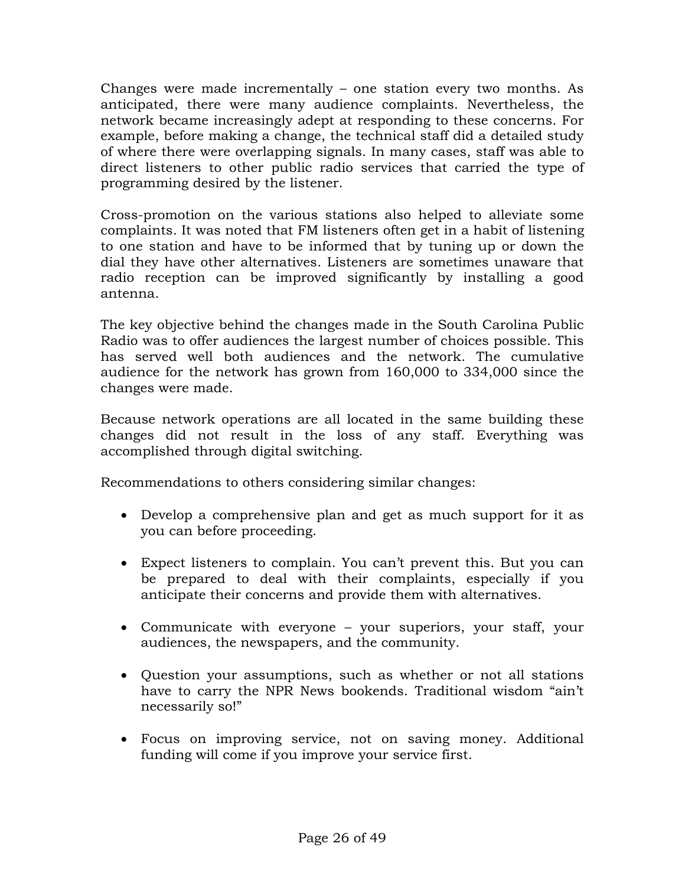Changes were made incrementally – one station every two months. As anticipated, there were many audience complaints. Nevertheless, the network became increasingly adept at responding to these concerns. For example, before making a change, the technical staff did a detailed study of where there were overlapping signals. In many cases, staff was able to direct listeners to other public radio services that carried the type of programming desired by the listener.

Cross-promotion on the various stations also helped to alleviate some complaints. It was noted that FM listeners often get in a habit of listening to one station and have to be informed that by tuning up or down the dial they have other alternatives. Listeners are sometimes unaware that radio reception can be improved significantly by installing a good antenna.

The key objective behind the changes made in the South Carolina Public Radio was to offer audiences the largest number of choices possible. This has served well both audiences and the network. The cumulative audience for the network has grown from 160,000 to 334,000 since the changes were made.

Because network operations are all located in the same building these changes did not result in the loss of any staff. Everything was accomplished through digital switching.

Recommendations to others considering similar changes:

- Develop a comprehensive plan and get as much support for it as you can before proceeding.

- Expect listeners to complain. You can't prevent this. But you can be prepared to deal with their complaints, especially if you anticipate their concerns and provide them with alternatives.

- Communicate with everyone – your superiors, your staff, your audiences, the newspapers, and the community.

- Question your assumptions, such as whether or not all stations have to carry the NPR News bookends. Traditional wisdom "ain't necessarily so!"

- Focus on improving service, not on saving money. Additional funding will come if you improve your service first.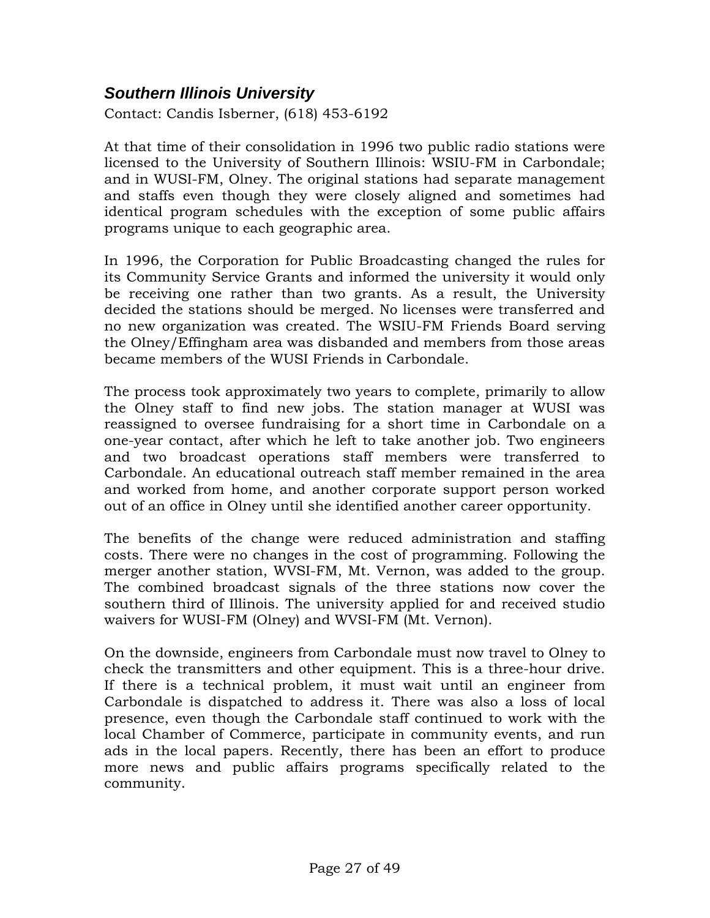## *Southern Illinois University*

Contact: Candis Isberner, (618) 453-6192

At that time of their consolidation in 1996 two public radio stations were licensed to the University of Southern Illinois: WSIU-FM in Carbondale; and in WUSI-FM, Olney. The original stations had separate management and staffs even though they were closely aligned and sometimes had identical program schedules with the exception of some public affairs programs unique to each geographic area.

In 1996, the Corporation for Public Broadcasting changed the rules for its Community Service Grants and informed the university it would only be receiving one rather than two grants. As a result, the University decided the stations should be merged. No licenses were transferred and no new organization was created. The WSIU-FM Friends Board serving the Olney/Effingham area was disbanded and members from those areas became members of the WUSI Friends in Carbondale.

The process took approximately two years to complete, primarily to allow the Olney staff to find new jobs. The station manager at WUSI was reassigned to oversee fundraising for a short time in Carbondale on a one-year contact, after which he left to take another job. Two engineers and two broadcast operations staff members were transferred to Carbondale. An educational outreach staff member remained in the area and worked from home, and another corporate support person worked out of an office in Olney until she identified another career opportunity.

The benefits of the change were reduced administration and staffing costs. There were no changes in the cost of programming. Following the merger another station, WVSI-FM, Mt. Vernon, was added to the group. The combined broadcast signals of the three stations now cover the southern third of Illinois. The university applied for and received studio waivers for WUSI-FM (Olney) and WVSI-FM (Mt. Vernon).

On the downside, engineers from Carbondale must now travel to Olney to check the transmitters and other equipment. This is a three-hour drive. If there is a technical problem, it must wait until an engineer from Carbondale is dispatched to address it. There was also a loss of local presence, even though the Carbondale staff continued to work with the local Chamber of Commerce, participate in community events, and run ads in the local papers. Recently, there has been an effort to produce more news and public affairs programs specifically related to the community.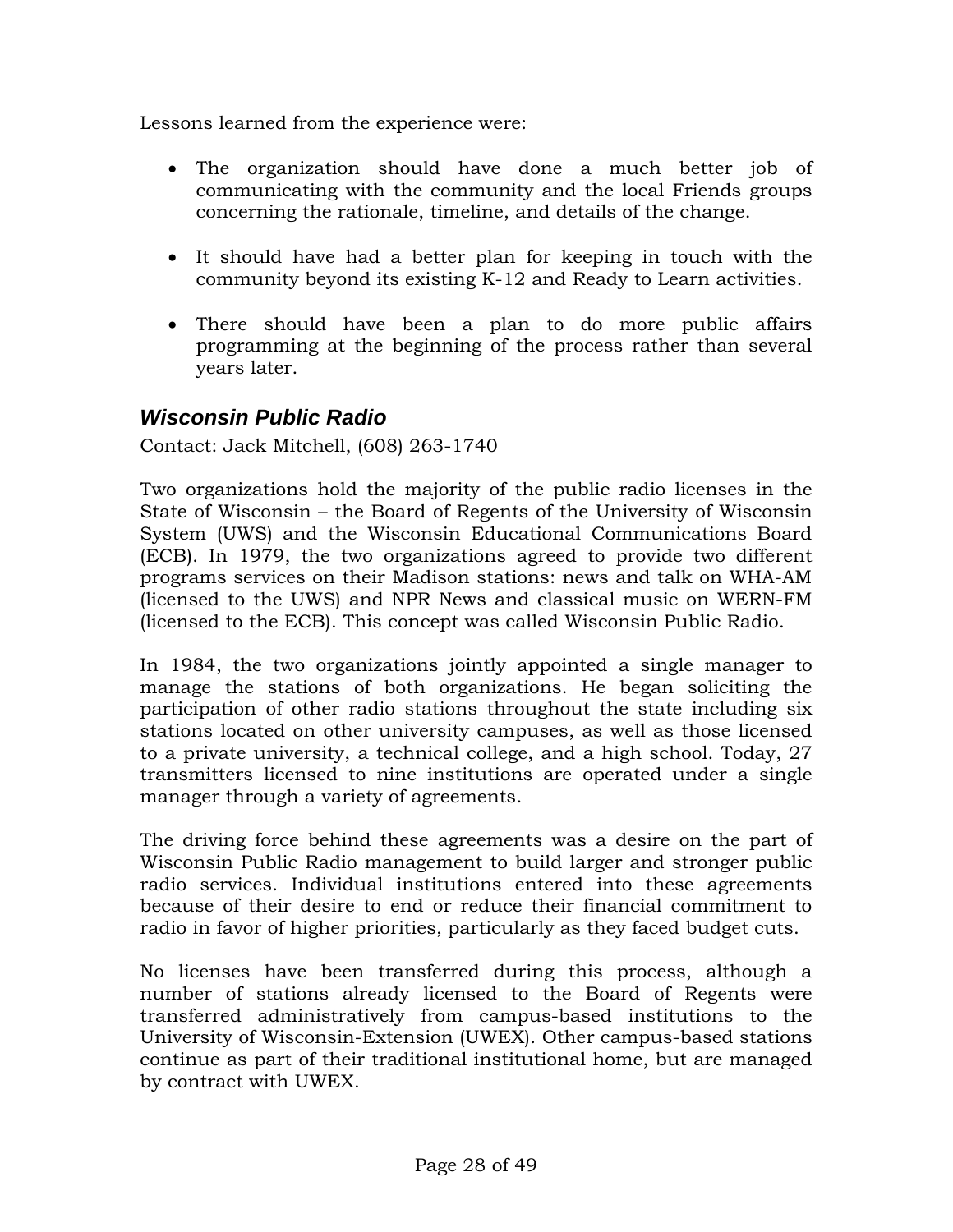Lessons learned from the experience were:

- The organization should have done a much better job of communicating with the community and the local Friends groups concerning the rationale, timeline, and details of the change.

- It should have had a better plan for keeping in touch with the community beyond its existing K-12 and Ready to Learn activities.

- There should have been a plan to do more public affairs programming at the beginning of the process rather than several years later.

### *Wisconsin Public Radio*

Contact: Jack Mitchell, (608) 263-1740

Two organizations hold the majority of the public radio licenses in the State of Wisconsin – the Board of Regents of the University of Wisconsin System (UWS) and the Wisconsin Educational Communications Board (ECB). In 1979, the two organizations agreed to provide two different programs services on their Madison stations: news and talk on WHA-AM (licensed to the UWS) and NPR News and classical music on WERN-FM (licensed to the ECB). This concept was called Wisconsin Public Radio.

In 1984, the two organizations jointly appointed a single manager to manage the stations of both organizations. He began soliciting the participation of other radio stations throughout the state including six stations located on other university campuses, as well as those licensed to a private university, a technical college, and a high school. Today, 27 transmitters licensed to nine institutions are operated under a single manager through a variety of agreements.

The driving force behind these agreements was a desire on the part of Wisconsin Public Radio management to build larger and stronger public radio services. Individual institutions entered into these agreements because of their desire to end or reduce their financial commitment to radio in favor of higher priorities, particularly as they faced budget cuts.

No licenses have been transferred during this process, although a number of stations already licensed to the Board of Regents were transferred administratively from campus-based institutions to the University of Wisconsin-Extension (UWEX). Other campus-based stations continue as part of their traditional institutional home, but are managed by contract with UWEX.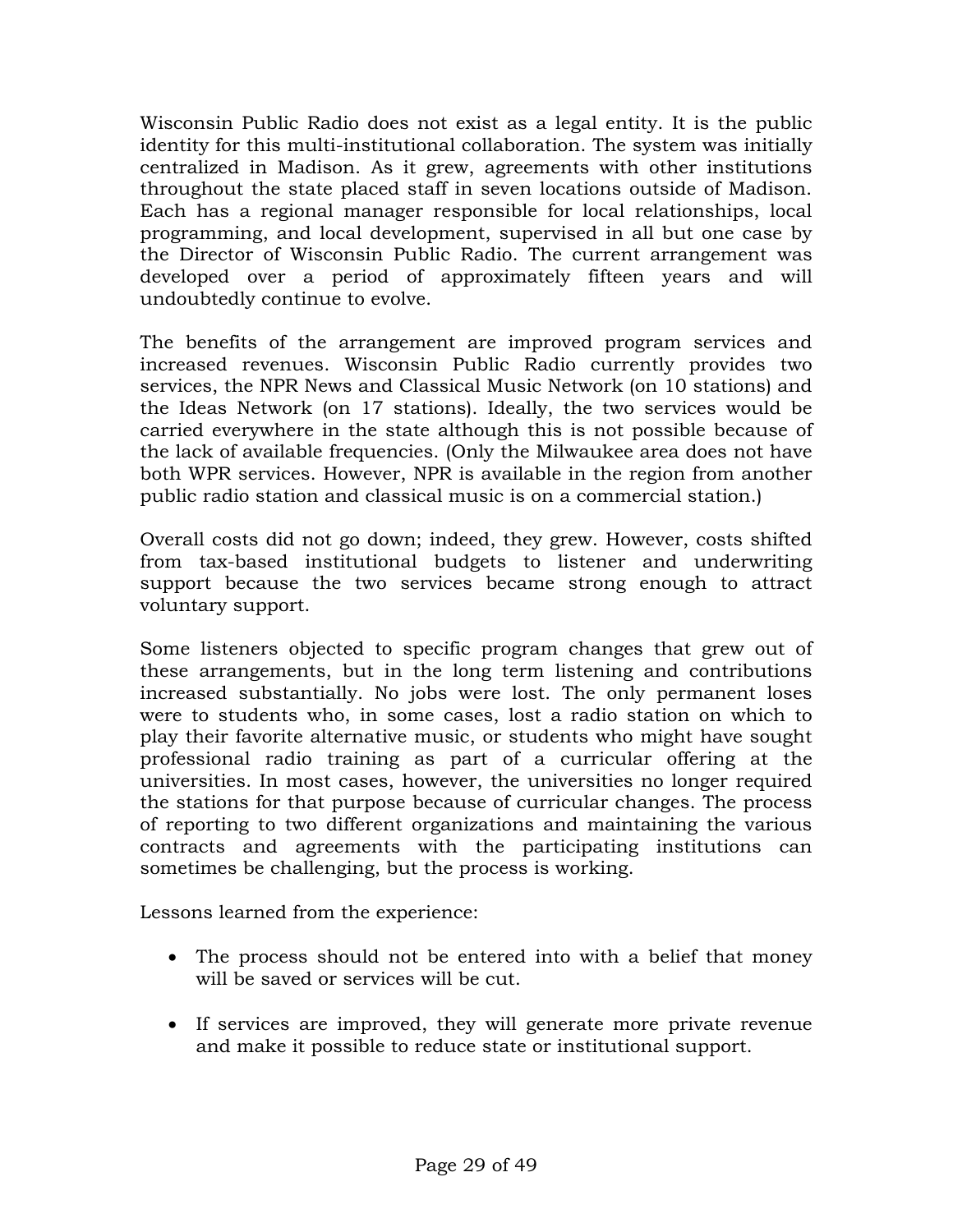Wisconsin Public Radio does not exist as a legal entity. It is the public identity for this multi-institutional collaboration. The system was initially centralized in Madison. As it grew, agreements with other institutions throughout the state placed staff in seven locations outside of Madison. Each has a regional manager responsible for local relationships, local programming, and local development, supervised in all but one case by the Director of Wisconsin Public Radio. The current arrangement was developed over a period of approximately fifteen years and will undoubtedly continue to evolve.

The benefits of the arrangement are improved program services and increased revenues. Wisconsin Public Radio currently provides two services, the NPR News and Classical Music Network (on 10 stations) and the Ideas Network (on 17 stations). Ideally, the two services would be carried everywhere in the state although this is not possible because of the lack of available frequencies. (Only the Milwaukee area does not have both WPR services. However, NPR is available in the region from another public radio station and classical music is on a commercial station.)

Overall costs did not go down; indeed, they grew. However, costs shifted from tax-based institutional budgets to listener and underwriting support because the two services became strong enough to attract voluntary support.

Some listeners objected to specific program changes that grew out of these arrangements, but in the long term listening and contributions increased substantially. No jobs were lost. The only permanent loses were to students who, in some cases, lost a radio station on which to play their favorite alternative music, or students who might have sought professional radio training as part of a curricular offering at the universities. In most cases, however, the universities no longer required the stations for that purpose because of curricular changes. The process of reporting to two different organizations and maintaining the various contracts and agreements with the participating institutions can sometimes be challenging, but the process is working.

Lessons learned from the experience:

- The process should not be entered into with a belief that money will be saved or services will be cut.

- If services are improved, they will generate more private revenue and make it possible to reduce state or institutional support.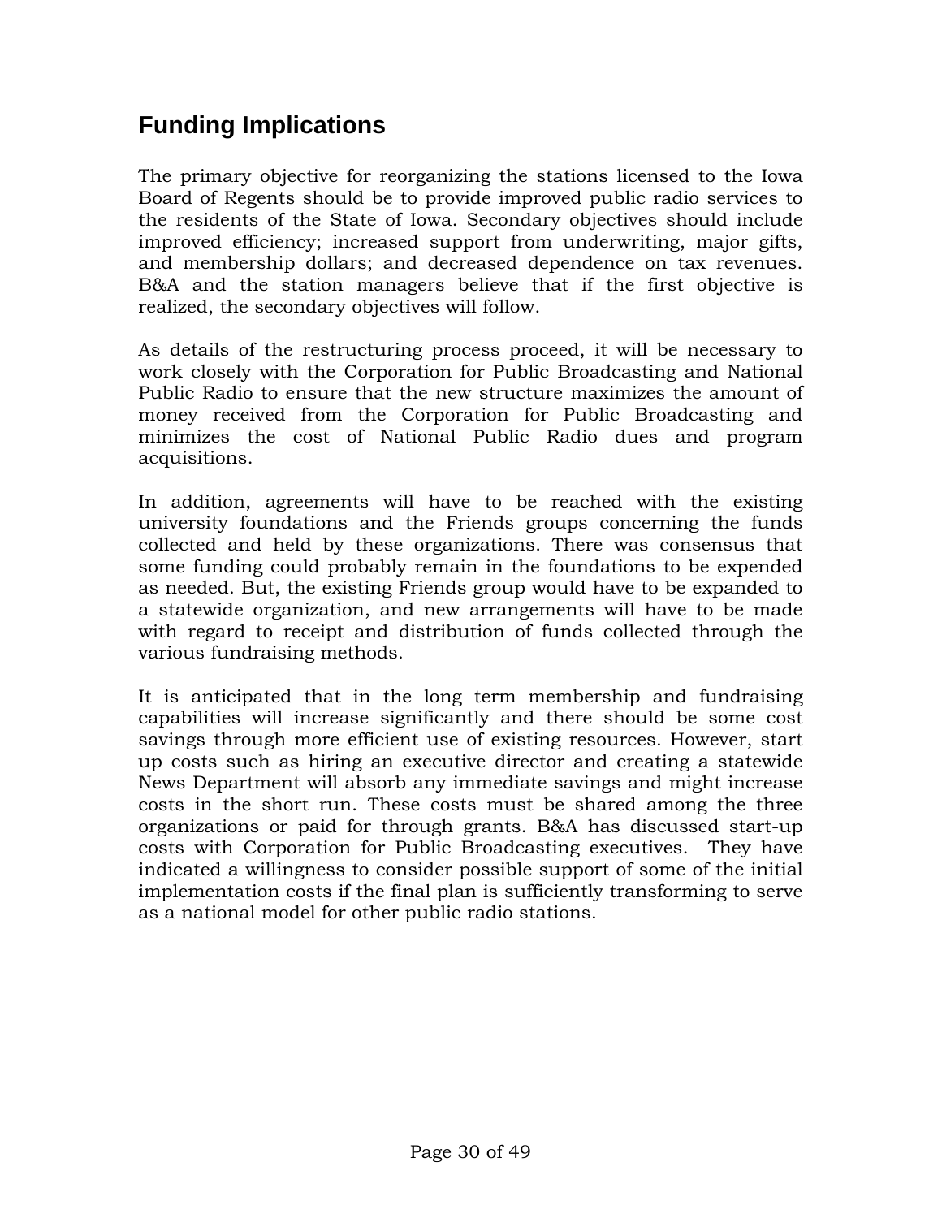## Funding Implications

The primary objective for reorganizing the stations licensed to the Iowa Board of Regents should be to provide improved public radio services to the residents of the State of Iowa. Secondary objectives should include improved efficiency; increased support from underwriting, major gifts, and membership dollars; and decreased dependence on tax revenues. B&A and the station managers believe that if the first objective is realized, the secondary objectives will follow.

As details of the restructuring process proceed, it will be necessary to work closely with the Corporation for Public Broadcasting and National Public Radio to ensure that the new structure maximizes the amount of money received from the Corporation for Public Broadcasting and minimizes the cost of National Public Radio dues and program acquisitions.

In addition, agreements will have to be reached with the existing university foundations and the Friends groups concerning the funds collected and held by these organizations. There was consensus that some funding could probably remain in the foundations to be expended as needed. But, the existing Friends group would have to be expanded to a statewide organization, and new arrangements will have to be made with regard to receipt and distribution of funds collected through the various fundraising methods.

It is anticipated that in the long term membership and fundraising capabilities will increase significantly and there should be some cost savings through more efficient use of existing resources. However, start up costs such as hiring an executive director and creating a statewide News Department will absorb any immediate savings and might increase costs in the short run. These costs must be shared among the three organizations or paid for through grants. B&A has discussed start-up costs with Corporation for Public Broadcasting executives. They have indicated a willingness to consider possible support of some of the initial implementation costs if the final plan is sufficiently transforming to serve as a national model for other public radio stations.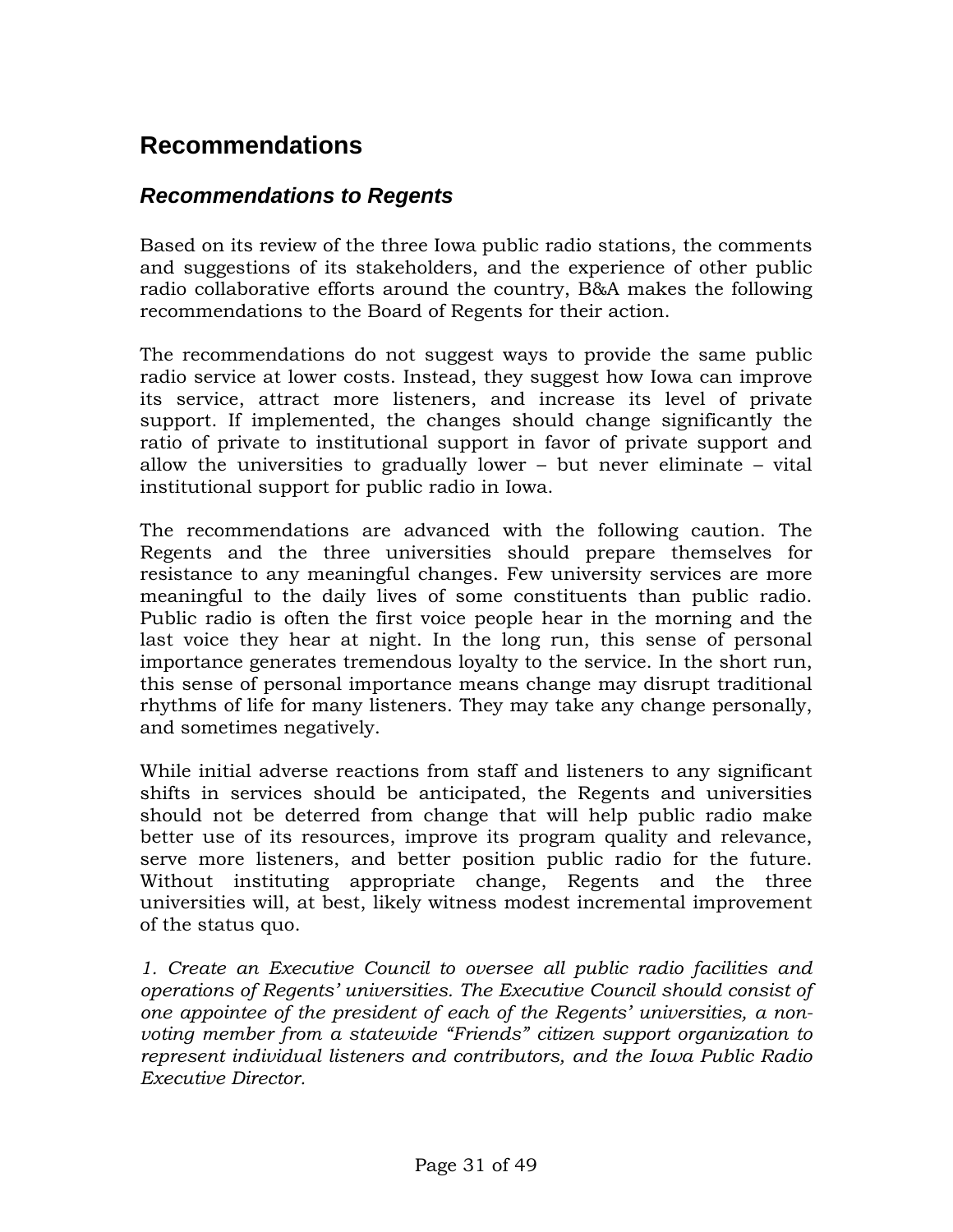# Recommendations

## *Recommendations to Regents*

Based on its review of the three Iowa public radio stations, the comments and suggestions of its stakeholders, and the experience of other public radio collaborative efforts around the country, B&A makes the following recommendations to the Board of Regents for their action.

The recommendations do not suggest ways to provide the same public radio service at lower costs. Instead, they suggest how Iowa can improve its service, attract more listeners, and increase its level of private support. If implemented, the changes should change significantly the ratio of private to institutional support in favor of private support and allow the universities to gradually lower – but never eliminate – vital institutional support for public radio in Iowa.

The recommendations are advanced with the following caution. The Regents and the three universities should prepare themselves for resistance to any meaningful changes. Few university services are more meaningful to the daily lives of some constituents than public radio. Public radio is often the first voice people hear in the morning and the last voice they hear at night. In the long run, this sense of personal importance generates tremendous loyalty to the service. In the short run, this sense of personal importance means change may disrupt traditional rhythms of life for many listeners. They may take any change personally, and sometimes negatively.

While initial adverse reactions from staff and listeners to any significant shifts in services should be anticipated, the Regents and universities should not be deterred from change that will help public radio make better use of its resources, improve its program quality and relevance, serve more listeners, and better position public radio for the future. Without instituting appropriate change, Regents and the three universities will, at best, likely witness modest incremental improvement of the status quo.

*1. Create an Executive Council to oversee all public radio facilities and operations of Regents' universities. The Executive Council should consist of one appointee of the president of each of the Regents' universities, a non-voting member from a statewide "Friends" citizen support organization to represent individual listeners and contributors, and the Iowa Public Radio Executive Director.*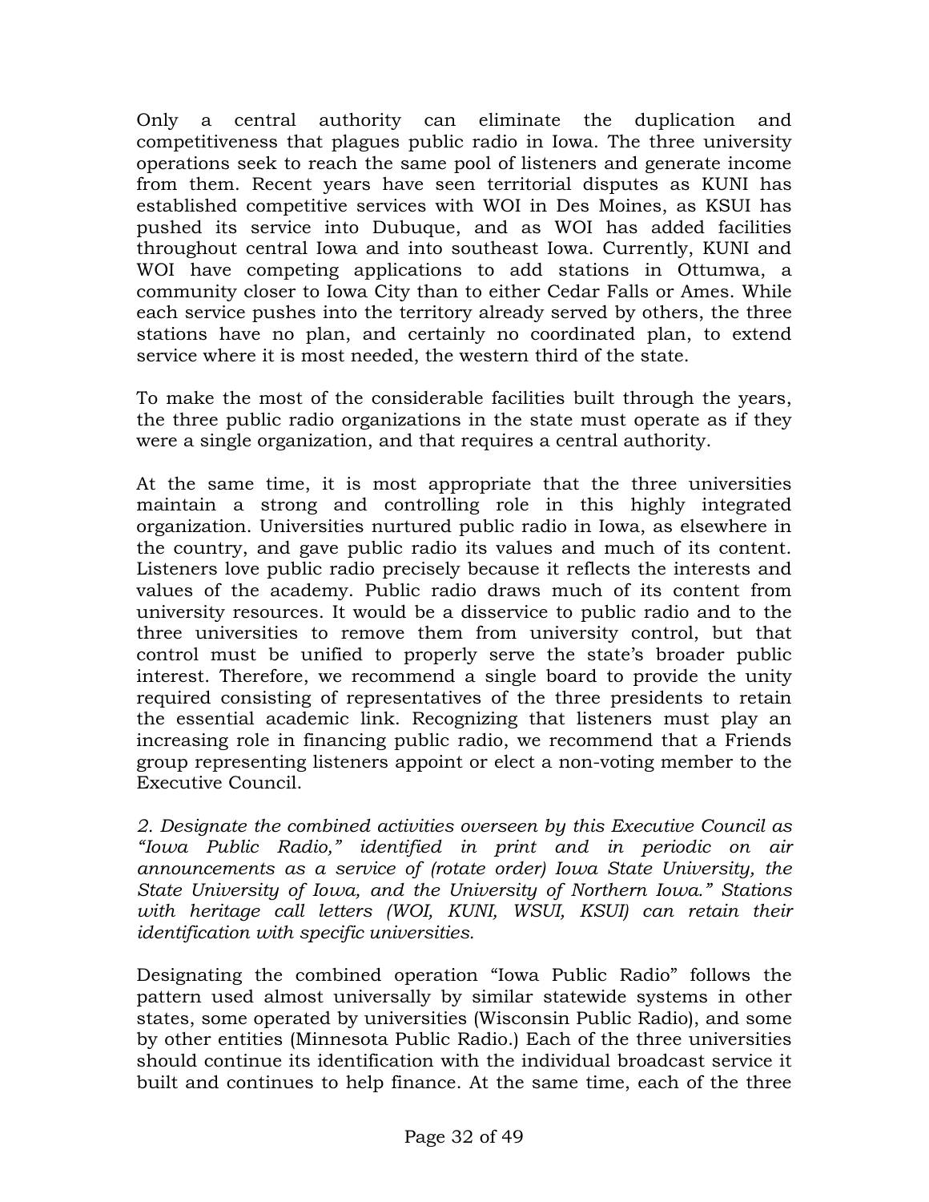Only a central authority can eliminate the duplication and competitiveness that plagues public radio in Iowa. The three university operations seek to reach the same pool of listeners and generate income from them. Recent years have seen territorial disputes as KUNI has established competitive services with WOI in Des Moines, as KSUI has pushed its service into Dubuque, and as WOI has added facilities throughout central Iowa and into southeast Iowa. Currently, KUNI and WOI have competing applications to add stations in Ottumwa, a community closer to Iowa City than to either Cedar Falls or Ames. While each service pushes into the territory already served by others, the three stations have no plan, and certainly no coordinated plan, to extend service where it is most needed, the western third of the state.

To make the most of the considerable facilities built through the years, the three public radio organizations in the state must operate as if they were a single organization, and that requires a central authority.

At the same time, it is most appropriate that the three universities maintain a strong and controlling role in this highly integrated organization. Universities nurtured public radio in Iowa, as elsewhere in the country, and gave public radio its values and much of its content. Listeners love public radio precisely because it reflects the interests and values of the academy. Public radio draws much of its content from university resources. It would be a disservice to public radio and to the three universities to remove them from university control, but that control must be unified to properly serve the state's broader public interest. Therefore, we recommend a single board to provide the unity required consisting of representatives of the three presidents to retain the essential academic link. Recognizing that listeners must play an increasing role in financing public radio, we recommend that a Friends group representing listeners appoint or elect a non-voting member to the Executive Council.

*2. Designate the combined activities overseen by this Executive Council as "Iowa Public Radio," identified in print and in periodic on air announcements as a service of (rotate order) Iowa State University, the State University of Iowa, and the University of Northern Iowa." Stations with heritage call letters (WOI, KUNI, WSUI, KSUI) can retain their identification with specific universities.*

Designating the combined operation "Iowa Public Radio" follows the pattern used almost universally by similar statewide systems in other states, some operated by universities (Wisconsin Public Radio), and some by other entities (Minnesota Public Radio.) Each of the three universities should continue its identification with the individual broadcast service it built and continues to help finance. At the same time, each of the three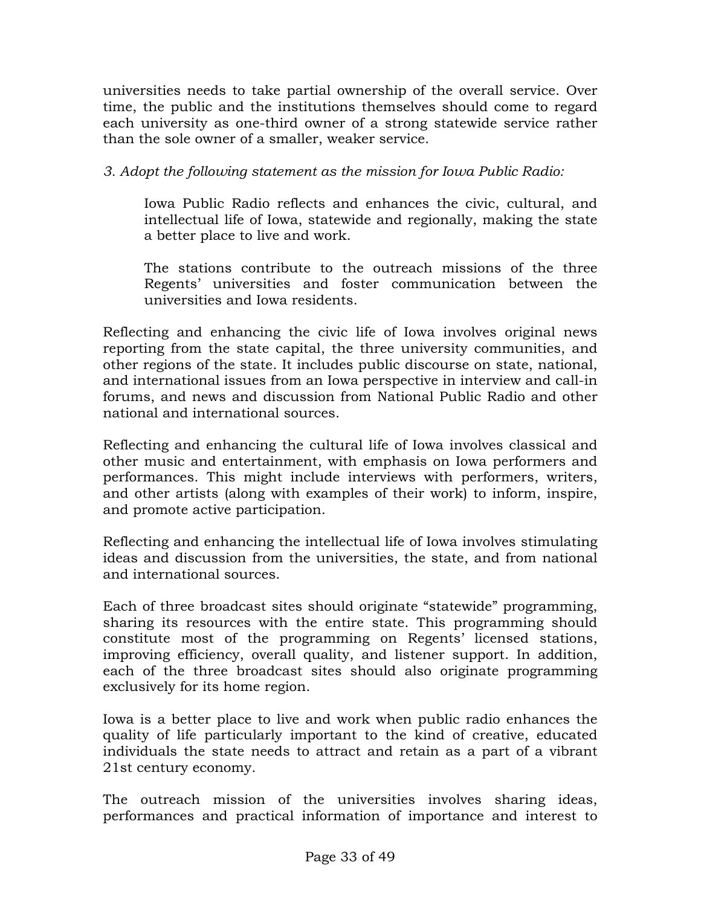universities needs to take partial ownership of the overall service. Over time, the public and the institutions themselves should come to regard each university as one-third owner of a strong statewide service rather than the sole owner of a smaller, weaker service.

*3. Adopt the following statement as the mission for Iowa Public Radio:*

> Iowa Public Radio reflects and enhances the civic, cultural, and intellectual life of Iowa, statewide and regionally, making the state a better place to live and work.
>
> The stations contribute to the outreach missions of the three Regents' universities and foster communication between the universities and Iowa residents.

Reflecting and enhancing the civic life of Iowa involves original news reporting from the state capital, the three university communities, and other regions of the state. It includes public discourse on state, national, and international issues from an Iowa perspective in interview and call-in forums, and news and discussion from National Public Radio and other national and international sources.

Reflecting and enhancing the cultural life of Iowa involves classical and other music and entertainment, with emphasis on Iowa performers and performances. This might include interviews with performers, writers, and other artists (along with examples of their work) to inform, inspire, and promote active participation.

Reflecting and enhancing the intellectual life of Iowa involves stimulating ideas and discussion from the universities, the state, and from national and international sources.

Each of three broadcast sites should originate "statewide" programming, sharing its resources with the entire state. This programming should constitute most of the programming on Regents' licensed stations, improving efficiency, overall quality, and listener support. In addition, each of the three broadcast sites should also originate programming exclusively for its home region.

Iowa is a better place to live and work when public radio enhances the quality of life particularly important to the kind of creative, educated individuals the state needs to attract and retain as a part of a vibrant 21st century economy.

The outreach mission of the universities involves sharing ideas, performances and practical information of importance and interest to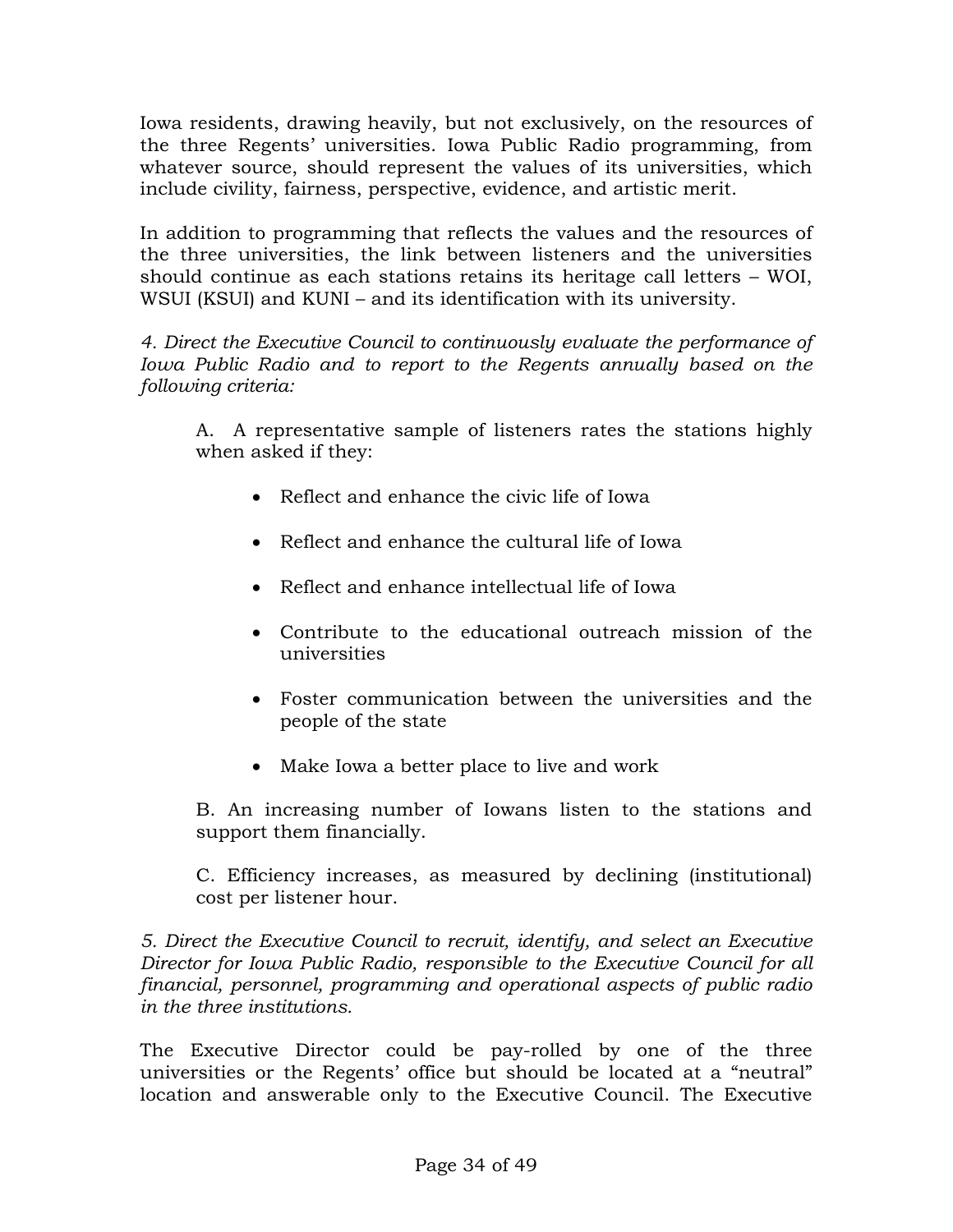Iowa residents, drawing heavily, but not exclusively, on the resources of the three Regents' universities. Iowa Public Radio programming, from whatever source, should represent the values of its universities, which include civility, fairness, perspective, evidence, and artistic merit.

In addition to programming that reflects the values and the resources of the three universities, the link between listeners and the universities should continue as each stations retains its heritage call letters – WOI, WSUI (KSUI) and KUNI – and its identification with its university.

*4. Direct the Executive Council to continuously evaluate the performance of Iowa Public Radio and to report to the Regents annually based on the following criteria:*

A. A representative sample of listeners rates the stations highly when asked if they:

- Reflect and enhance the civic life of Iowa
- Reflect and enhance the cultural life of Iowa
- Reflect and enhance intellectual life of Iowa
- Contribute to the educational outreach mission of the universities
- Foster communication between the universities and the people of the state
- Make Iowa a better place to live and work

B. An increasing number of Iowans listen to the stations and support them financially.

C. Efficiency increases, as measured by declining (institutional) cost per listener hour.

*5. Direct the Executive Council to recruit, identify, and select an Executive Director for Iowa Public Radio, responsible to the Executive Council for all financial, personnel, programming and operational aspects of public radio in the three institutions.*

The Executive Director could be pay-rolled by one of the three universities or the Regents' office but should be located at a "neutral" location and answerable only to the Executive Council. The Executive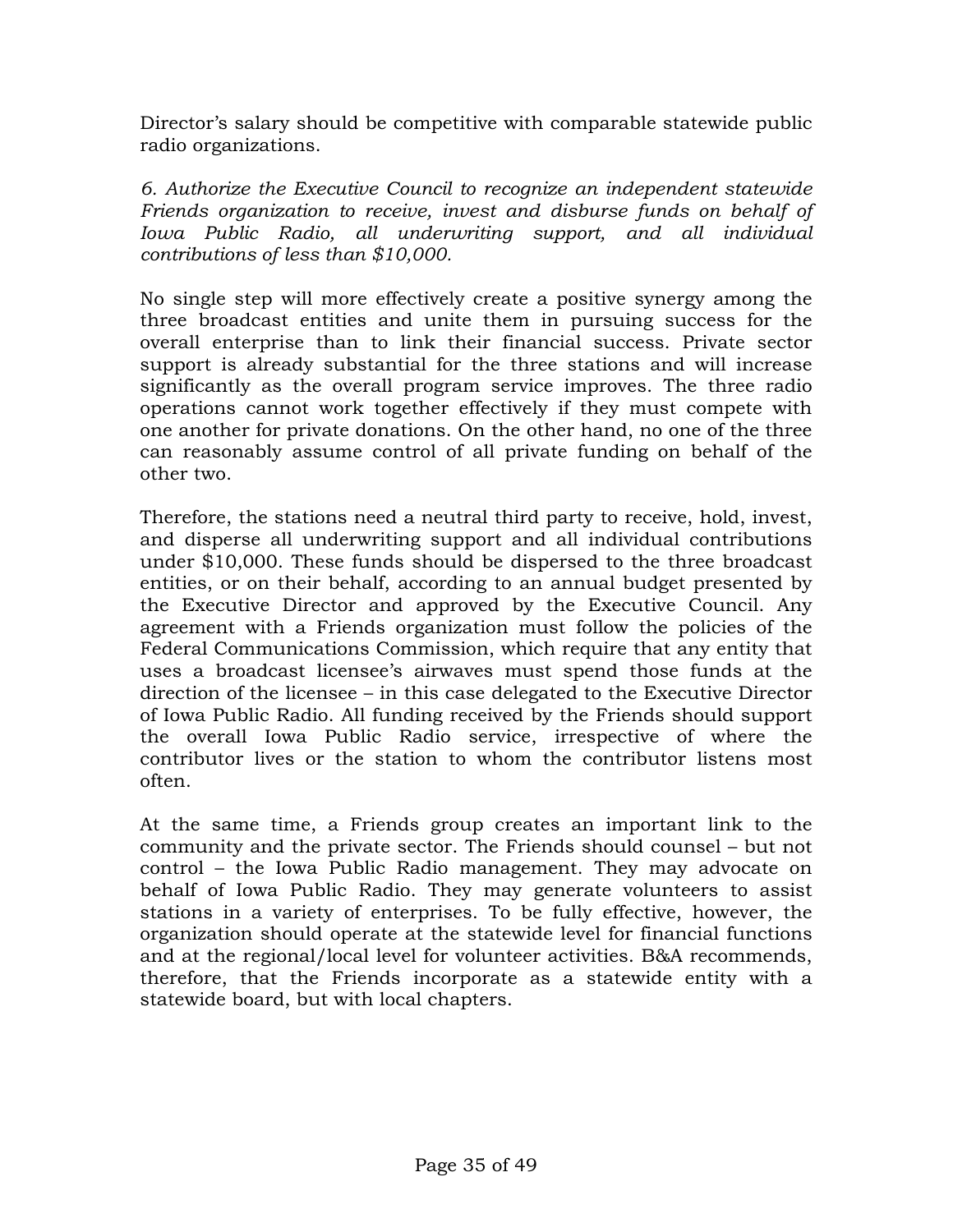Director's salary should be competitive with comparable statewide public radio organizations.

*6. Authorize the Executive Council to recognize an independent statewide Friends organization to receive, invest and disburse funds on behalf of Iowa Public Radio, all underwriting support, and all individual contributions of less than $10,000.*

No single step will more effectively create a positive synergy among the three broadcast entities and unite them in pursuing success for the overall enterprise than to link their financial success. Private sector support is already substantial for the three stations and will increase significantly as the overall program service improves. The three radio operations cannot work together effectively if they must compete with one another for private donations. On the other hand, no one of the three can reasonably assume control of all private funding on behalf of the other two.

Therefore, the stations need a neutral third party to receive, hold, invest, and disperse all underwriting support and all individual contributions under $10,000. These funds should be dispersed to the three broadcast entities, or on their behalf, according to an annual budget presented by the Executive Director and approved by the Executive Council. Any agreement with a Friends organization must follow the policies of the Federal Communications Commission, which require that any entity that uses a broadcast licensee's airwaves must spend those funds at the direction of the licensee – in this case delegated to the Executive Director of Iowa Public Radio. All funding received by the Friends should support the overall Iowa Public Radio service, irrespective of where the contributor lives or the station to whom the contributor listens most often.

At the same time, a Friends group creates an important link to the community and the private sector. The Friends should counsel – but not control – the Iowa Public Radio management. They may advocate on behalf of Iowa Public Radio. They may generate volunteers to assist stations in a variety of enterprises. To be fully effective, however, the organization should operate at the statewide level for financial functions and at the regional/local level for volunteer activities. B&A recommends, therefore, that the Friends incorporate as a statewide entity with a statewide board, but with local chapters.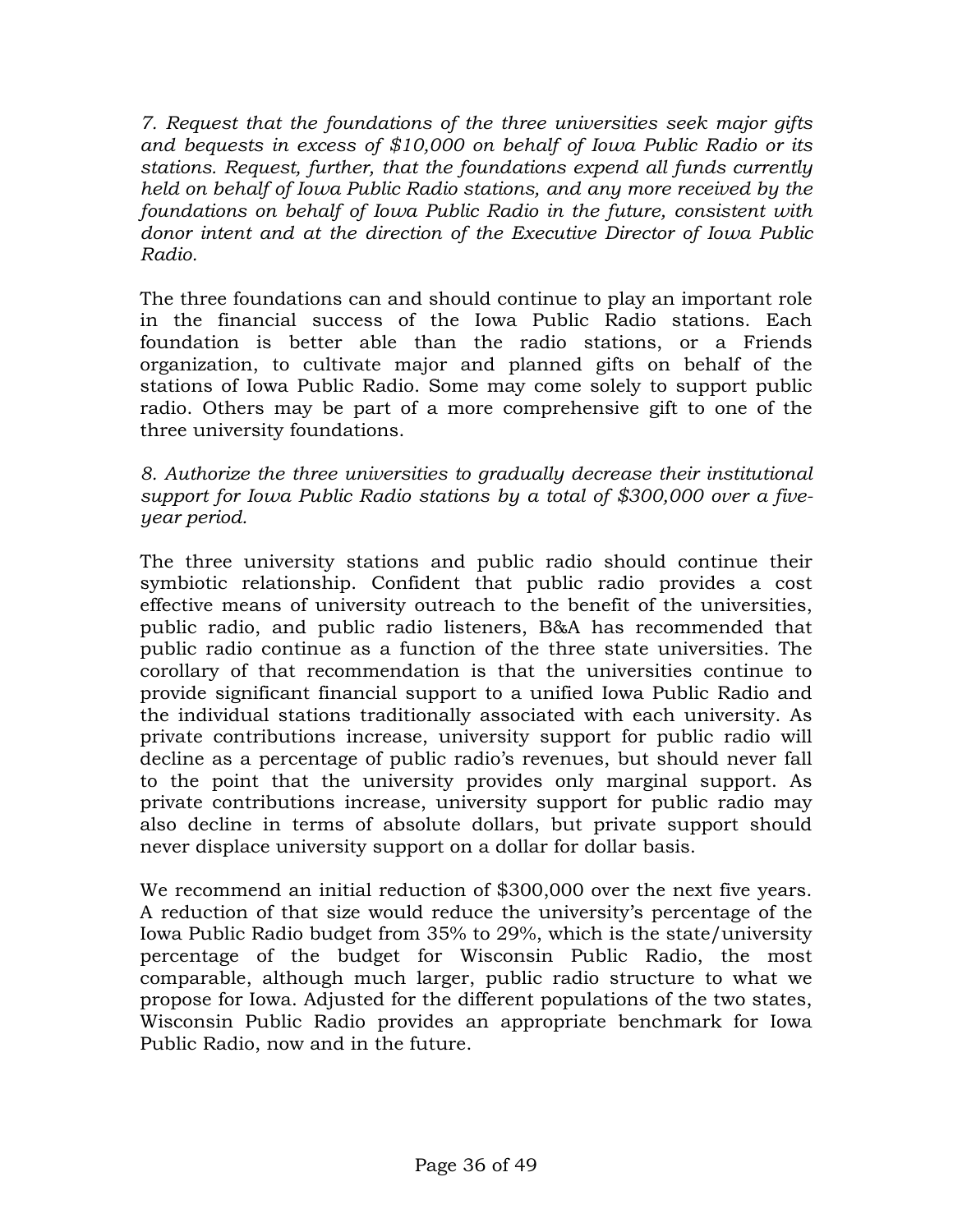*7. Request that the foundations of the three universities seek major gifts and bequests in excess of $10,000 on behalf of Iowa Public Radio or its stations. Request, further, that the foundations expend all funds currently held on behalf of Iowa Public Radio stations, and any more received by the foundations on behalf of Iowa Public Radio in the future, consistent with donor intent and at the direction of the Executive Director of Iowa Public Radio.*

The three foundations can and should continue to play an important role in the financial success of the Iowa Public Radio stations. Each foundation is better able than the radio stations, or a Friends organization, to cultivate major and planned gifts on behalf of the stations of Iowa Public Radio. Some may come solely to support public radio. Others may be part of a more comprehensive gift to one of the three university foundations.

*8. Authorize the three universities to gradually decrease their institutional support for Iowa Public Radio stations by a total of $300,000 over a five-year period.*

The three university stations and public radio should continue their symbiotic relationship. Confident that public radio provides a cost effective means of university outreach to the benefit of the universities, public radio, and public radio listeners, B&A has recommended that public radio continue as a function of the three state universities. The corollary of that recommendation is that the universities continue to provide significant financial support to a unified Iowa Public Radio and the individual stations traditionally associated with each university. As private contributions increase, university support for public radio will decline as a percentage of public radio's revenues, but should never fall to the point that the university provides only marginal support. As private contributions increase, university support for public radio may also decline in terms of absolute dollars, but private support should never displace university support on a dollar for dollar basis.

We recommend an initial reduction of $300,000 over the next five years. A reduction of that size would reduce the university's percentage of the Iowa Public Radio budget from 35% to 29%, which is the state/university percentage of the budget for Wisconsin Public Radio, the most comparable, although much larger, public radio structure to what we propose for Iowa. Adjusted for the different populations of the two states, Wisconsin Public Radio provides an appropriate benchmark for Iowa Public Radio, now and in the future.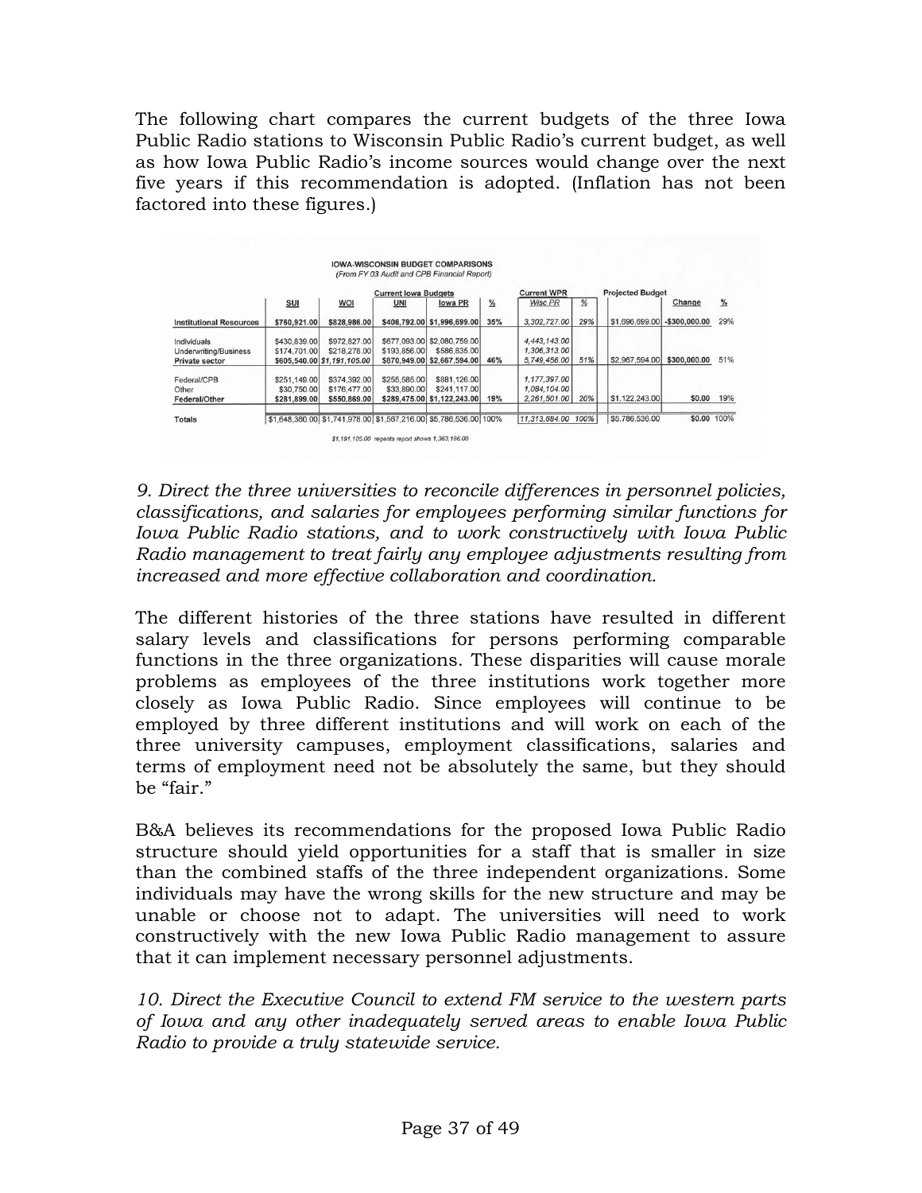The following chart compares the current budgets of the three Iowa Public Radio stations to Wisconsin Public Radio's current budget, as well as how Iowa Public Radio's income sources would change over the next five years if this recommendation is adopted. (Inflation has not been factored into these figures.)

**IOWA-WISCONSIN BUDGET COMPARISONS**
*(From FY 03 Audit and CPB Financial Report)*

| | Current Iowa Budgets | | | | | Current WPR | | Projected Budget | | |
|---|---|---|---|---|---|---|---|---|---|---|
| | SUI | WOI | UNI | Iowa PR | % | Wisc PR | % | | Change | % |
| **Institutional Resources** | $760,921.00 | $828,986.00 | $406,792.00 | $1,996,699.00 | 35% | 3,302,727.00 | 29% | $1,696,699.00 | -$300,000.00 | 29% |
| Individuals | $430,839.00 | $972,827.00 | $677,093.00 | $2,080,759.00 | | 4,443,143.00 | | | | |
| Underwriting/Business | $174,701.00 | $218,278.00 | $193,856.00 | $586,835.00 | | 1,306,313.00 | | | | |
| **Private sector** | $605,540.00 | $1,191,105.00 | $870,949.00 | $2,667,594.00 | 46% | 5,749,456.00 | 51% | $2,967,594.00 | $300,000.00 | 51% |
| Federal/CPB | $251,149.00 | $374,392.00 | $255,585.00 | $881,126.00 | | 1,177,397.00 | | | | |
| Other | $30,750.00 | $176,477.00 | $33,890.00 | $241,117.00 | | 1,084,104.00 | | | | |
| **Federal/Other** | $281,899.00 | $550,869.00 | $289,475.00 | $1,122,243.00 | 19% | 2,261,501.00 | 20% | $1,122,243.00 | $0.00 | 19% |
| Totals | $1,648,360.00 | $1,741,978.00 | $1,567,216.00 | $5,786,536.00 | 100% | 11,313,684.00 | 100% | $5,786,536.00 | $0.00 | 100% |

*$1,191,105.00 regents report shows 1,363,186.00*

*9. Direct the three universities to reconcile differences in personnel policies, classifications, and salaries for employees performing similar functions for Iowa Public Radio stations, and to work constructively with Iowa Public Radio management to treat fairly any employee adjustments resulting from increased and more effective collaboration and coordination.*

The different histories of the three stations have resulted in different salary levels and classifications for persons performing comparable functions in the three organizations. These disparities will cause morale problems as employees of the three institutions work together more closely as Iowa Public Radio. Since employees will continue to be employed by three different institutions and will work on each of the three university campuses, employment classifications, salaries and terms of employment need not be absolutely the same, but they should be "fair."

B&A believes its recommendations for the proposed Iowa Public Radio structure should yield opportunities for a staff that is smaller in size than the combined staffs of the three independent organizations. Some individuals may have the wrong skills for the new structure and may be unable or choose not to adapt. The universities will need to work constructively with the new Iowa Public Radio management to assure that it can implement necessary personnel adjustments.

*10. Direct the Executive Council to extend FM service to the western parts of Iowa and any other inadequately served areas to enable Iowa Public Radio to provide a truly statewide service.*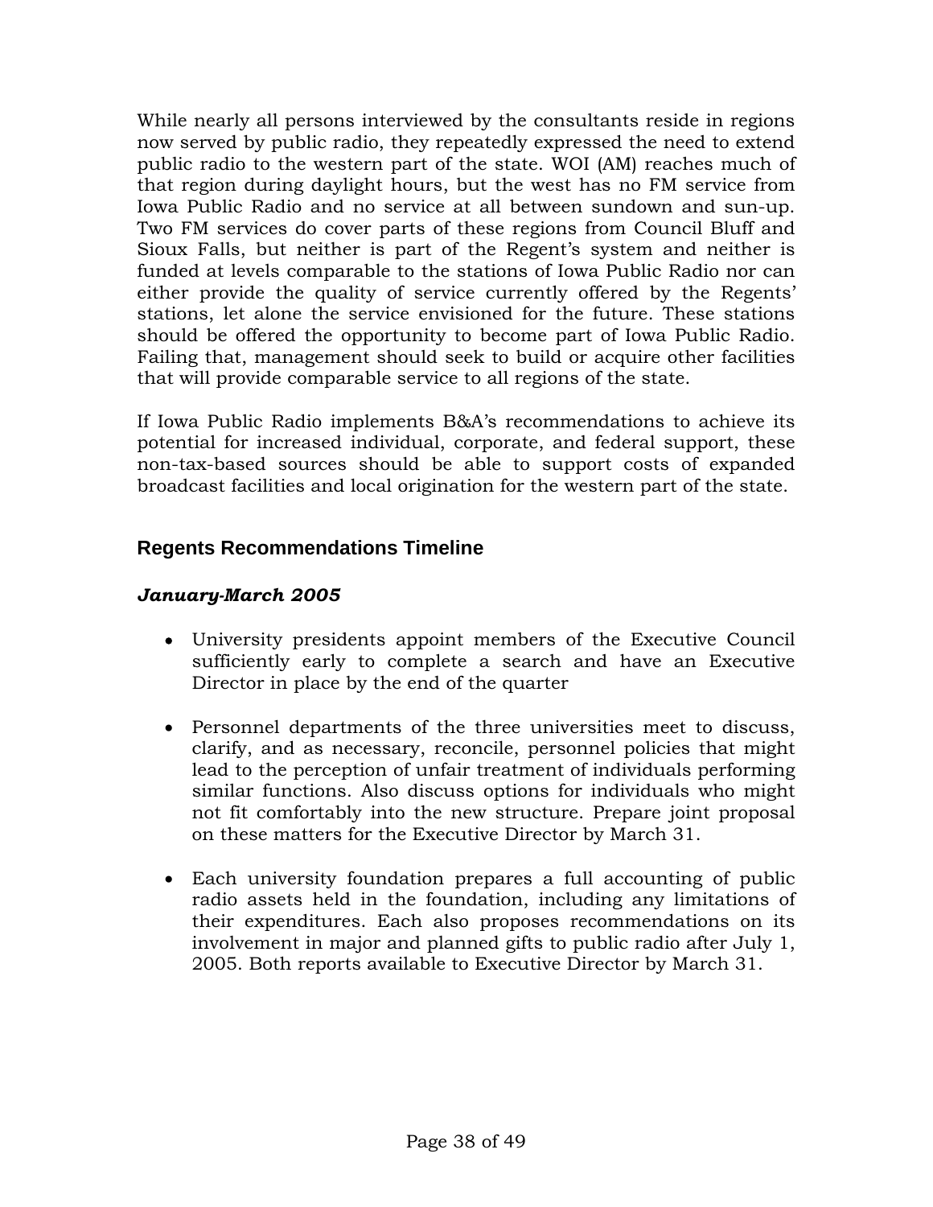While nearly all persons interviewed by the consultants reside in regions now served by public radio, they repeatedly expressed the need to extend public radio to the western part of the state. WOI (AM) reaches much of that region during daylight hours, but the west has no FM service from Iowa Public Radio and no service at all between sundown and sun-up. Two FM services do cover parts of these regions from Council Bluff and Sioux Falls, but neither is part of the Regent's system and neither is funded at levels comparable to the stations of Iowa Public Radio nor can either provide the quality of service currently offered by the Regents' stations, let alone the service envisioned for the future. These stations should be offered the opportunity to become part of Iowa Public Radio. Failing that, management should seek to build or acquire other facilities that will provide comparable service to all regions of the state.

If Iowa Public Radio implements B&A's recommendations to achieve its potential for increased individual, corporate, and federal support, these non-tax-based sources should be able to support costs of expanded broadcast facilities and local origination for the western part of the state.

## Regents Recommendations Timeline

### *January-March 2005*

- University presidents appoint members of the Executive Council sufficiently early to complete a search and have an Executive Director in place by the end of the quarter
- Personnel departments of the three universities meet to discuss, clarify, and as necessary, reconcile, personnel policies that might lead to the perception of unfair treatment of individuals performing similar functions. Also discuss options for individuals who might not fit comfortably into the new structure. Prepare joint proposal on these matters for the Executive Director by March 31.
- Each university foundation prepares a full accounting of public radio assets held in the foundation, including any limitations of their expenditures. Each also proposes recommendations on its involvement in major and planned gifts to public radio after July 1, 2005. Both reports available to Executive Director by March 31.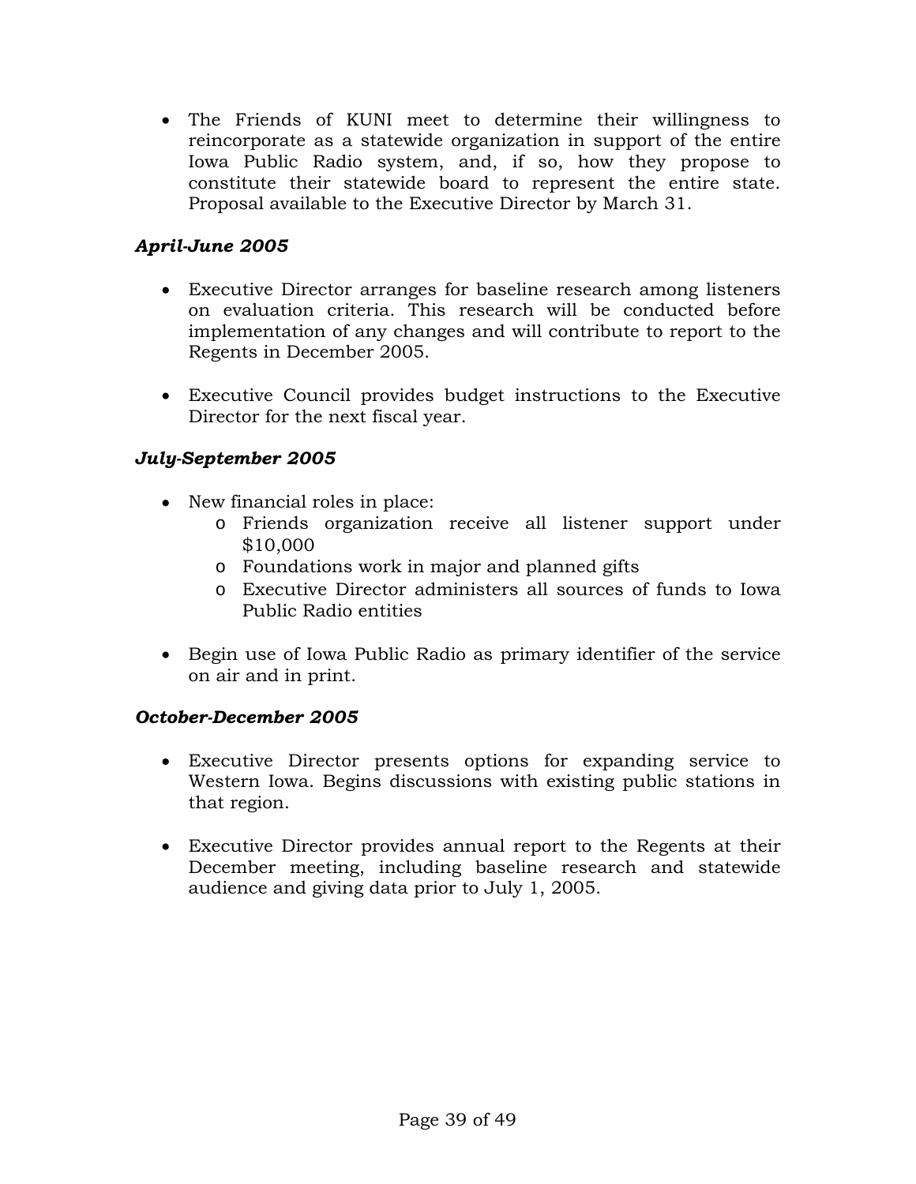- The Friends of KUNI meet to determine their willingness to reincorporate as a statewide organization in support of the entire Iowa Public Radio system, and, if so, how they propose to constitute their statewide board to represent the entire state. Proposal available to the Executive Director by March 31.

***April-June 2005***

- Executive Director arranges for baseline research among listeners on evaluation criteria. This research will be conducted before implementation of any changes and will contribute to report to the Regents in December 2005.

- Executive Council provides budget instructions to the Executive Director for the next fiscal year.

***July-September 2005***

- New financial roles in place:
  - Friends organization receive all listener support under $10,000
  - Foundations work in major and planned gifts
  - Executive Director administers all sources of funds to Iowa Public Radio entities

- Begin use of Iowa Public Radio as primary identifier of the service on air and in print.

***October-December 2005***

- Executive Director presents options for expanding service to Western Iowa. Begins discussions with existing public stations in that region.

- Executive Director provides annual report to the Regents at their December meeting, including baseline research and statewide audience and giving data prior to July 1, 2005.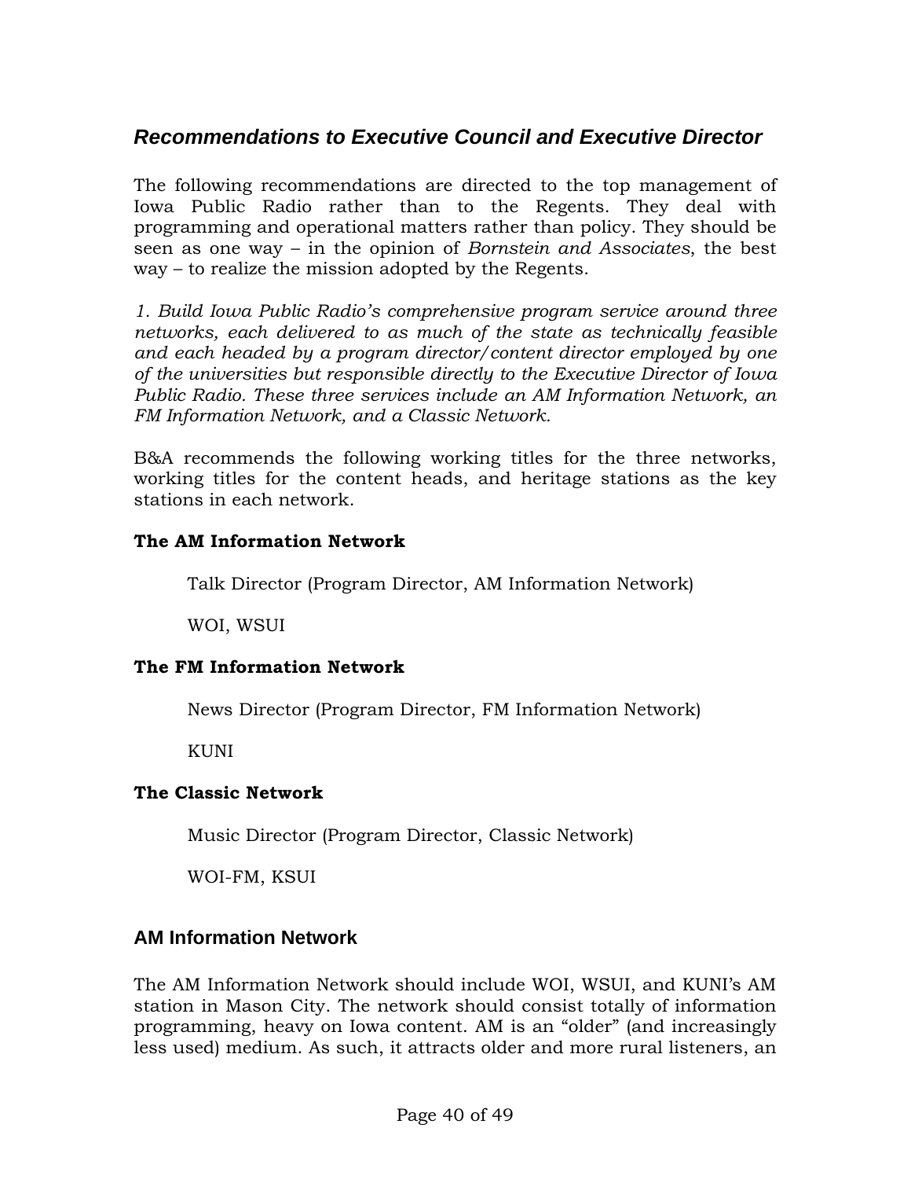## *Recommendations to Executive Council and Executive Director*

The following recommendations are directed to the top management of Iowa Public Radio rather than to the Regents. They deal with programming and operational matters rather than policy. They should be seen as one way – in the opinion of *Bornstein and Associates*, the best way – to realize the mission adopted by the Regents.

*1. Build Iowa Public Radio's comprehensive program service around three networks, each delivered to as much of the state as technically feasible and each headed by a program director/content director employed by one of the universities but responsible directly to the Executive Director of Iowa Public Radio. These three services include an AM Information Network, an FM Information Network, and a Classic Network.*

B&A recommends the following working titles for the three networks, working titles for the content heads, and heritage stations as the key stations in each network.

**The AM Information Network**

Talk Director (Program Director, AM Information Network)

WOI, WSUI

**The FM Information Network**

News Director (Program Director, FM Information Network)

KUNI

**The Classic Network**

Music Director (Program Director, Classic Network)

WOI-FM, KSUI

### AM Information Network

The AM Information Network should include WOI, WSUI, and KUNI's AM station in Mason City. The network should consist totally of information programming, heavy on Iowa content. AM is an "older" (and increasingly less used) medium. As such, it attracts older and more rural listeners, an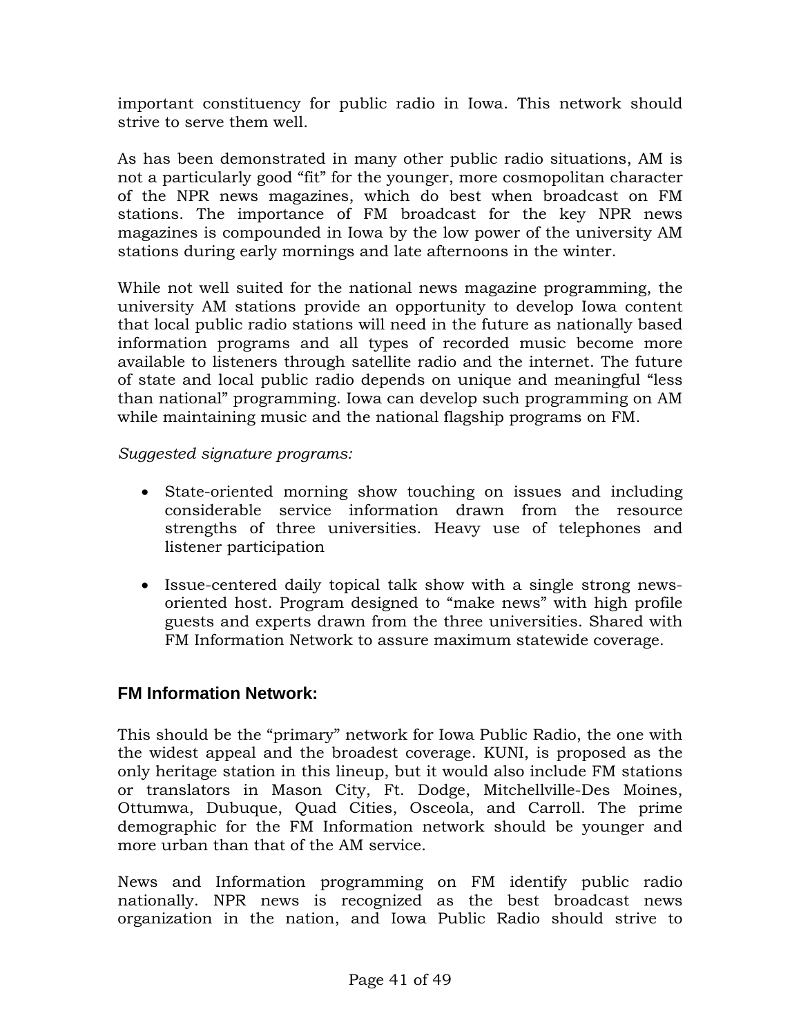important constituency for public radio in Iowa. This network should strive to serve them well.

As has been demonstrated in many other public radio situations, AM is not a particularly good "fit" for the younger, more cosmopolitan character of the NPR news magazines, which do best when broadcast on FM stations. The importance of FM broadcast for the key NPR news magazines is compounded in Iowa by the low power of the university AM stations during early mornings and late afternoons in the winter.

While not well suited for the national news magazine programming, the university AM stations provide an opportunity to develop Iowa content that local public radio stations will need in the future as nationally based information programs and all types of recorded music become more available to listeners through satellite radio and the internet. The future of state and local public radio depends on unique and meaningful "less than national" programming. Iowa can develop such programming on AM while maintaining music and the national flagship programs on FM.

*Suggested signature programs:*

- State-oriented morning show touching on issues and including considerable service information drawn from the resource strengths of three universities. Heavy use of telephones and listener participation

- Issue-centered daily topical talk show with a single strong news-oriented host. Program designed to "make news" with high profile guests and experts drawn from the three universities. Shared with FM Information Network to assure maximum statewide coverage.

### FM Information Network:

This should be the "primary" network for Iowa Public Radio, the one with the widest appeal and the broadest coverage. KUNI, is proposed as the only heritage station in this lineup, but it would also include FM stations or translators in Mason City, Ft. Dodge, Mitchellville-Des Moines, Ottumwa, Dubuque, Quad Cities, Osceola, and Carroll. The prime demographic for the FM Information network should be younger and more urban than that of the AM service.

News and Information programming on FM identify public radio nationally. NPR news is recognized as the best broadcast news organization in the nation, and Iowa Public Radio should strive to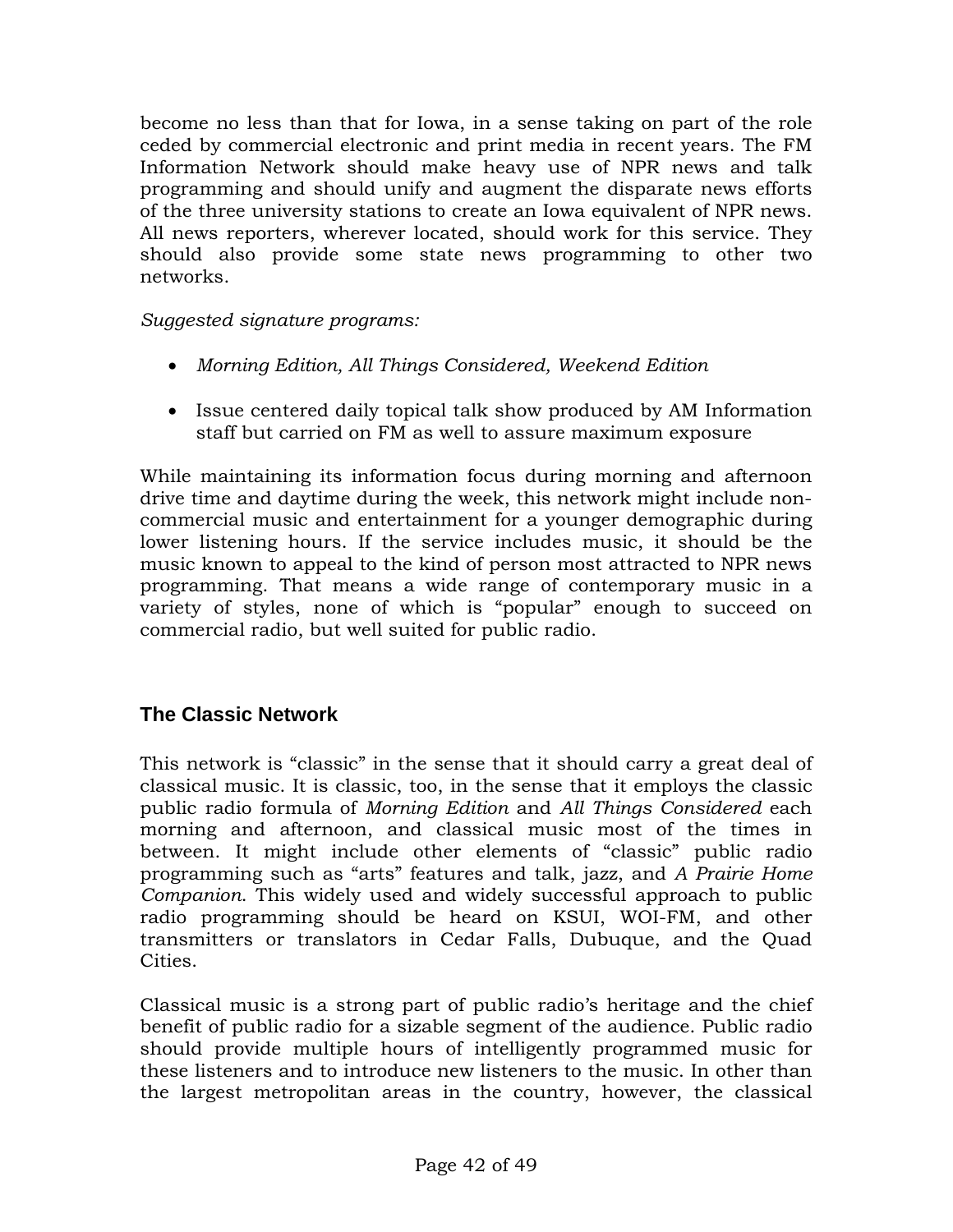become no less than that for Iowa, in a sense taking on part of the role ceded by commercial electronic and print media in recent years. The FM Information Network should make heavy use of NPR news and talk programming and should unify and augment the disparate news efforts of the three university stations to create an Iowa equivalent of NPR news. All news reporters, wherever located, should work for this service. They should also provide some state news programming to other two networks.

*Suggested signature programs:*

- *Morning Edition, All Things Considered, Weekend Edition*
- Issue centered daily topical talk show produced by AM Information staff but carried on FM as well to assure maximum exposure

While maintaining its information focus during morning and afternoon drive time and daytime during the week, this network might include non-commercial music and entertainment for a younger demographic during lower listening hours. If the service includes music, it should be the music known to appeal to the kind of person most attracted to NPR news programming. That means a wide range of contemporary music in a variety of styles, none of which is "popular" enough to succeed on commercial radio, but well suited for public radio.

## The Classic Network

This network is "classic" in the sense that it should carry a great deal of classical music. It is classic, too, in the sense that it employs the classic public radio formula of *Morning Edition* and *All Things Considered* each morning and afternoon, and classical music most of the times in between. It might include other elements of "classic" public radio programming such as "arts" features and talk, jazz, and *A Prairie Home Companion*. This widely used and widely successful approach to public radio programming should be heard on KSUI, WOI-FM, and other transmitters or translators in Cedar Falls, Dubuque, and the Quad Cities.

Classical music is a strong part of public radio's heritage and the chief benefit of public radio for a sizable segment of the audience. Public radio should provide multiple hours of intelligently programmed music for these listeners and to introduce new listeners to the music. In other than the largest metropolitan areas in the country, however, the classical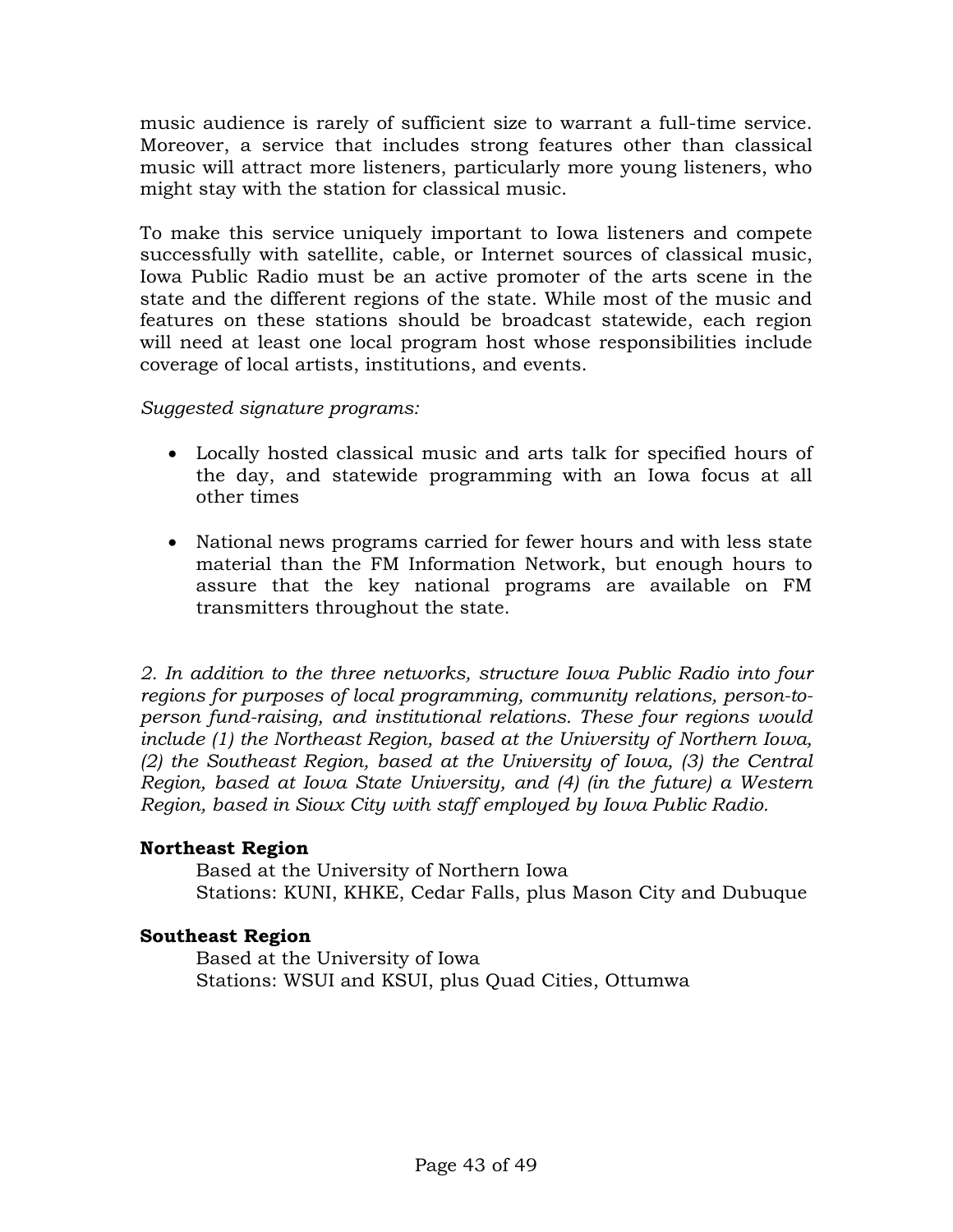music audience is rarely of sufficient size to warrant a full-time service. Moreover, a service that includes strong features other than classical music will attract more listeners, particularly more young listeners, who might stay with the station for classical music.

To make this service uniquely important to Iowa listeners and compete successfully with satellite, cable, or Internet sources of classical music, Iowa Public Radio must be an active promoter of the arts scene in the state and the different regions of the state. While most of the music and features on these stations should be broadcast statewide, each region will need at least one local program host whose responsibilities include coverage of local artists, institutions, and events.

*Suggested signature programs:*

- Locally hosted classical music and arts talk for specified hours of the day, and statewide programming with an Iowa focus at all other times
- National news programs carried for fewer hours and with less state material than the FM Information Network, but enough hours to assure that the key national programs are available on FM transmitters throughout the state.

*2. In addition to the three networks, structure Iowa Public Radio into four regions for purposes of local programming, community relations, person-to-person fund-raising, and institutional relations. These four regions would include (1) the Northeast Region, based at the University of Northern Iowa, (2) the Southeast Region, based at the University of Iowa, (3) the Central Region, based at Iowa State University, and (4) (in the future) a Western Region, based in Sioux City with staff employed by Iowa Public Radio.*

**Northeast Region**

Based at the University of Northern Iowa
Stations: KUNI, KHKE, Cedar Falls, plus Mason City and Dubuque

**Southeast Region**

Based at the University of Iowa
Stations: WSUI and KSUI, plus Quad Cities, Ottumwa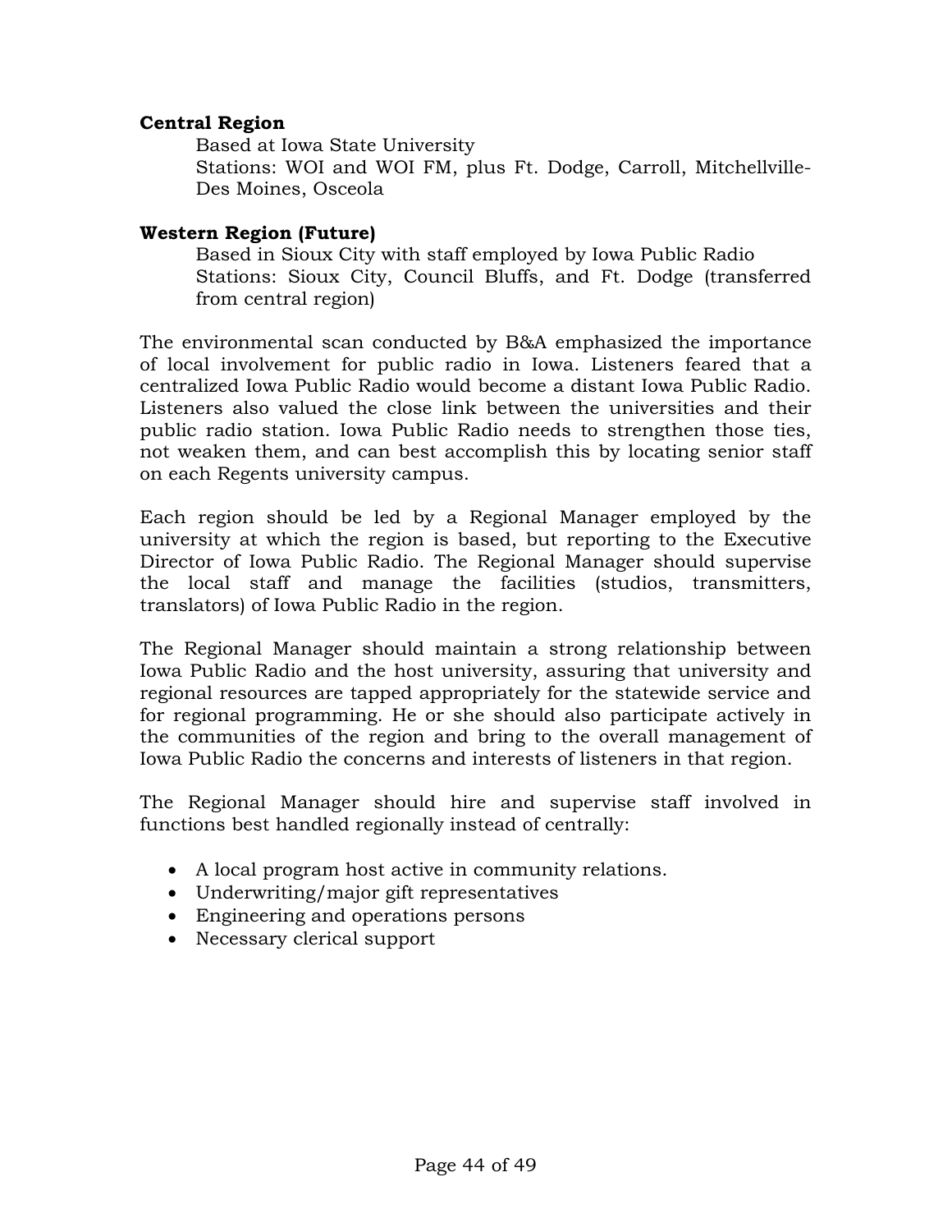**Central Region**

Based at Iowa State University
Stations: WOI and WOI FM, plus Ft. Dodge, Carroll, Mitchellville-Des Moines, Osceola

**Western Region (Future)**

Based in Sioux City with staff employed by Iowa Public Radio
Stations: Sioux City, Council Bluffs, and Ft. Dodge (transferred from central region)

The environmental scan conducted by B&A emphasized the importance of local involvement for public radio in Iowa. Listeners feared that a centralized Iowa Public Radio would become a distant Iowa Public Radio. Listeners also valued the close link between the universities and their public radio station. Iowa Public Radio needs to strengthen those ties, not weaken them, and can best accomplish this by locating senior staff on each Regents university campus.

Each region should be led by a Regional Manager employed by the university at which the region is based, but reporting to the Executive Director of Iowa Public Radio. The Regional Manager should supervise the local staff and manage the facilities (studios, transmitters, translators) of Iowa Public Radio in the region.

The Regional Manager should maintain a strong relationship between Iowa Public Radio and the host university, assuring that university and regional resources are tapped appropriately for the statewide service and for regional programming. He or she should also participate actively in the communities of the region and bring to the overall management of Iowa Public Radio the concerns and interests of listeners in that region.

The Regional Manager should hire and supervise staff involved in functions best handled regionally instead of centrally:

- A local program host active in community relations.
- Underwriting/major gift representatives
- Engineering and operations persons
- Necessary clerical support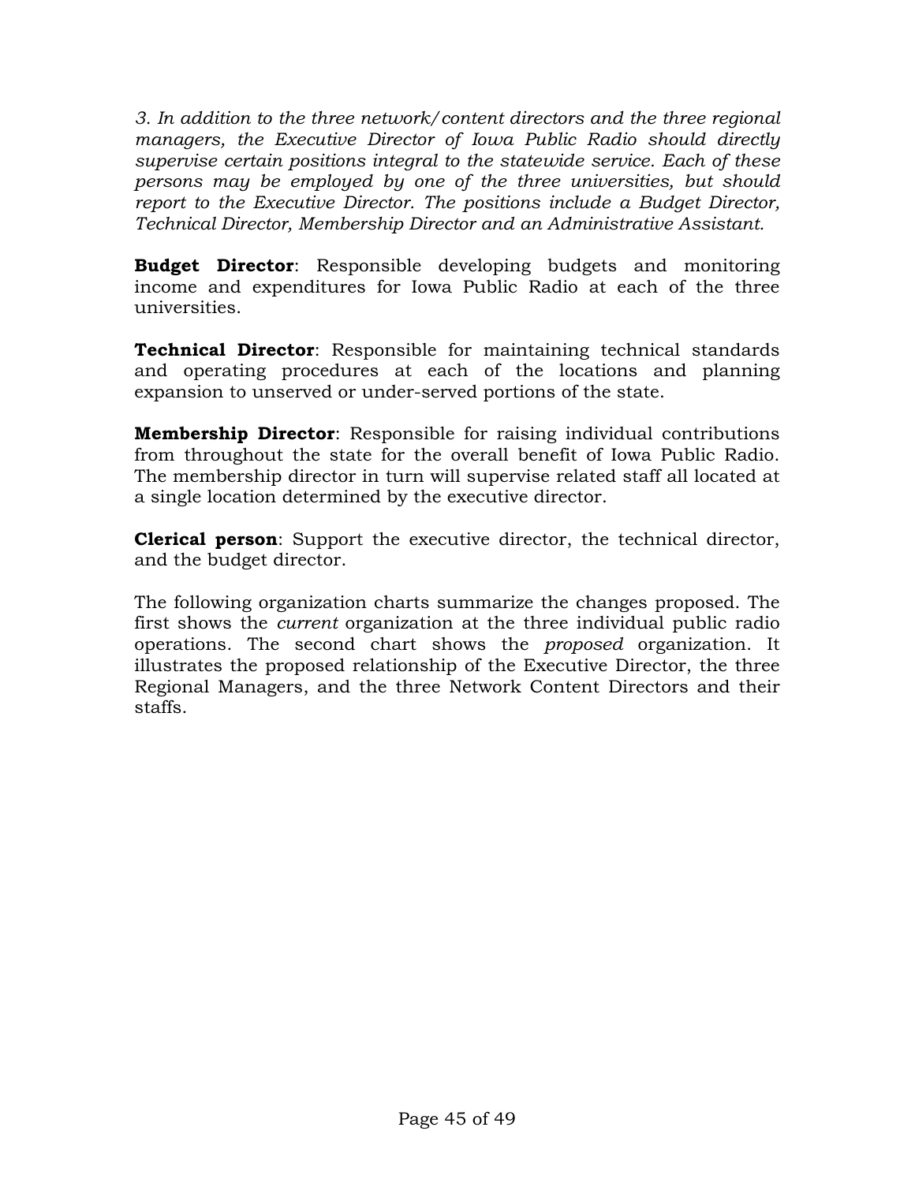*3. In addition to the three network/content directors and the three regional managers, the Executive Director of Iowa Public Radio should directly supervise certain positions integral to the statewide service. Each of these persons may be employed by one of the three universities, but should report to the Executive Director. The positions include a Budget Director, Technical Director, Membership Director and an Administrative Assistant.*

**Budget Director**: Responsible developing budgets and monitoring income and expenditures for Iowa Public Radio at each of the three universities.

**Technical Director**: Responsible for maintaining technical standards and operating procedures at each of the locations and planning expansion to unserved or under-served portions of the state.

**Membership Director**: Responsible for raising individual contributions from throughout the state for the overall benefit of Iowa Public Radio. The membership director in turn will supervise related staff all located at a single location determined by the executive director.

**Clerical person**: Support the executive director, the technical director, and the budget director.

The following organization charts summarize the changes proposed. The first shows the *current* organization at the three individual public radio operations. The second chart shows the *proposed* organization. It illustrates the proposed relationship of the Executive Director, the three Regional Managers, and the three Network Content Directors and their staffs.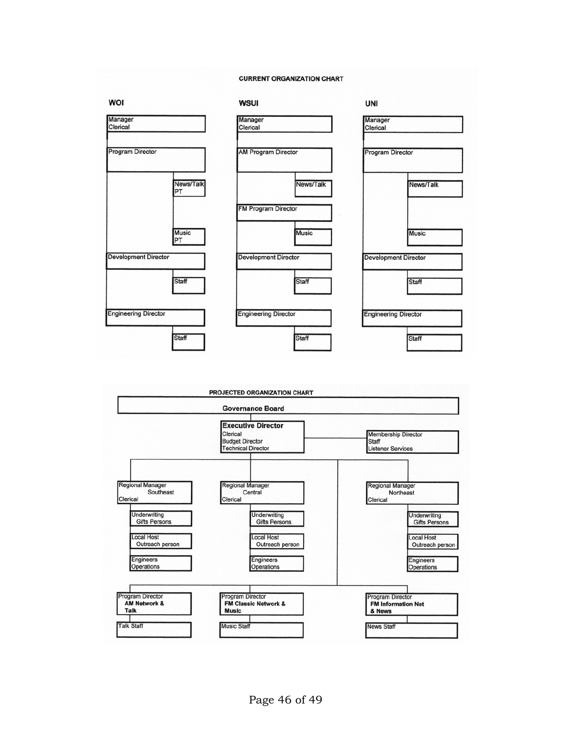## CURRENT ORGANIZATION CHART

### WOI

- Manager
  - Clerical
- Program Director
  - News/Talk PT
  - Music PT
- Development Director
  - Staff
- Engineering Director
  - Staff

### WSUI

- Manager
  - Clerical
- AM Program Director
  - News/Talk
- FM Program Director
  - Music
- Development Director
  - Staff
- Engineering Director
  - Staff

### UNI

- Manager
  - Clerical
- Program Director
  - News/Talk
  - Music
- Development Director
  - Staff
- Engineering Director
  - Staff

## PROJECTED ORGANIZATION CHART

- **Governance Board**
  - **Executive Director**
    - Clerical
    - Budget Director
    - Technical Director
    - Membership Director
      - Staff
      - Listener Services
    - Regional Manager Southeast
      - Clerical
      - Underwriting Gifts Persons
      - Local Host Outreach person
      - Engineers Operations
    - Regional Manager Central
      - Clerical
      - Underwriting Gifts Persons
      - Local Host Outreach person
      - Engineers Operations
    - Regional Manager Northeast
      - Clerical
      - Underwriting Gifts Persons
      - Local Host Outreach person
      - Engineers Operations
    - Program Director **AM Network & Talk**
      - Talk Staff
    - Program Director **FM Classic Network & Music**
      - Music Staff
    - Program Director **FM Information Net & News**
      - News Staff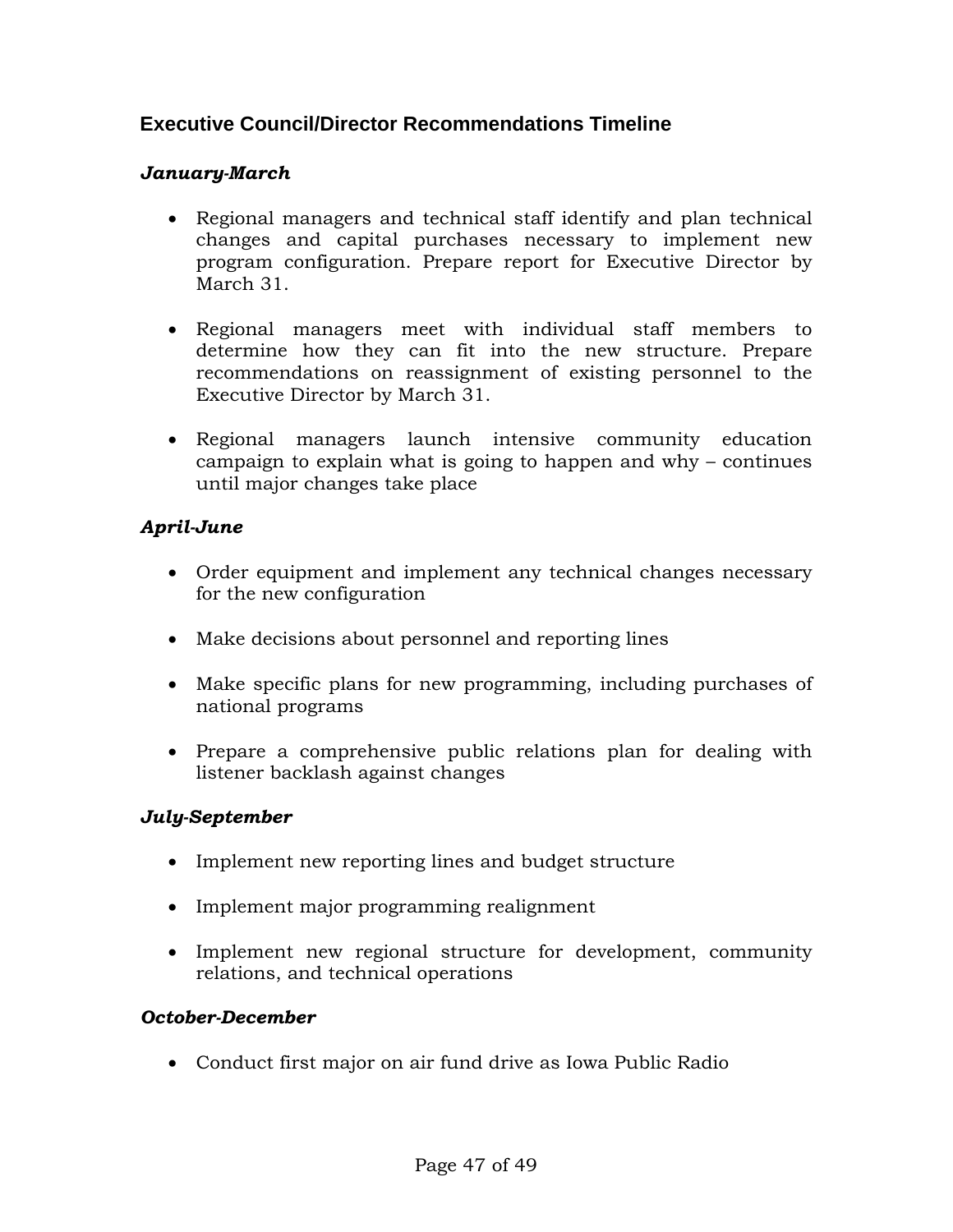## Executive Council/Director Recommendations Timeline

### *January-March*

- Regional managers and technical staff identify and plan technical changes and capital purchases necessary to implement new program configuration. Prepare report for Executive Director by March 31.

- Regional managers meet with individual staff members to determine how they can fit into the new structure. Prepare recommendations on reassignment of existing personnel to the Executive Director by March 31.

- Regional managers launch intensive community education campaign to explain what is going to happen and why – continues until major changes take place

### *April-June*

- Order equipment and implement any technical changes necessary for the new configuration

- Make decisions about personnel and reporting lines

- Make specific plans for new programming, including purchases of national programs

- Prepare a comprehensive public relations plan for dealing with listener backlash against changes

### *July-September*

- Implement new reporting lines and budget structure

- Implement major programming realignment

- Implement new regional structure for development, community relations, and technical operations

### *October-December*

- Conduct first major on air fund drive as Iowa Public Radio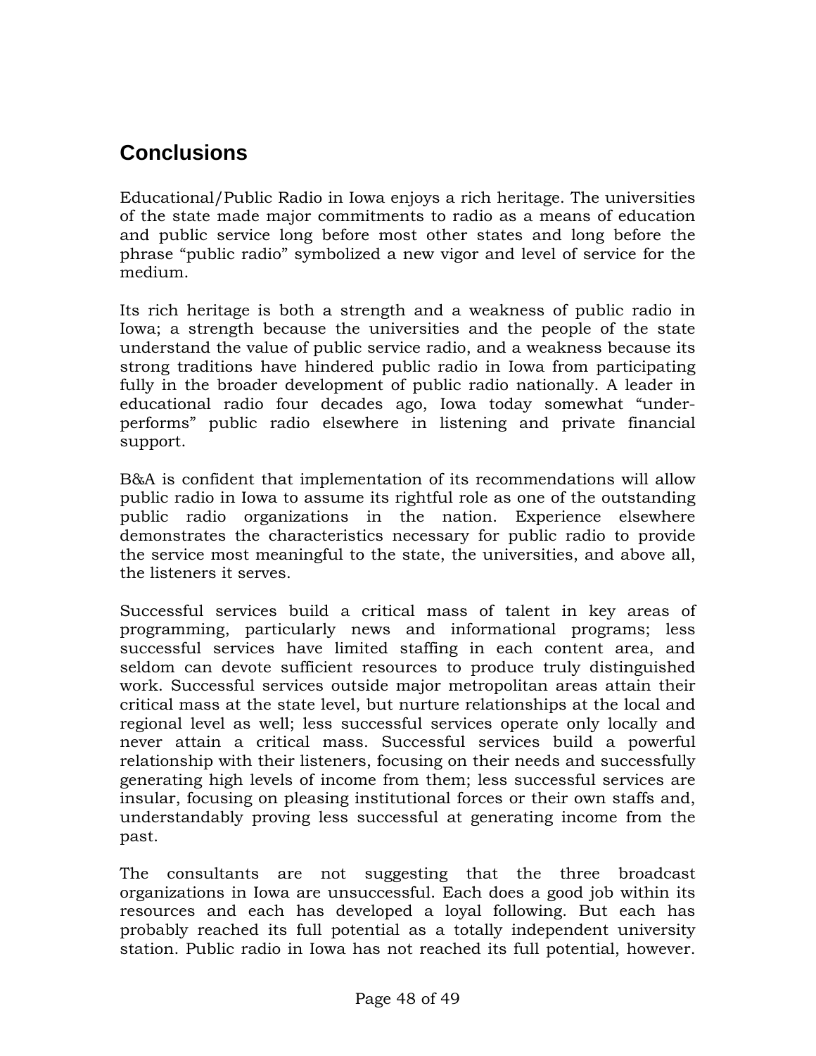## Conclusions

Educational/Public Radio in Iowa enjoys a rich heritage. The universities of the state made major commitments to radio as a means of education and public service long before most other states and long before the phrase "public radio" symbolized a new vigor and level of service for the medium.

Its rich heritage is both a strength and a weakness of public radio in Iowa; a strength because the universities and the people of the state understand the value of public service radio, and a weakness because its strong traditions have hindered public radio in Iowa from participating fully in the broader development of public radio nationally. A leader in educational radio four decades ago, Iowa today somewhat "under-performs" public radio elsewhere in listening and private financial support.

B&A is confident that implementation of its recommendations will allow public radio in Iowa to assume its rightful role as one of the outstanding public radio organizations in the nation. Experience elsewhere demonstrates the characteristics necessary for public radio to provide the service most meaningful to the state, the universities, and above all, the listeners it serves.

Successful services build a critical mass of talent in key areas of programming, particularly news and informational programs; less successful services have limited staffing in each content area, and seldom can devote sufficient resources to produce truly distinguished work. Successful services outside major metropolitan areas attain their critical mass at the state level, but nurture relationships at the local and regional level as well; less successful services operate only locally and never attain a critical mass. Successful services build a powerful relationship with their listeners, focusing on their needs and successfully generating high levels of income from them; less successful services are insular, focusing on pleasing institutional forces or their own staffs and, understandably proving less successful at generating income from the past.

The consultants are not suggesting that the three broadcast organizations in Iowa are unsuccessful. Each does a good job within its resources and each has developed a loyal following. But each has probably reached its full potential as a totally independent university station. Public radio in Iowa has not reached its full potential, however.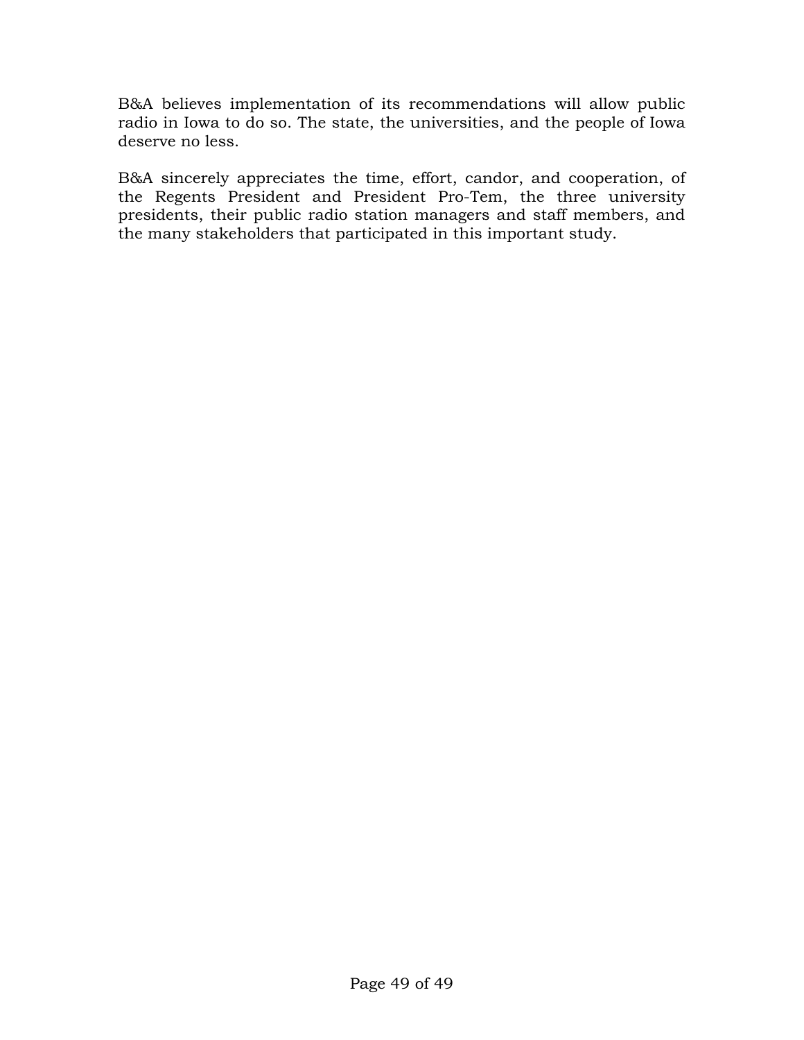B&A believes implementation of its recommendations will allow public radio in Iowa to do so. The state, the universities, and the people of Iowa deserve no less.

B&A sincerely appreciates the time, effort, candor, and cooperation, of the Regents President and President Pro-Tem, the three university presidents, their public radio station managers and staff members, and the many stakeholders that participated in this important study.